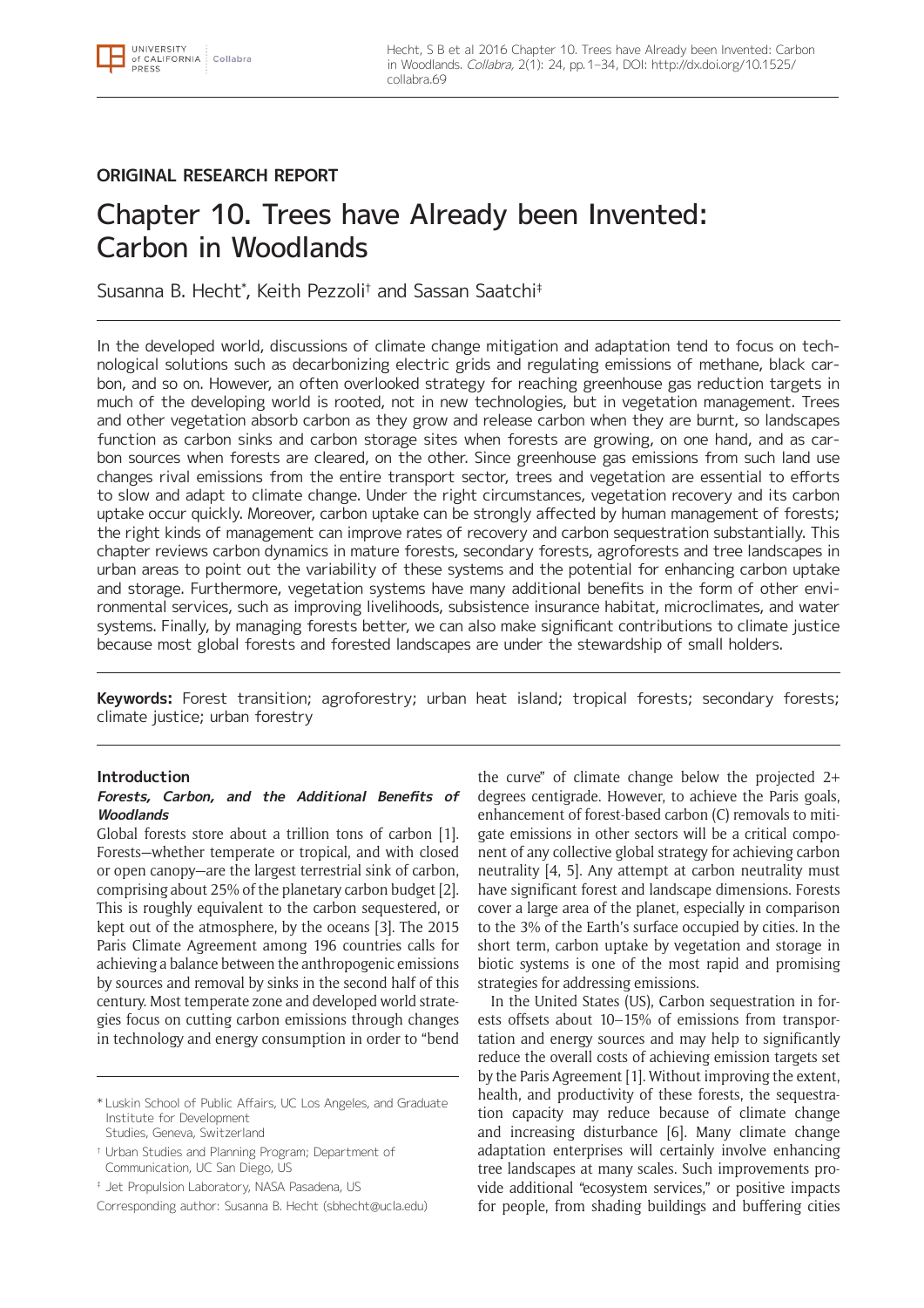ORIGINAL RESEARCH REPORT

# Chapter 10. Trees have Already been Invented: Carbon in Woodlands

Susanna B. Hecht[*], Keith Pezzoli[†] and Sassan Saatchi[‡]

In the developed world, discussions of climate change mitigation and adaptation tend to focus on technological solutions such as decarbonizing electric grids and regulating emissions of methane, black carbon, and so on. However, an often overlooked strategy for reaching greenhouse gas reduction targets in much of the developing world is rooted, not in new technologies, but in vegetation management. Trees and other vegetation absorb carbon as they grow and release carbon when they are burnt, so landscapes function as carbon sinks and carbon storage sites when forests are growing, on one hand, and as carbon sources when forests are cleared, on the other. Since greenhouse gas emissions from such land use changes rival emissions from the entire transport sector, trees and vegetation are essential to efforts to slow and adapt to climate change. Under the right circumstances, vegetation recovery and its carbon uptake occur quickly. Moreover, carbon uptake can be strongly affected by human management of forests; the right kinds of management can improve rates of recovery and carbon sequestration substantially. This chapter reviews carbon dynamics in mature forests, secondary forests, agroforests and tree landscapes in urban areas to point out the variability of these systems and the potential for enhancing carbon uptake and storage. Furthermore, vegetation systems have many additional benefits in the form of other environmental services, such as improving livelihoods, subsistence insurance habitat, microclimates, and water systems. Finally, by managing forests better, we can also make significant contributions to climate justice because most global forests and forested landscapes are under the stewardship of small holders.

**Keywords:** Forest transition; agroforestry; urban heat island; tropical forests; secondary forests; climate justice; urban forestry

## Introduction

### *Forests, Carbon, and the Additional Benefits of Woodlands*

Global forests store about a trillion tons of carbon [1]. Forests—whether temperate or tropical, and with closed or open canopy—are the largest terrestrial sink of carbon, comprising about 25% of the planetary carbon budget [2]. This is roughly equivalent to the carbon sequestered, or kept out of the atmosphere, by the oceans [3]. The 2015 Paris Climate Agreement among 196 countries calls for achieving a balance between the anthropogenic emissions by sources and removal by sinks in the second half of this century. Most temperate zone and developed world strategies focus on cutting carbon emissions through changes in technology and energy consumption in order to "bend the curve" of climate change below the projected 2+ degrees centigrade. However, to achieve the Paris goals, enhancement of forest-based carbon (C) removals to mitigate emissions in other sectors will be a critical component of any collective global strategy for achieving carbon neutrality [4, 5]. Any attempt at carbon neutrality must have significant forest and landscape dimensions. Forests cover a large area of the planet, especially in comparison to the 3% of the Earth's surface occupied by cities. In the short term, carbon uptake by vegetation and storage in biotic systems is one of the most rapid and promising strategies for addressing emissions.

In the United States (US), Carbon sequestration in forests offsets about 10–15% of emissions from transportation and energy sources and may help to significantly reduce the overall costs of achieving emission targets set by the Paris Agreement [1]. Without improving the extent, health, and productivity of these forests, the sequestration capacity may reduce because of climate change and increasing disturbance [6]. Many climate change adaptation enterprises will certainly involve enhancing tree landscapes at many scales. Such improvements provide additional "ecosystem services," or positive impacts for people, from shading buildings and buffering cities

[*] Luskin School of Public Affairs, UC Los Angeles, and Graduate Institute for Development Studies, Geneva, Switzerland

[†] Urban Studies and Planning Program; Department of Communication, UC San Diego, US

[‡] Jet Propulsion Laboratory, NASA Pasadena, US

Corresponding author: Susanna B. Hecht (sbhecht@ucla.edu)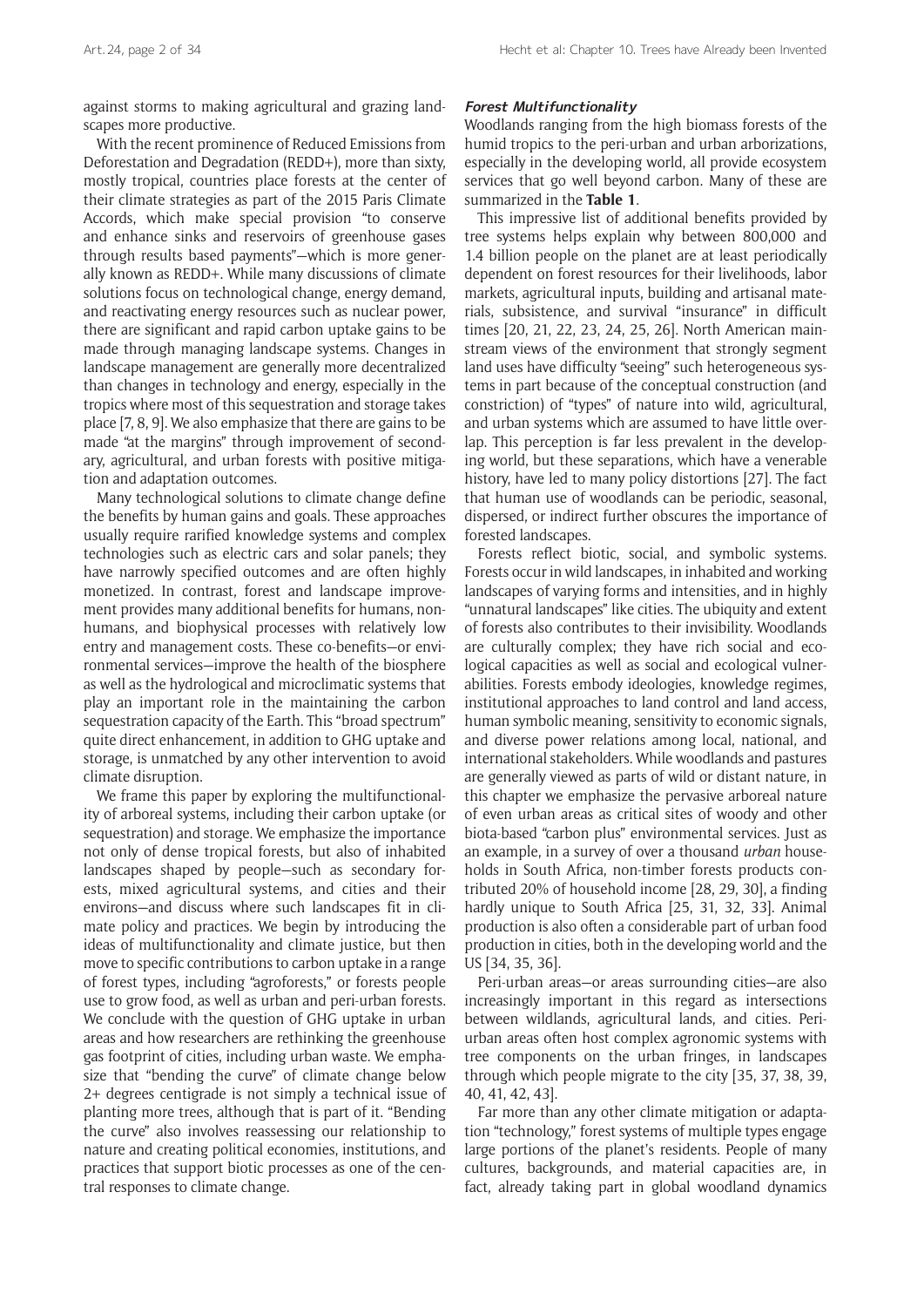against storms to making agricultural and grazing landscapes more productive.

With the recent prominence of Reduced Emissions from Deforestation and Degradation (REDD+), more than sixty, mostly tropical, countries place forests at the center of their climate strategies as part of the 2015 Paris Climate Accords, which make special provision "to conserve and enhance sinks and reservoirs of greenhouse gases through results based payments"—which is more generally known as REDD+. While many discussions of climate solutions focus on technological change, energy demand, and reactivating energy resources such as nuclear power, there are significant and rapid carbon uptake gains to be made through managing landscape systems. Changes in landscape management are generally more decentralized than changes in technology and energy, especially in the tropics where most of this sequestration and storage takes place [7, 8, 9]. We also emphasize that there are gains to be made "at the margins" through improvement of secondary, agricultural, and urban forests with positive mitigation and adaptation outcomes.

Many technological solutions to climate change define the benefits by human gains and goals. These approaches usually require rarified knowledge systems and complex technologies such as electric cars and solar panels; they have narrowly specified outcomes and are often highly monetized. In contrast, forest and landscape improvement provides many additional benefits for humans, nonhumans, and biophysical processes with relatively low entry and management costs. These co-benefits—or environmental services—improve the health of the biosphere as well as the hydrological and microclimatic systems that play an important role in the maintaining the carbon sequestration capacity of the Earth. This "broad spectrum" quite direct enhancement, in addition to GHG uptake and storage, is unmatched by any other intervention to avoid climate disruption.

We frame this paper by exploring the multifunctionality of arboreal systems, including their carbon uptake (or sequestration) and storage. We emphasize the importance not only of dense tropical forests, but also of inhabited landscapes shaped by people—such as secondary forests, mixed agricultural systems, and cities and their environs—and discuss where such landscapes fit in climate policy and practices. We begin by introducing the ideas of multifunctionality and climate justice, but then move to specific contributions to carbon uptake in a range of forest types, including "agroforests," or forests people use to grow food, as well as urban and peri-urban forests. We conclude with the question of GHG uptake in urban areas and how researchers are rethinking the greenhouse gas footprint of cities, including urban waste. We emphasize that "bending the curve" of climate change below 2+ degrees centigrade is not simply a technical issue of planting more trees, although that is part of it. "Bending the curve" also involves reassessing our relationship to nature and creating political economies, institutions, and practices that support biotic processes as one of the central responses to climate change.

#### Forest Multifunctionality

Woodlands ranging from the high biomass forests of the humid tropics to the peri-urban and urban arborizations, especially in the developing world, all provide ecosystem services that go well beyond carbon. Many of these are summarized in the **Table 1**.

This impressive list of additional benefits provided by tree systems helps explain why between 800,000 and 1.4 billion people on the planet are at least periodically dependent on forest resources for their livelihoods, labor markets, agricultural inputs, building and artisanal materials, subsistence, and survival "insurance" in difficult times [20, 21, 22, 23, 24, 25, 26]. North American mainstream views of the environment that strongly segment land uses have difficulty "seeing" such heterogeneous systems in part because of the conceptual construction (and constriction) of "types" of nature into wild, agricultural, and urban systems which are assumed to have little overlap. This perception is far less prevalent in the developing world, but these separations, which have a venerable history, have led to many policy distortions [27]. The fact that human use of woodlands can be periodic, seasonal, dispersed, or indirect further obscures the importance of forested landscapes.

Forests reflect biotic, social, and symbolic systems. Forests occur in wild landscapes, in inhabited and working landscapes of varying forms and intensities, and in highly "unnatural landscapes" like cities. The ubiquity and extent of forests also contributes to their invisibility. Woodlands are culturally complex; they have rich social and ecological capacities as well as social and ecological vulnerabilities. Forests embody ideologies, knowledge regimes, institutional approaches to land control and land access, human symbolic meaning, sensitivity to economic signals, and diverse power relations among local, national, and international stakeholders. While woodlands and pastures are generally viewed as parts of wild or distant nature, in this chapter we emphasize the pervasive arboreal nature of even urban areas as critical sites of woody and other biota-based "carbon plus" environmental services. Just as an example, in a survey of over a thousand *urban* households in South Africa, non-timber forests products contributed 20% of household income [28, 29, 30], a finding hardly unique to South Africa [25, 31, 32, 33]. Animal production is also often a considerable part of urban food production in cities, both in the developing world and the US [34, 35, 36].

Peri-urban areas—or areas surrounding cities—are also increasingly important in this regard as intersections between wildlands, agricultural lands, and cities. Peri-urban areas often host complex agronomic systems with tree components on the urban fringes, in landscapes through which people migrate to the city [35, 37, 38, 39, 40, 41, 42, 43].

Far more than any other climate mitigation or adaptation "technology," forest systems of multiple types engage large portions of the planet's residents. People of many cultures, backgrounds, and material capacities are, in fact, already taking part in global woodland dynamics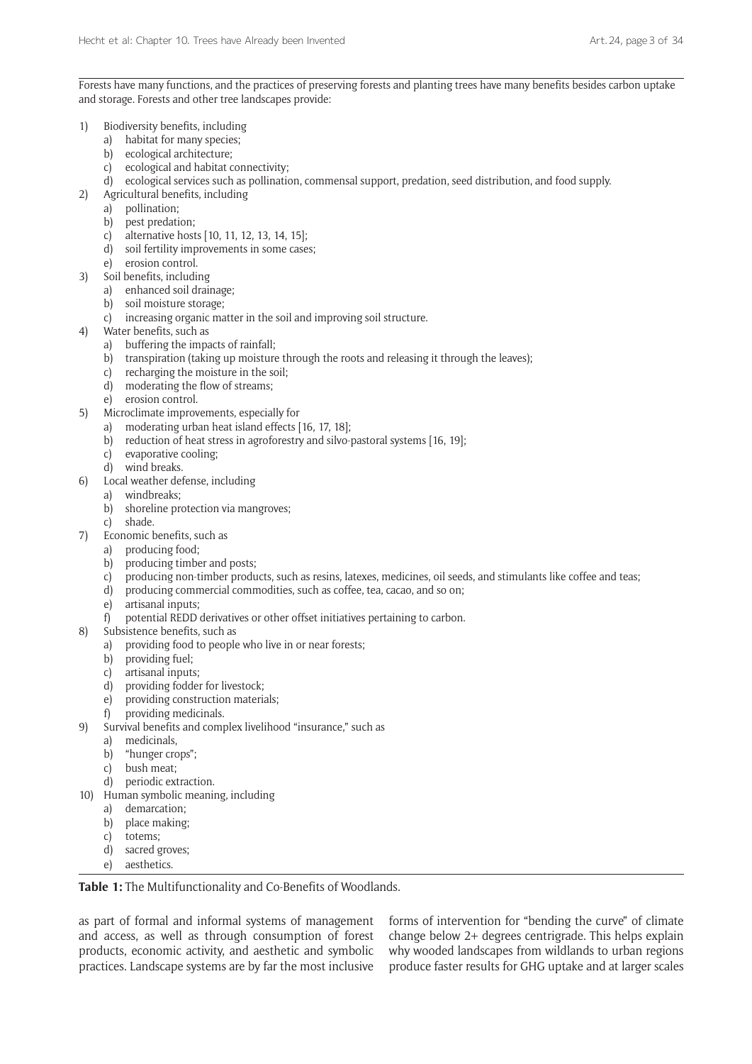Forests have many functions, and the practices of preserving forests and planting trees have many benefits besides carbon uptake and storage. Forests and other tree landscapes provide:

1) Biodiversity benefits, including
   a) habitat for many species;
   b) ecological architecture;
   c) ecological and habitat connectivity;
   d) ecological services such as pollination, commensal support, predation, seed distribution, and food supply.
2) Agricultural benefits, including
   a) pollination;
   b) pest predation;
   c) alternative hosts [10, 11, 12, 13, 14, 15];
   d) soil fertility improvements in some cases;
   e) erosion control.
3) Soil benefits, including
   a) enhanced soil drainage;
   b) soil moisture storage;
   c) increasing organic matter in the soil and improving soil structure.
4) Water benefits, such as
   a) buffering the impacts of rainfall;
   b) transpiration (taking up moisture through the roots and releasing it through the leaves);
   c) recharging the moisture in the soil;
   d) moderating the flow of streams;
   e) erosion control.
5) Microclimate improvements, especially for
   a) moderating urban heat island effects [16, 17, 18];
   b) reduction of heat stress in agroforestry and silvo-pastoral systems [16, 19];
   c) evaporative cooling;
   d) wind breaks.
6) Local weather defense, including
   a) windbreaks;
   b) shoreline protection via mangroves;
   c) shade.
7) Economic benefits, such as
   a) producing food;
   b) producing timber and posts;
   c) producing non-timber products, such as resins, latexes, medicines, oil seeds, and stimulants like coffee and teas;
   d) producing commercial commodities, such as coffee, tea, cacao, and so on;
   e) artisanal inputs;
   f) potential REDD derivatives or other offset initiatives pertaining to carbon.
8) Subsistence benefits, such as
   a) providing food to people who live in or near forests;
   b) providing fuel;
   c) artisanal inputs;
   d) providing fodder for livestock;
   e) providing construction materials;
   f) providing medicinals.
9) Survival benefits and complex livelihood "insurance," such as
   a) medicinals,
   b) "hunger crops";
   c) bush meat;
   d) periodic extraction.
10) Human symbolic meaning, including
   a) demarcation;
   b) place making;
   c) totems;
   d) sacred groves;
   e) aesthetics.

**Table 1:** The Multifunctionality and Co-Benefits of Woodlands.

as part of formal and informal systems of management and access, as well as through consumption of forest products, economic activity, and aesthetic and symbolic practices. Landscape systems are by far the most inclusive forms of intervention for "bending the curve" of climate change below 2+ degrees centrigrade. This helps explain why wooded landscapes from wildlands to urban regions produce faster results for GHG uptake and at larger scales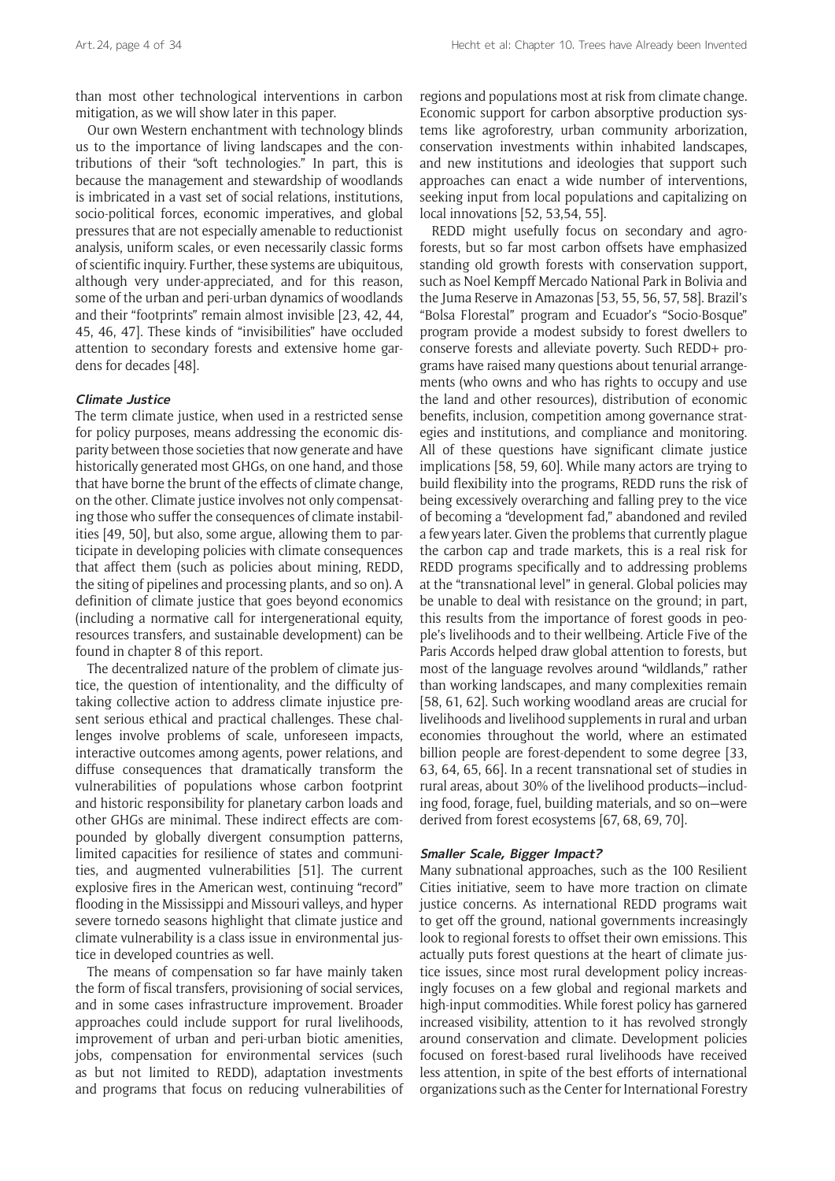than most other technological interventions in carbon mitigation, as we will show later in this paper.

Our own Western enchantment with technology blinds us to the importance of living landscapes and the contributions of their "soft technologies." In part, this is because the management and stewardship of woodlands is imbricated in a vast set of social relations, institutions, socio-political forces, economic imperatives, and global pressures that are not especially amenable to reductionist analysis, uniform scales, or even necessarily classic forms of scientific inquiry. Further, these systems are ubiquitous, although very under-appreciated, and for this reason, some of the urban and peri-urban dynamics of woodlands and their "footprints" remain almost invisible [23, 42, 44, 45, 46, 47]. These kinds of "invisibilities" have occluded attention to secondary forests and extensive home gardens for decades [48].

### *Climate Justice*

The term climate justice, when used in a restricted sense for policy purposes, means addressing the economic disparity between those societies that now generate and have historically generated most GHGs, on one hand, and those that have borne the brunt of the effects of climate change, on the other. Climate justice involves not only compensating those who suffer the consequences of climate instabilities [49, 50], but also, some argue, allowing them to participate in developing policies with climate consequences that affect them (such as policies about mining, REDD, the siting of pipelines and processing plants, and so on). A definition of climate justice that goes beyond economics (including a normative call for intergenerational equity, resources transfers, and sustainable development) can be found in chapter 8 of this report.

The decentralized nature of the problem of climate justice, the question of intentionality, and the difficulty of taking collective action to address climate injustice present serious ethical and practical challenges. These challenges involve problems of scale, unforeseen impacts, interactive outcomes among agents, power relations, and diffuse consequences that dramatically transform the vulnerabilities of populations whose carbon footprint and historic responsibility for planetary carbon loads and other GHGs are minimal. These indirect effects are compounded by globally divergent consumption patterns, limited capacities for resilience of states and communities, and augmented vulnerabilities [51]. The current explosive fires in the American west, continuing "record" flooding in the Mississippi and Missouri valleys, and hyper severe tornedo seasons highlight that climate justice and climate vulnerability is a class issue in environmental justice in developed countries as well.

The means of compensation so far have mainly taken the form of fiscal transfers, provisioning of social services, and in some cases infrastructure improvement. Broader approaches could include support for rural livelihoods, improvement of urban and peri-urban biotic amenities, jobs, compensation for environmental services (such as but not limited to REDD), adaptation investments and programs that focus on reducing vulnerabilities of regions and populations most at risk from climate change. Economic support for carbon absorptive production systems like agroforestry, urban community arborization, conservation investments within inhabited landscapes, and new institutions and ideologies that support such approaches can enact a wide number of interventions, seeking input from local populations and capitalizing on local innovations [52, 53,54, 55].

REDD might usefully focus on secondary and agroforests, but so far most carbon offsets have emphasized standing old growth forests with conservation support, such as Noel Kempff Mercado National Park in Bolivia and the Juma Reserve in Amazonas [53, 55, 56, 57, 58]. Brazil's "Bolsa Florestal" program and Ecuador's "Socio-Bosque" program provide a modest subsidy to forest dwellers to conserve forests and alleviate poverty. Such REDD+ programs have raised many questions about tenurial arrangements (who owns and who has rights to occupy and use the land and other resources), distribution of economic benefits, inclusion, competition among governance strategies and institutions, and compliance and monitoring. All of these questions have significant climate justice implications [58, 59, 60]. While many actors are trying to build flexibility into the programs, REDD runs the risk of being excessively overarching and falling prey to the vice of becoming a "development fad," abandoned and reviled a few years later. Given the problems that currently plague the carbon cap and trade markets, this is a real risk for REDD programs specifically and to addressing problems at the "transnational level" in general. Global policies may be unable to deal with resistance on the ground; in part, this results from the importance of forest goods in people's livelihoods and to their wellbeing. Article Five of the Paris Accords helped draw global attention to forests, but most of the language revolves around "wildlands," rather than working landscapes, and many complexities remain [58, 61, 62]. Such working woodland areas are crucial for livelihoods and livelihood supplements in rural and urban economies throughout the world, where an estimated billion people are forest-dependent to some degree [33, 63, 64, 65, 66]. In a recent transnational set of studies in rural areas, about 30% of the livelihood products—including food, forage, fuel, building materials, and so on—were derived from forest ecosystems [67, 68, 69, 70].

### *Smaller Scale, Bigger Impact?*

Many subnational approaches, such as the 100 Resilient Cities initiative, seem to have more traction on climate justice concerns. As international REDD programs wait to get off the ground, national governments increasingly look to regional forests to offset their own emissions. This actually puts forest questions at the heart of climate justice issues, since most rural development policy increasingly focuses on a few global and regional markets and high-input commodities. While forest policy has garnered increased visibility, attention to it has revolved strongly around conservation and climate. Development policies focused on forest-based rural livelihoods have received less attention, in spite of the best efforts of international organizations such as the Center for International Forestry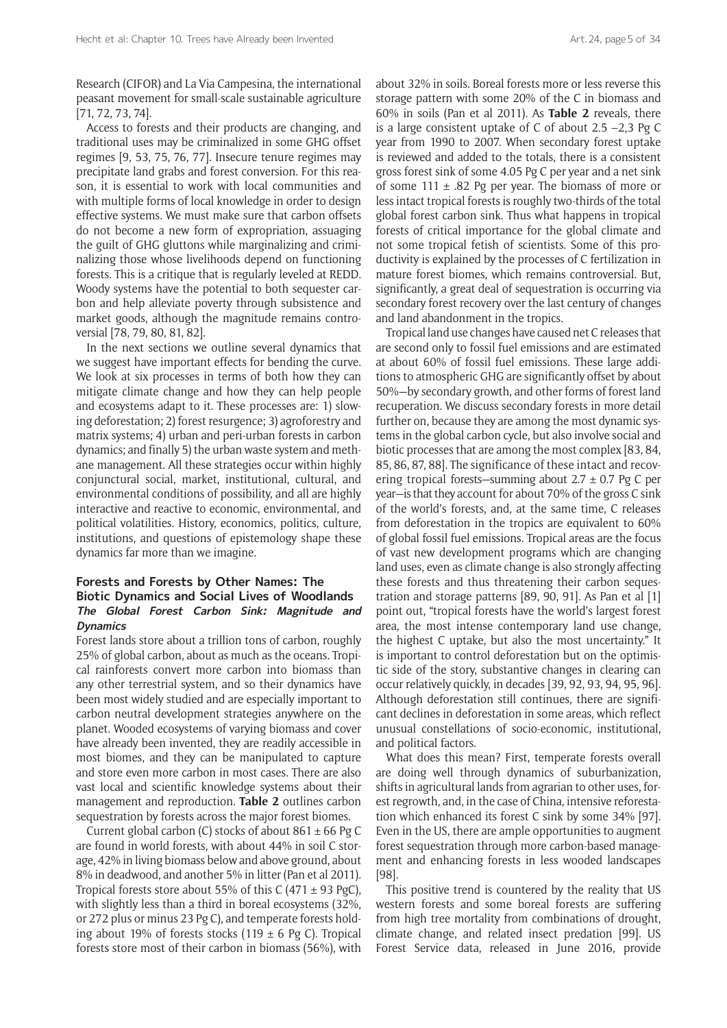Research (CIFOR) and La Via Campesina, the international peasant movement for small-scale sustainable agriculture [71, 72, 73, 74].

Access to forests and their products are changing, and traditional uses may be criminalized in some GHG offset regimes [9, 53, 75, 76, 77]. Insecure tenure regimes may precipitate land grabs and forest conversion. For this reason, it is essential to work with local communities and with multiple forms of local knowledge in order to design effective systems. We must make sure that carbon offsets do not become a new form of expropriation, assuaging the guilt of GHG gluttons while marginalizing and criminalizing those whose livelihoods depend on functioning forests. This is a critique that is regularly leveled at REDD. Woody systems have the potential to both sequester carbon and help alleviate poverty through subsistence and market goods, although the magnitude remains controversial [78, 79, 80, 81, 82].

In the next sections we outline several dynamics that we suggest have important effects for bending the curve. We look at six processes in terms of both how they can mitigate climate change and how they can help people and ecosystems adapt to it. These processes are: 1) slowing deforestation; 2) forest resurgence; 3) agroforestry and matrix systems; 4) urban and peri-urban forests in carbon dynamics; and finally 5) the urban waste system and methane management. All these strategies occur within highly conjunctural social, market, institutional, cultural, and environmental conditions of possibility, and all are highly interactive and reactive to economic, environmental, and political volatilities. History, economics, politics, culture, institutions, and questions of epistemology shape these dynamics far more than we imagine.

## Forests and Forests by Other Names: The Biotic Dynamics and Social Lives of Woodlands

### *The Global Forest Carbon Sink: Magnitude and Dynamics*

Forest lands store about a trillion tons of carbon, roughly 25% of global carbon, about as much as the oceans. Tropical rainforests convert more carbon into biomass than any other terrestrial system, and so their dynamics have been most widely studied and are especially important to carbon neutral development strategies anywhere on the planet. Wooded ecosystems of varying biomass and cover have already been invented, they are readily accessible in most biomes, and they can be manipulated to capture and store even more carbon in most cases. There are also vast local and scientific knowledge systems about their management and reproduction. **Table 2** outlines carbon sequestration by forests across the major forest biomes.

Current global carbon (C) stocks of about $861 \pm 66$ Pg C are found in world forests, with about 44% in soil C storage, 42% in living biomass below and above ground, about 8% in deadwood, and another 5% in litter (Pan et al 2011). Tropical forests store about 55% of this C ($471 \pm 93$ PgC), with slightly less than a third in boreal ecosystems (32%, or 272 plus or minus 23 Pg C), and temperate forests holding about 19% of forests stocks ($119 \pm 6$ Pg C). Tropical forests store most of their carbon in biomass (56%), with about 32% in soils. Boreal forests more or less reverse this storage pattern with some 20% of the C in biomass and 60% in soils (Pan et al 2011). As **Table 2** reveals, there is a large consistent uptake of C of about 2.5 –2,3 Pg C year from 1990 to 2007. When secondary forest uptake is reviewed and added to the totals, there is a consistent gross forest sink of some 4.05 Pg C per year and a net sink of some $111 \pm .82$ Pg per year. The biomass of more or less intact tropical forests is roughly two-thirds of the total global forest carbon sink. Thus what happens in tropical forests of critical importance for the global climate and not some tropical fetish of scientists. Some of this productivity is explained by the processes of C fertilization in mature forest biomes, which remains controversial. But, significantly, a great deal of sequestration is occurring via secondary forest recovery over the last century of changes and land abandonment in the tropics.

Tropical land use changes have caused net C releases that are second only to fossil fuel emissions and are estimated at about 60% of fossil fuel emissions. These large additions to atmospheric GHG are significantly offset by about 50%—by secondary growth, and other forms of forest land recuperation. We discuss secondary forests in more detail further on, because they are among the most dynamic systems in the global carbon cycle, but also involve social and biotic processes that are among the most complex [83, 84, 85, 86, 87, 88]. The significance of these intact and recovering tropical forests—summing about $2.7 \pm 0.7$ Pg C per year—is that they account for about 70% of the gross C sink of the world's forests, and, at the same time, C releases from deforestation in the tropics are equivalent to 60% of global fossil fuel emissions. Tropical areas are the focus of vast new development programs which are changing land uses, even as climate change is also strongly affecting these forests and thus threatening their carbon sequestration and storage patterns [89, 90, 91]. As Pan et al [1] point out, "tropical forests have the world's largest forest area, the most intense contemporary land use change, the highest C uptake, but also the most uncertainty." It is important to control deforestation but on the optimistic side of the story, substantive changes in clearing can occur relatively quickly, in decades [39, 92, 93, 94, 95, 96]. Although deforestation still continues, there are significant declines in deforestation in some areas, which reflect unusual constellations of socio-economic, institutional, and political factors.

What does this mean? First, temperate forests overall are doing well through dynamics of suburbanization, shifts in agricultural lands from agrarian to other uses, forest regrowth, and, in the case of China, intensive reforestation which enhanced its forest C sink by some 34% [97]. Even in the US, there are ample opportunities to augment forest sequestration through more carbon-based management and enhancing forests in less wooded landscapes [98].

This positive trend is countered by the reality that US western forests and some boreal forests are suffering from high tree mortality from combinations of drought, climate change, and related insect predation [99]. US Forest Service data, released in June 2016, provide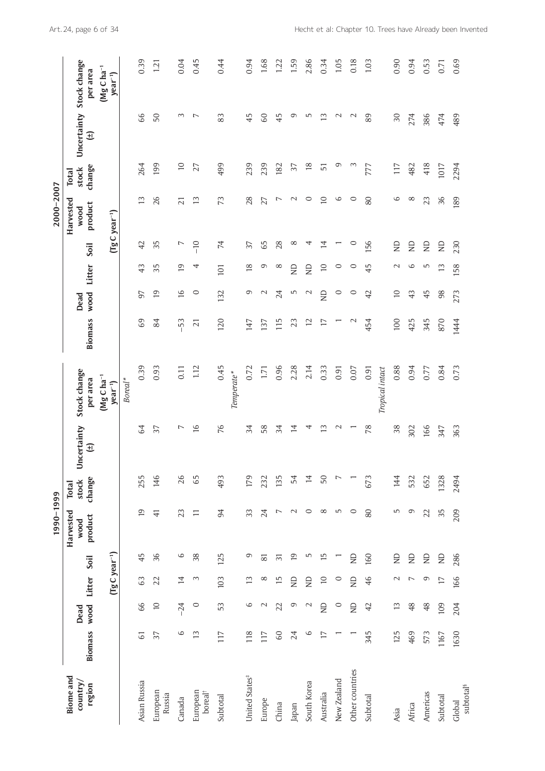| Biome and country/region | 1990–1999 | | | | | | | | | 2000–2007 | | | | | | | | |
|---|---|---|---|---|---|---|---|---|---|---|---|---|---|---|---|---|---|---|
| | Biomass | Dead wood | Litter | Soil | Harvested wood product | Total stock change | Uncertainty (±) | Stock change per area (Mg C ha$^{-1}$ year$^{-1}$) | | Biomass | Dead wood | Litter | Soil | Harvested wood product | Total stock change | Uncertainty (±) | Stock change per area (Mg C ha$^{-1}$ year$^{-1}$) |
| | (Tg C year$^{-1}$) | | | | | | | | | (Tg C year$^{-1}$) | | | | | | | |
| *Boreal** | | | | | | | | | | | | | | | | | |
| Asian Russia | 61 | 66 | 63 | 45 | 19 | 255 | 64 | 0.39 | | 69 | 97 | 43 | 42 | 13 | 264 | 66 | 0.39 |
| European Russia | 37 | 10 | 22 | 36 | 41 | 146 | 37 | 0.93 | | 84 | 19 | 35 | 35 | 26 | 199 | 50 | 1.21 |
| Canada | 6 | −24 | 14 | 6 | 23 | 26 | 7 | 0.11 | | −53 | 16 | 19 | 7 | 21 | 10 | 3 | 0.04 |
| European boreal[†] | 13 | 0 | 3 | 38 | 11 | 65 | 16 | 1.12 | | 21 | 0 | 4 | −10 | 13 | 27 | 7 | 0.45 |
| Subtotal | 117 | 53 | 103 | 125 | 94 | 493 | 76 | 0.45 | | 120 | 132 | 101 | 74 | 73 | 499 | 83 | 0.44 |
| *Temperate** | | | | | | | | | | | | | | | | | |
| United States[‡] | 118 | 6 | 13 | 9 | 33 | 179 | 34 | 0.72 | | 147 | 9 | 18 | 37 | 28 | 239 | 45 | 0.94 |
| Europe | 117 | 2 | 8 | 81 | 24 | 232 | 58 | 1.71 | | 137 | 2 | 9 | 65 | 27 | 239 | 60 | 1.68 |
| China | 60 | 22 | 15 | 31 | 7 | 135 | 34 | 0.96 | | 115 | 24 | 8 | 28 | 7 | 182 | 45 | 1.22 |
| Japan | 24 | 9 | ND | 19 | 2 | 54 | 14 | 2.28 | | 23 | 5 | ND | 8 | 2 | 37 | 9 | 1.59 |
| South Korea | 6 | 2 | ND | 5 | 0 | 14 | 4 | 2.14 | | 12 | 2 | ND | 4 | 0 | 18 | 5 | 2.86 |
| Australia | 17 | ND | 10 | 15 | 8 | 50 | 13 | 0.33 | | 17 | ND | 10 | 14 | 10 | 51 | 13 | 0.34 |
| New Zealand | 1 | 0 | 0 | 1 | 5 | 7 | 2 | 0.91 | | 1 | 0 | 0 | 1 | 6 | 9 | 2 | 1.05 |
| Other countries | 1 | ND | ND | ND | 0 | 1 | 1 | 0.07 | | 2 | 0 | 0 | 0 | 0 | 3 | 2 | 0.18 |
| Subtotal | 345 | 42 | 46 | 160 | 80 | 673 | 78 | 0.91 | | 454 | 42 | 45 | 156 | 80 | 777 | 89 | 1.03 |
| *Tropical intact* | | | | | | | | | | | | | | | | | |
| Asia | 125 | 13 | 2 | ND | 5 | 144 | 38 | 0.88 | | 100 | 10 | 2 | ND | 6 | 117 | 30 | 0.90 |
| Africa | 469 | 48 | 7 | ND | 9 | 532 | 302 | 0.94 | | 425 | 43 | 6 | ND | 8 | 482 | 274 | 0.94 |
| Americas | 573 | 48 | 9 | ND | 22 | 652 | 166 | 0.77 | | 345 | 45 | 5 | ND | 23 | 418 | 386 | 0.53 |
| Subtotal | 1167 | 109 | 17 | ND | 35 | 1328 | 347 | 0.84 | | 870 | 98 | 13 | ND | 36 | 1017 | 474 | 0.71 |
| Global subtotal[§] | 1630 | 204 | 166 | 286 | 209 | 2494 | 363 | 0.73 | | 1444 | 273 | 158 | 230 | 189 | 2294 | 489 | 0.69 |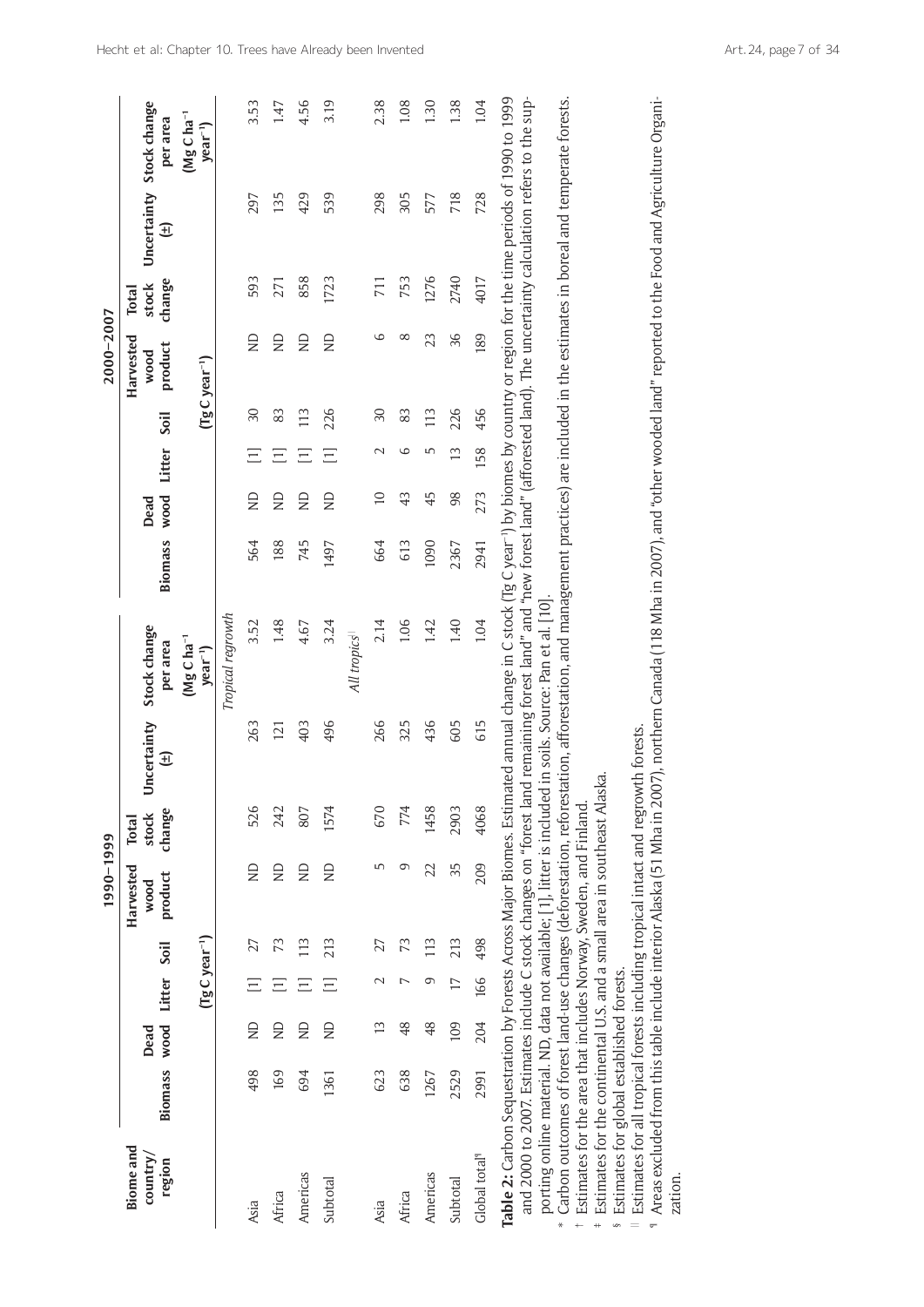| Biome and country/ region | 1990–1999 | | | | | | | | | 2000–2007 | | | | | | | | |
|---|---|---|---|---|---|---|---|---|---|---|---|---|---|---|---|---|---|---|
| | Biomass | Dead wood | Litter | Soil | Harvested wood product | Total stock change | Uncertainty (±) | Stock change per area (Mg C ha⁻¹ year⁻¹) | | Biomass | Dead wood | Litter | Soil | Harvested wood product | Total stock change | Uncertainty (±) | Stock change per area (Mg C ha⁻¹ year⁻¹) |
| | (Tg C year⁻¹) | | | | | | | | | (Tg C year⁻¹) | | | | | | | |
| | | | | | | | | *Tropical regrowth* | | | | | | | | | |
| Asia | 498 | ND | [1] | 27 | ND | 526 | 263 | 3.52 | | 564 | ND | [1] | 30 | ND | 593 | 297 | 3.53 |
| Africa | 169 | ND | [1] | 73 | ND | 242 | 121 | 1.48 | | 188 | ND | [1] | 83 | ND | 271 | 135 | 1.47 |
| Americas | 694 | ND | [1] | 113 | ND | 807 | 403 | 4.67 | | 745 | ND | [1] | 113 | ND | 858 | 429 | 4.56 |
| Subtotal | 1361 | ND | [1] | 213 | ND | 1574 | 496 | 3.24 | | 1497 | ND | [1] | 226 | ND | 1723 | 539 | 3.19 |
| | | | | | | | | *All tropics*[‖] | | | | | | | | | |
| Asia | 623 | 13 | 2 | 27 | 5 | 670 | 266 | 2.14 | | 664 | 10 | 2 | 30 | 6 | 711 | 298 | 2.38 |
| Africa | 638 | 48 | 7 | 73 | 9 | 774 | 325 | 1.06 | | 613 | 43 | 6 | 83 | 8 | 753 | 305 | 1.08 |
| Americas | 1267 | 48 | 9 | 113 | 22 | 1458 | 436 | 1.42 | | 1090 | 45 | 5 | 113 | 23 | 1276 | 577 | 1.30 |
| Subtotal | 2529 | 109 | 17 | 213 | 35 | 2903 | 605 | 1.40 | | 2367 | 98 | 13 | 226 | 36 | 2740 | 718 | 1.38 |
| Global total[¶] | 2991 | 204 | 166 | 498 | 209 | 4068 | 615 | 1.04 | | 2941 | 273 | 158 | 456 | 189 | 4017 | 728 | 1.04 |

**Table 2:** Carbon Sequestration by Forests Across Major Biomes. Estimated annual change in C stock (Tg C year⁻¹) by biomes by country or region for the time periods of 1990 to 1999 and 2000 to 2007. Estimates include C stock changes on "forest land remaining forest land" and "new forest land" (afforested land). The uncertainty calculation refers to the supporting online material. ND, data not available; [1], litter is included in soils. Source: Pan et al. [10].

\* Carbon outcomes of forest land-use changes (deforestation, reforestation, afforestation, and management practices) are included in the estimates in boreal and temperate forests.

† Estimates for the area that includes Norway, Sweden, and Finland.

‡ Estimates for the continental U.S. and a small area in southeast Alaska.

§ Estimates for global established forests.

‖ Estimates for all tropical forests including tropical intact and regrowth forests.

¶ Areas excluded from this table include interior Alaska (51 Mha in 2007), northern Canada (118 Mha in 2007), and "other wooded land" reported to the Food and Agriculture Organization.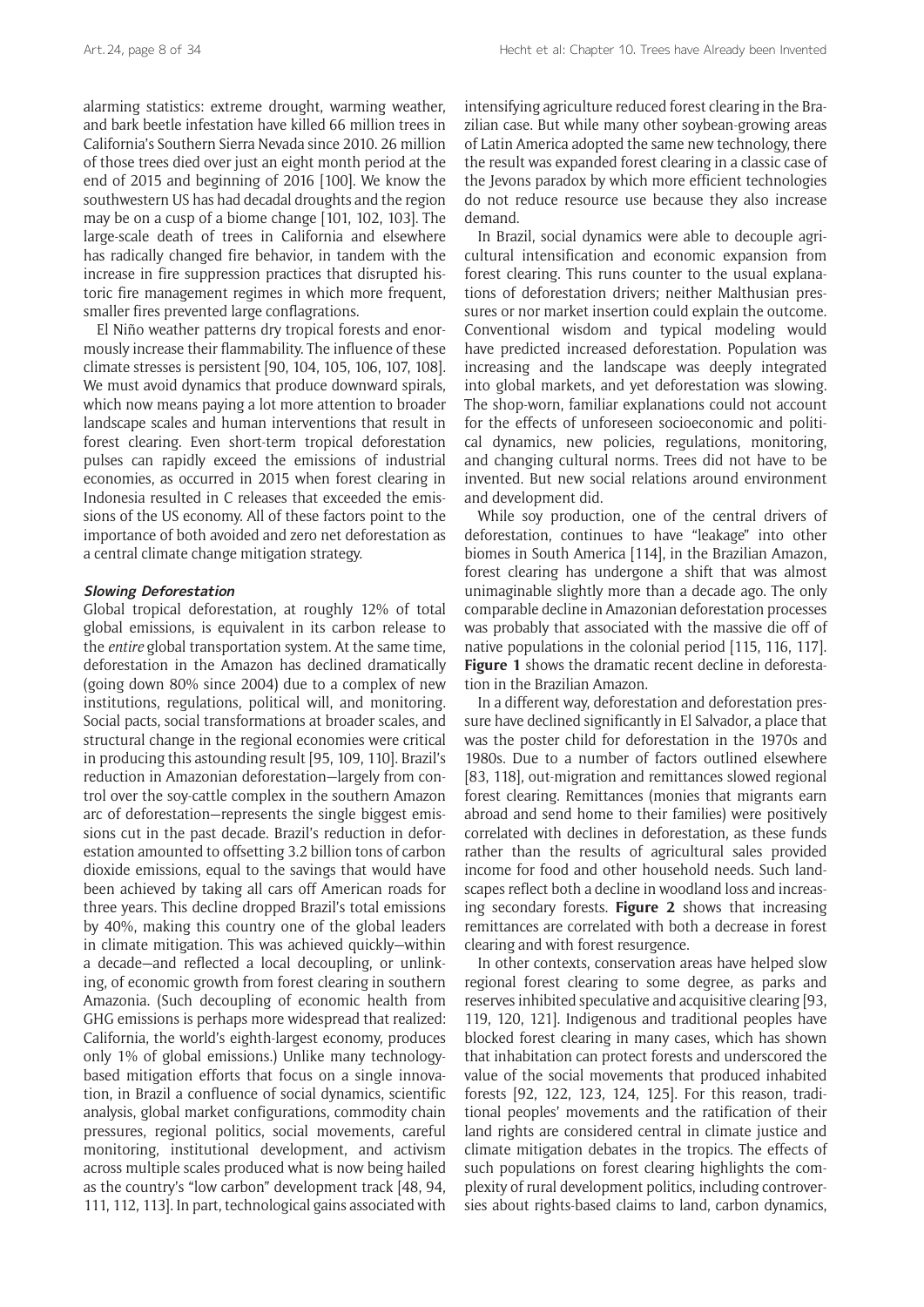alarming statistics: extreme drought, warming weather, and bark beetle infestation have killed 66 million trees in California's Southern Sierra Nevada since 2010. 26 million of those trees died over just an eight month period at the end of 2015 and beginning of 2016 [100]. We know the southwestern US has had decadal droughts and the region may be on a cusp of a biome change [101, 102, 103]. The large-scale death of trees in California and elsewhere has radically changed fire behavior, in tandem with the increase in fire suppression practices that disrupted historic fire management regimes in which more frequent, smaller fires prevented large conflagrations.

El Niño weather patterns dry tropical forests and enormously increase their flammability. The influence of these climate stresses is persistent [90, 104, 105, 106, 107, 108]. We must avoid dynamics that produce downward spirals, which now means paying a lot more attention to broader landscape scales and human interventions that result in forest clearing. Even short-term tropical deforestation pulses can rapidly exceed the emissions of industrial economies, as occurred in 2015 when forest clearing in Indonesia resulted in C releases that exceeded the emissions of the US economy. All of these factors point to the importance of both avoided and zero net deforestation as a central climate change mitigation strategy.

### *Slowing Deforestation*

Global tropical deforestation, at roughly 12% of total global emissions, is equivalent in its carbon release to the *entire* global transportation system. At the same time, deforestation in the Amazon has declined dramatically (going down 80% since 2004) due to a complex of new institutions, regulations, political will, and monitoring. Social pacts, social transformations at broader scales, and structural change in the regional economies were critical in producing this astounding result [95, 109, 110]. Brazil's reduction in Amazonian deforestation—largely from control over the soy-cattle complex in the southern Amazon arc of deforestation—represents the single biggest emissions cut in the past decade. Brazil's reduction in deforestation amounted to offsetting 3.2 billion tons of carbon dioxide emissions, equal to the savings that would have been achieved by taking all cars off American roads for three years. This decline dropped Brazil's total emissions by 40%, making this country one of the global leaders in climate mitigation. This was achieved quickly—within a decade—and reflected a local decoupling, or unlinking, of economic growth from forest clearing in southern Amazonia. (Such decoupling of economic health from GHG emissions is perhaps more widespread that realized: California, the world's eighth-largest economy, produces only 1% of global emissions.) Unlike many technology-based mitigation efforts that focus on a single innovation, in Brazil a confluence of social dynamics, scientific analysis, global market configurations, commodity chain pressures, regional politics, social movements, careful monitoring, institutional development, and activism across multiple scales produced what is now being hailed as the country's "low carbon" development track [48, 94, 111, 112, 113]. In part, technological gains associated with intensifying agriculture reduced forest clearing in the Brazilian case. But while many other soybean-growing areas of Latin America adopted the same new technology, there the result was expanded forest clearing in a classic case of the Jevons paradox by which more efficient technologies do not reduce resource use because they also increase demand.

In Brazil, social dynamics were able to decouple agricultural intensification and economic expansion from forest clearing. This runs counter to the usual explanations of deforestation drivers; neither Malthusian pressures or nor market insertion could explain the outcome. Conventional wisdom and typical modeling would have predicted increased deforestation. Population was increasing and the landscape was deeply integrated into global markets, and yet deforestation was slowing. The shop-worn, familiar explanations could not account for the effects of unforeseen socioeconomic and political dynamics, new policies, regulations, monitoring, and changing cultural norms. Trees did not have to be invented. But new social relations around environment and development did.

While soy production, one of the central drivers of deforestation, continues to have "leakage" into other biomes in South America [114], in the Brazilian Amazon, forest clearing has undergone a shift that was almost unimaginable slightly more than a decade ago. The only comparable decline in Amazonian deforestation processes was probably that associated with the massive die off of native populations in the colonial period [115, 116, 117]. **Figure 1** shows the dramatic recent decline in deforestation in the Brazilian Amazon.

In a different way, deforestation and deforestation pressure have declined significantly in El Salvador, a place that was the poster child for deforestation in the 1970s and 1980s. Due to a number of factors outlined elsewhere [83, 118], out-migration and remittances slowed regional forest clearing. Remittances (monies that migrants earn abroad and send home to their families) were positively correlated with declines in deforestation, as these funds rather than the results of agricultural sales provided income for food and other household needs. Such landscapes reflect both a decline in woodland loss and increasing secondary forests. **Figure 2** shows that increasing remittances are correlated with both a decrease in forest clearing and with forest resurgence.

In other contexts, conservation areas have helped slow regional forest clearing to some degree, as parks and reserves inhibited speculative and acquisitive clearing [93, 119, 120, 121]. Indigenous and traditional peoples have blocked forest clearing in many cases, which has shown that inhabitation can protect forests and underscored the value of the social movements that produced inhabited forests [92, 122, 123, 124, 125]. For this reason, traditional peoples' movements and the ratification of their land rights are considered central in climate justice and climate mitigation debates in the tropics. The effects of such populations on forest clearing highlights the complexity of rural development politics, including controversies about rights-based claims to land, carbon dynamics,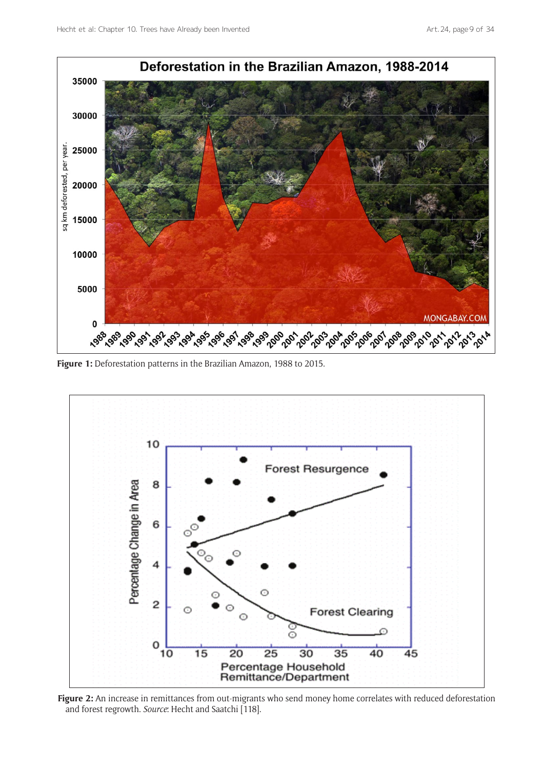Deforestation in the Brazilian Amazon, 1988-2014

sq km deforested, per year.

35000
30000
25000
20000
15000
10000
5000
0

1988 1989 1990 1991 1992 1993 1994 1995 1996 1997 1998 1999 2000 2001 2002 2003 2004 2005 2006 2007 2008 2009 2010 2011 2012 2013 2014

MONGABAY.COM

**Figure 1:** Deforestation patterns in the Brazilian Amazon, 1988 to 2015.

Percentage Change in Area

10
8
6
4
2
0

Forest Resurgence

Forest Clearing

10 15 20 25 30 35 40 45

Percentage Household Remittance/Department

**Figure 2:** An increase in remittances from out-migrants who send money home correlates with reduced deforestation and forest regrowth. *Source*: Hecht and Saatchi [118].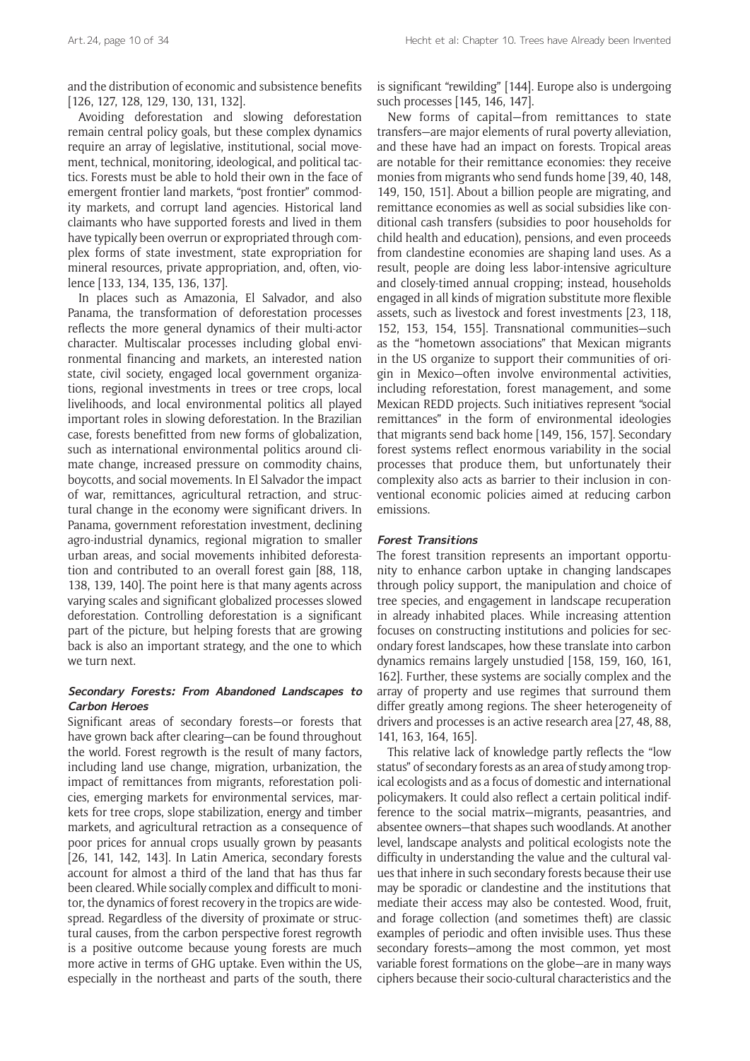and the distribution of economic and subsistence benefits [126, 127, 128, 129, 130, 131, 132].

Avoiding deforestation and slowing deforestation remain central policy goals, but these complex dynamics require an array of legislative, institutional, social movement, technical, monitoring, ideological, and political tactics. Forests must be able to hold their own in the face of emergent frontier land markets, "post frontier" commodity markets, and corrupt land agencies. Historical land claimants who have supported forests and lived in them have typically been overrun or expropriated through complex forms of state investment, state expropriation for mineral resources, private appropriation, and, often, violence [133, 134, 135, 136, 137].

In places such as Amazonia, El Salvador, and also Panama, the transformation of deforestation processes reflects the more general dynamics of their multi-actor character. Multiscalar processes including global environmental financing and markets, an interested nation state, civil society, engaged local government organizations, regional investments in trees or tree crops, local livelihoods, and local environmental politics all played important roles in slowing deforestation. In the Brazilian case, forests benefitted from new forms of globalization, such as international environmental politics around climate change, increased pressure on commodity chains, boycotts, and social movements. In El Salvador the impact of war, remittances, agricultural retraction, and structural change in the economy were significant drivers. In Panama, government reforestation investment, declining agro-industrial dynamics, regional migration to smaller urban areas, and social movements inhibited deforestation and contributed to an overall forest gain [88, 118, 138, 139, 140]. The point here is that many agents across varying scales and significant globalized processes slowed deforestation. Controlling deforestation is a significant part of the picture, but helping forests that are growing back is also an important strategy, and the one to which we turn next.

### Secondary Forests: From Abandoned Landscapes to Carbon Heroes

Significant areas of secondary forests—or forests that have grown back after clearing—can be found throughout the world. Forest regrowth is the result of many factors, including land use change, migration, urbanization, the impact of remittances from migrants, reforestation policies, emerging markets for environmental services, markets for tree crops, slope stabilization, energy and timber markets, and agricultural retraction as a consequence of poor prices for annual crops usually grown by peasants [26, 141, 142, 143]. In Latin America, secondary forests account for almost a third of the land that has thus far been cleared. While socially complex and difficult to monitor, the dynamics of forest recovery in the tropics are widespread. Regardless of the diversity of proximate or structural causes, from the carbon perspective forest regrowth is a positive outcome because young forests are much more active in terms of GHG uptake. Even within the US, especially in the northeast and parts of the south, there is significant "rewilding" [144]. Europe also is undergoing such processes [145, 146, 147].

New forms of capital—from remittances to state transfers—are major elements of rural poverty alleviation, and these have had an impact on forests. Tropical areas are notable for their remittance economies: they receive monies from migrants who send funds home [39, 40, 148, 149, 150, 151]. About a billion people are migrating, and remittance economies as well as social subsidies like conditional cash transfers (subsidies to poor households for child health and education), pensions, and even proceeds from clandestine economies are shaping land uses. As a result, people are doing less labor-intensive agriculture and closely-timed annual cropping; instead, households engaged in all kinds of migration substitute more flexible assets, such as livestock and forest investments [23, 118, 152, 153, 154, 155]. Transnational communities—such as the "hometown associations" that Mexican migrants in the US organize to support their communities of origin in Mexico—often involve environmental activities, including reforestation, forest management, and some Mexican REDD projects. Such initiatives represent "social remittances" in the form of environmental ideologies that migrants send back home [149, 156, 157]. Secondary forest systems reflect enormous variability in the social processes that produce them, but unfortunately their complexity also acts as barrier to their inclusion in conventional economic policies aimed at reducing carbon emissions.

### Forest Transitions

The forest transition represents an important opportunity to enhance carbon uptake in changing landscapes through policy support, the manipulation and choice of tree species, and engagement in landscape recuperation in already inhabited places. While increasing attention focuses on constructing institutions and policies for secondary forest landscapes, how these translate into carbon dynamics remains largely unstudied [158, 159, 160, 161, 162]. Further, these systems are socially complex and the array of property and use regimes that surround them differ greatly among regions. The sheer heterogeneity of drivers and processes is an active research area [27, 48, 88, 141, 163, 164, 165].

This relative lack of knowledge partly reflects the "low status" of secondary forests as an area of study among tropical ecologists and as a focus of domestic and international policymakers. It could also reflect a certain political indifference to the social matrix—migrants, peasantries, and absentee owners—that shapes such woodlands. At another level, landscape analysts and political ecologists note the difficulty in understanding the value and the cultural values that inhere in such secondary forests because their use may be sporadic or clandestine and the institutions that mediate their access may also be contested. Wood, fruit, and forage collection (and sometimes theft) are classic examples of periodic and often invisible uses. Thus these secondary forests—among the most common, yet most variable forest formations on the globe—are in many ways ciphers because their socio-cultural characteristics and the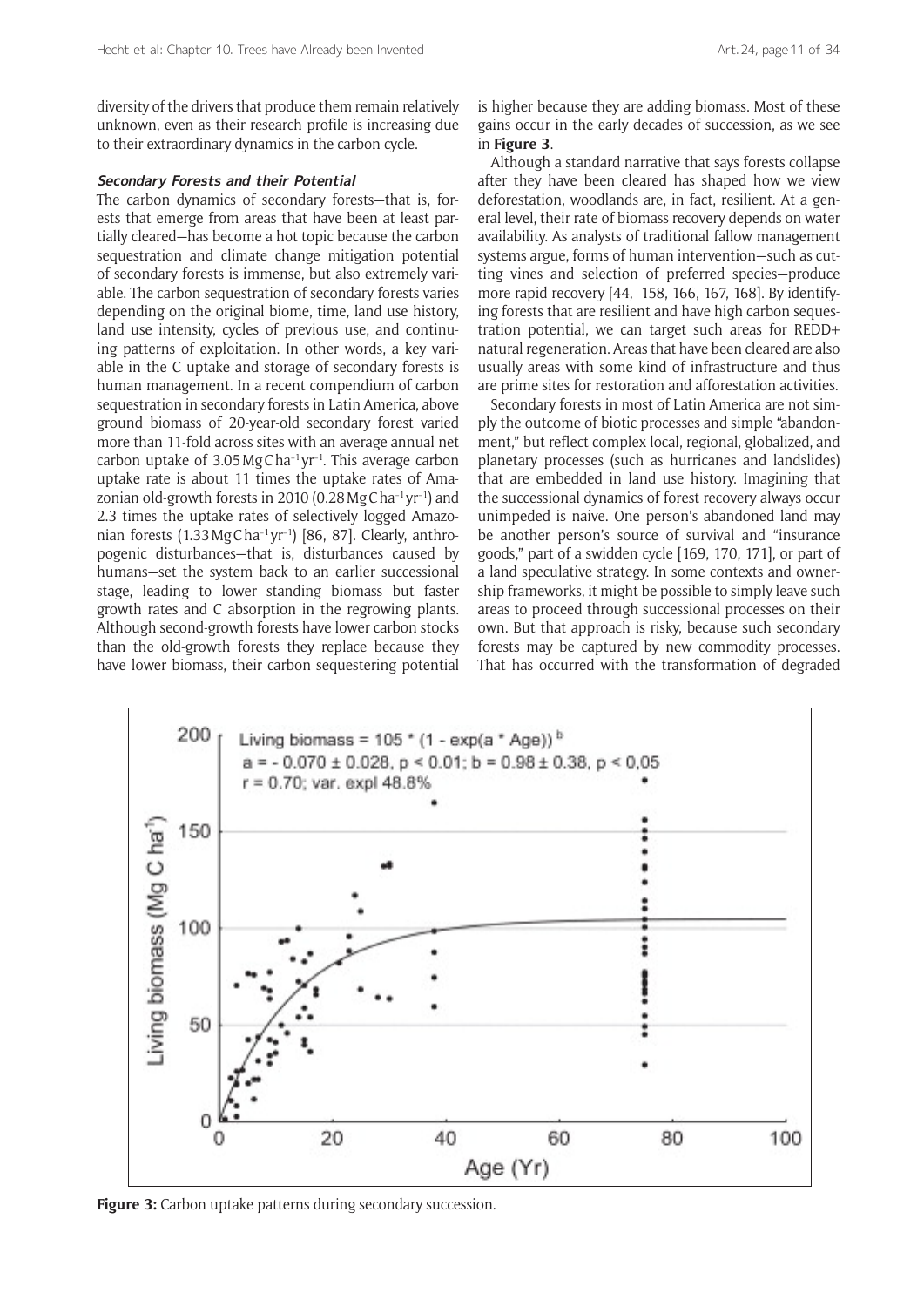diversity of the drivers that produce them remain relatively unknown, even as their research profile is increasing due to their extraordinary dynamics in the carbon cycle.

### *Secondary Forests and their Potential*

The carbon dynamics of secondary forests—that is, forests that emerge from areas that have been at least partially cleared—has become a hot topic because the carbon sequestration and climate change mitigation potential of secondary forests is immense, but also extremely variable. The carbon sequestration of secondary forests varies depending on the original biome, time, land use history, land use intensity, cycles of previous use, and continuing patterns of exploitation. In other words, a key variable in the C uptake and storage of secondary forests is human management. In a recent compendium of carbon sequestration in secondary forests in Latin America, above ground biomass of 20-year-old secondary forest varied more than 11-fold across sites with an average annual net carbon uptake of 3.05 Mg C $ha^{-1}yr^{-1}$. This average carbon uptake rate is about 11 times the uptake rates of Amazonian old-growth forests in 2010 (0.28 Mg C $ha^{-1}yr^{-1}$) and 2.3 times the uptake rates of selectively logged Amazonian forests (1.33 Mg C $ha^{-1}yr^{-1}$) [86, 87]. Clearly, anthropogenic disturbances—that is, disturbances caused by humans—set the system back to an earlier successional stage, leading to lower standing biomass but faster growth rates and C absorption in the regrowing plants. Although second-growth forests have lower carbon stocks than the old-growth forests they replace because they have lower biomass, their carbon sequestering potential is higher because they are adding biomass. Most of these gains occur in the early decades of succession, as we see in **Figure 3**.

Although a standard narrative that says forests collapse after they have been cleared has shaped how we view deforestation, woodlands are, in fact, resilient. At a general level, their rate of biomass recovery depends on water availability. As analysts of traditional fallow management systems argue, forms of human intervention—such as cutting vines and selection of preferred species—produce more rapid recovery [44, 158, 166, 167, 168]. By identifying forests that are resilient and have high carbon sequestration potential, we can target such areas for REDD+ natural regeneration. Areas that have been cleared are also usually areas with some kind of infrastructure and thus are prime sites for restoration and afforestation activities.

Secondary forests in most of Latin America are not simply the outcome of biotic processes and simple "abandonment," but reflect complex local, regional, globalized, and planetary processes (such as hurricanes and landslides) that are embedded in land use history. Imagining that the successional dynamics of forest recovery always occur unimpeded is naive. One person's abandoned land may be another person's source of survival and "insurance goods," part of a swidden cycle [169, 170, 171], or part of a land speculative strategy. In some contexts and ownership frameworks, it might be possible to simply leave such areas to proceed through successional processes on their own. But that approach is risky, because such secondary forests may be captured by new commodity processes. That has occurred with the transformation of degraded

Living biomass = 105 * (1 - exp(a * Age))^b
a = - 0.070 ± 0.028, p < 0.01; b = 0.98 ± 0.38, p < 0,05
r = 0.70; var. expl 48.8%

Living biomass (Mg C ha⁻¹)

Age (Yr)

**Figure 3:** Carbon uptake patterns during secondary succession.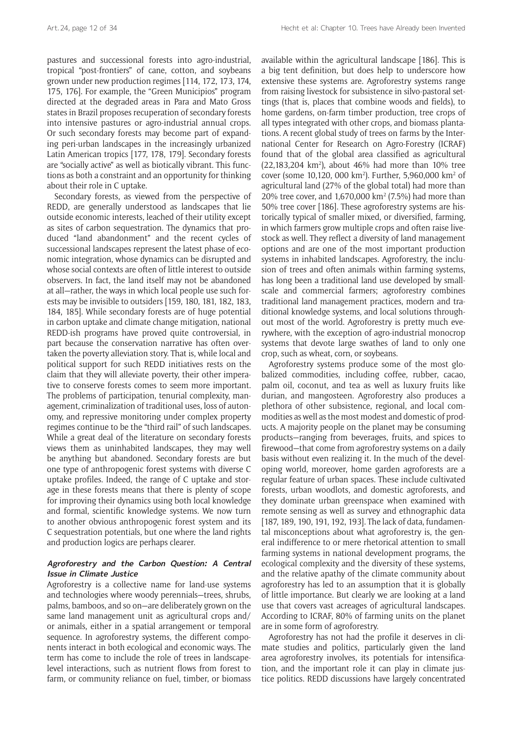pastures and successional forests into agro-industrial, tropical "post-frontiers" of cane, cotton, and soybeans grown under new production regimes [114, 172, 173, 174, 175, 176]. For example, the "Green Municipios" program directed at the degraded areas in Para and Mato Gross states in Brazil proposes recuperation of secondary forests into intensive pastures or agro-industrial annual crops. Or such secondary forests may become part of expanding peri-urban landscapes in the increasingly urbanized Latin American tropics [177, 178, 179]. Secondary forests are "socially active" as well as biotically vibrant. This functions as both a constraint and an opportunity for thinking about their role in C uptake.

Secondary forests, as viewed from the perspective of REDD, are generally understood as landscapes that lie outside economic interests, leached of their utility except as sites of carbon sequestration. The dynamics that produced "land abandonment" and the recent cycles of successional landscapes represent the latest phase of economic integration, whose dynamics can be disrupted and whose social contexts are often of little interest to outside observers. In fact, the land itself may not be abandoned at all—rather, the ways in which local people use such forests may be invisible to outsiders [159, 180, 181, 182, 183, 184, 185]. While secondary forests are of huge potential in carbon uptake and climate change mitigation, national REDD-ish programs have proved quite controversial, in part because the conservation narrative has often overtaken the poverty alleviation story. That is, while local and political support for such REDD initiatives rests on the claim that they will alleviate poverty, their other imperative to conserve forests comes to seem more important. The problems of participation, tenurial complexity, management, criminalization of traditional uses, loss of autonomy, and repressive monitoring under complex property regimes continue to be the "third rail" of such landscapes. While a great deal of the literature on secondary forests views them as uninhabited landscapes, they may well be anything but abandoned. Secondary forests are but one type of anthropogenic forest systems with diverse C uptake profiles. Indeed, the range of C uptake and storage in these forests means that there is plenty of scope for improving their dynamics using both local knowledge and formal, scientific knowledge systems. We now turn to another obvious anthropogenic forest system and its C sequestration potentials, but one where the land rights and production logics are perhaps clearer.

### *Agroforestry and the Carbon Question: A Central Issue in Climate Justice*

Agroforestry is a collective name for land-use systems and technologies where woody perennials—trees, shrubs, palms, bamboos, and so on—are deliberately grown on the same land management unit as agricultural crops and/or animals, either in a spatial arrangement or temporal sequence. In agroforestry systems, the different components interact in both ecological and economic ways. The term has come to include the role of trees in landscape-level interactions, such as nutrient flows from forest to farm, or community reliance on fuel, timber, or biomass available within the agricultural landscape [186]. This is a big tent definition, but does help to underscore how extensive these systems are. Agroforestry systems range from raising livestock for subsistence in silvo-pastoral settings (that is, places that combine woods and fields), to home gardens, on-farm timber production, tree crops of all types integrated with other crops, and biomass plantations. A recent global study of trees on farms by the International Center for Research on Agro-Forestry (ICRAF) found that of the global area classified as agricultural (22,183,204 km$^2$), about 46% had more than 10% tree cover (some 10,120, 000 km$^2$). Further, 5,960,000 km$^2$ of agricultural land (27% of the global total) had more than 20% tree cover, and 1,670,000 km$^2$ (7.5%) had more than 50% tree cover [186]. These agroforestry systems are historically typical of smaller mixed, or diversified, farming, in which farmers grow multiple crops and often raise livestock as well. They reflect a diversity of land management options and are one of the most important production systems in inhabited landscapes. Agroforestry, the inclusion of trees and often animals within farming systems, has long been a traditional land use developed by small-scale and commercial farmers; agroforestry combines traditional land management practices, modern and traditional knowledge systems, and local solutions throughout most of the world. Agroforestry is pretty much everywhere, with the exception of agro-industrial monocrop systems that devote large swathes of land to only one crop, such as wheat, corn, or soybeans.

Agroforestry systems produce some of the most globalized commodities, including coffee, rubber, cacao, palm oil, coconut, and tea as well as luxury fruits like durian, and mangosteen. Agroforestry also produces a plethora of other subsistence, regional, and local commodities as well as the most modest and domestic of products. A majority people on the planet may be consuming products—ranging from beverages, fruits, and spices to firewood—that come from agroforestry systems on a daily basis without even realizing it. In the much of the developing world, moreover, home garden agroforests are a regular feature of urban spaces. These include cultivated forests, urban woodlots, and domestic agroforests, and they dominate urban greenspace when examined with remote sensing as well as survey and ethnographic data [187, 189, 190, 191, 192, 193]. The lack of data, fundamental misconceptions about what agroforestry is, the general indifference to or mere rhetorical attention to small farming systems in national development programs, the ecological complexity and the diversity of these systems, and the relative apathy of the climate community about agroforestry has led to an assumption that it is globally of little importance. But clearly we are looking at a land use that covers vast acreages of agricultural landscapes. According to ICRAF, 80% of farming units on the planet are in some form of agroforestry.

Agroforestry has not had the profile it deserves in climate studies and politics, particularly given the land area agroforestry involves, its potentials for intensification, and the important role it can play in climate justice politics. REDD discussions have largely concentrated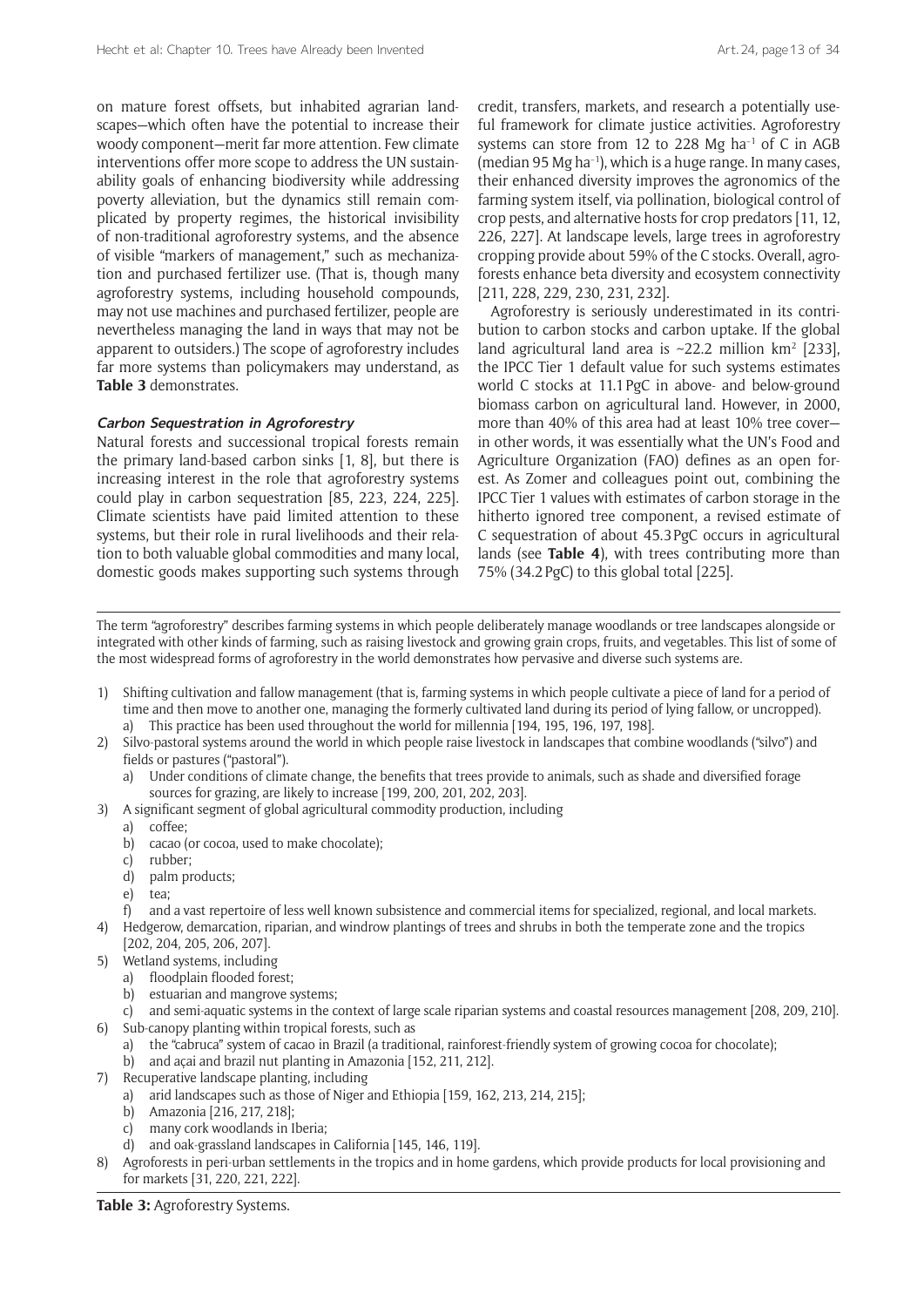on mature forest offsets, but inhabited agrarian landscapes—which often have the potential to increase their woody component—merit far more attention. Few climate interventions offer more scope to address the UN sustainability goals of enhancing biodiversity while addressing poverty alleviation, but the dynamics still remain complicated by property regimes, the historical invisibility of non-traditional agroforestry systems, and the absence of visible "markers of management," such as mechanization and purchased fertilizer use. (That is, though many agroforestry systems, including household compounds, may not use machines and purchased fertilizer, people are nevertheless managing the land in ways that may not be apparent to outsiders.) The scope of agroforestry includes far more systems than policymakers may understand, as **Table 3** demonstrates.

#### *Carbon Sequestration in Agroforestry*

Natural forests and successional tropical forests remain the primary land-based carbon sinks [1, 8], but there is increasing interest in the role that agroforestry systems could play in carbon sequestration [85, 223, 224, 225]. Climate scientists have paid limited attention to these systems, but their role in rural livelihoods and their relation to both valuable global commodities and many local, domestic goods makes supporting such systems through credit, transfers, markets, and research a potentially useful framework for climate justice activities. Agroforestry systems can store from 12 to 228 Mg $ha^{-1}$ of C in AGB (median 95 Mg $ha^{-1}$), which is a huge range. In many cases, their enhanced diversity improves the agronomics of the farming system itself, via pollination, biological control of crop pests, and alternative hosts for crop predators [11, 12, 226, 227]. At landscape levels, large trees in agroforestry cropping provide about 59% of the C stocks. Overall, agroforests enhance beta diversity and ecosystem connectivity [211, 228, 229, 230, 231, 232].

Agroforestry is seriously underestimated in its contribution to carbon stocks and carbon uptake. If the global land agricultural land area is ~22.2 million $km^2$ [233], the IPCC Tier 1 default value for such systems estimates world C stocks at 11.1 PgC in above- and below-ground biomass carbon on agricultural land. However, in 2000, more than 40% of this area had at least 10% tree cover—in other words, it was essentially what the UN's Food and Agriculture Organization (FAO) defines as an open forest. As Zomer and colleagues point out, combining the IPCC Tier 1 values with estimates of carbon storage in the hitherto ignored tree component, a revised estimate of C sequestration of about 45.3 PgC occurs in agricultural lands (see **Table 4**), with trees contributing more than 75% (34.2 PgC) to this global total [225].

---

The term "agroforestry" describes farming systems in which people deliberately manage woodlands or tree landscapes alongside or integrated with other kinds of farming, such as raising livestock and growing grain crops, fruits, and vegetables. This list of some of the most widespread forms of agroforestry in the world demonstrates how pervasive and diverse such systems are.

1) Shifting cultivation and fallow management (that is, farming systems in which people cultivate a piece of land for a period of time and then move to another one, managing the formerly cultivated land during its period of lying fallow, or uncropped).
   a) This practice has been used throughout the world for millennia [194, 195, 196, 197, 198].
2) Silvo-pastoral systems around the world in which people raise livestock in landscapes that combine woodlands ("silvo") and fields or pastures ("pastoral").
   a) Under conditions of climate change, the benefits that trees provide to animals, such as shade and diversified forage sources for grazing, are likely to increase [199, 200, 201, 202, 203].
3) A significant segment of global agricultural commodity production, including
   a) coffee;
   b) cacao (or cocoa, used to make chocolate);
   c) rubber;
   d) palm products;
   e) tea;
   f) and a vast repertoire of less well known subsistence and commercial items for specialized, regional, and local markets.
4) Hedgerow, demarcation, riparian, and windrow plantings of trees and shrubs in both the temperate zone and the tropics [202, 204, 205, 206, 207].
5) Wetland systems, including
   a) floodplain flooded forest;
   b) estuarian and mangrove systems;
   c) and semi-aquatic systems in the context of large scale riparian systems and coastal resources management [208, 209, 210].
6) Sub-canopy planting within tropical forests, such as
   a) the "cabruca" system of cacao in Brazil (a traditional, rainforest-friendly system of growing cocoa for chocolate);
   b) and açai and brazil nut planting in Amazonia [152, 211, 212].
7) Recuperative landscape planting, including
   a) arid landscapes such as those of Niger and Ethiopia [159, 162, 213, 214, 215];
   b) Amazonia [216, 217, 218];
   c) many cork woodlands in Iberia;
   d) and oak-grassland landscapes in California [145, 146, 119].
8) Agroforests in peri-urban settlements in the tropics and in home gardens, which provide products for local provisioning and for markets [31, 220, 221, 222].

**Table 3:** Agroforestry Systems.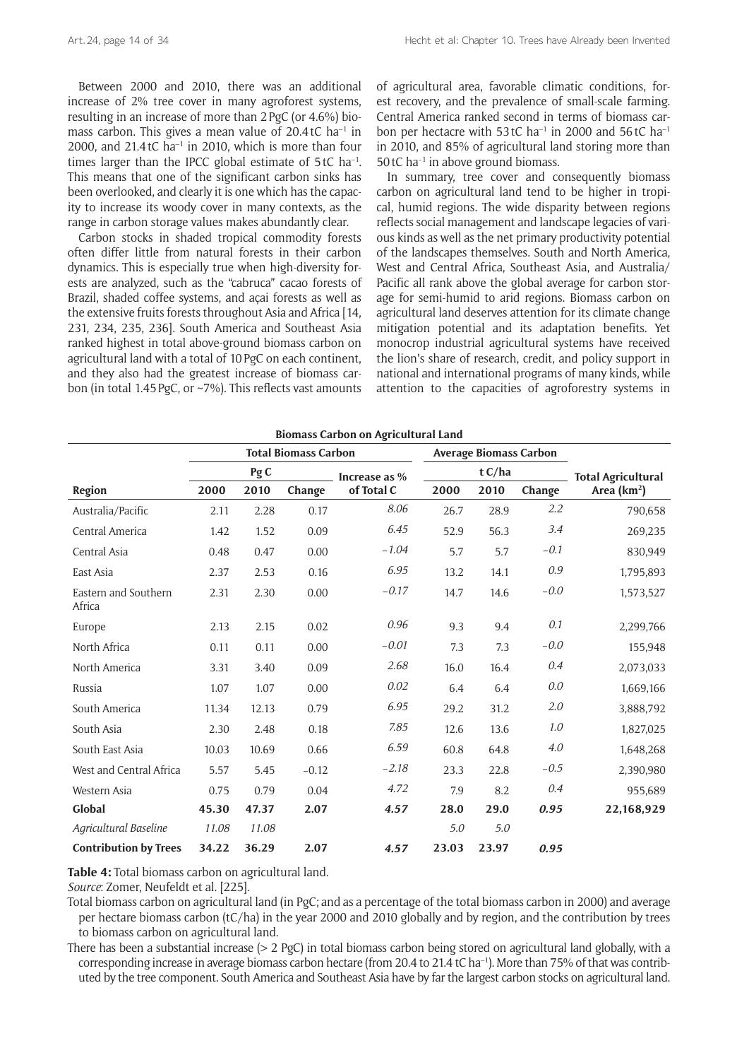Between 2000 and 2010, there was an additional increase of 2% tree cover in many agroforest systems, resulting in an increase of more than 2 PgC (or 4.6%) biomass carbon. This gives a mean value of 20.4 tC $ha^{-1}$ in 2000, and 21.4 tC $ha^{-1}$ in 2010, which is more than four times larger than the IPCC global estimate of 5 tC $ha^{-1}$. This means that one of the significant carbon sinks has been overlooked, and clearly it is one which has the capacity to increase its woody cover in many contexts, as the range in carbon storage values makes abundantly clear.

Carbon stocks in shaded tropical commodity forests often differ little from natural forests in their carbon dynamics. This is especially true when high-diversity forests are analyzed, such as the "cabruca" cacao forests of Brazil, shaded coffee systems, and açai forests as well as the extensive fruits forests throughout Asia and Africa [14, 231, 234, 235, 236]. South America and Southeast Asia ranked highest in total above-ground biomass carbon on agricultural land with a total of 10 PgC on each continent, and they also had the greatest increase of biomass carbon (in total 1.45 PgC, or ~7%). This reflects vast amounts of agricultural area, favorable climatic conditions, forest recovery, and the prevalence of small-scale farming. Central America ranked second in terms of biomass carbon per hectacre with 53 tC $ha^{-1}$ in 2000 and 56 tC $ha^{-1}$ in 2010, and 85% of agricultural land storing more than 50 tC $ha^{-1}$ in above ground biomass.

In summary, tree cover and consequently biomass carbon on agricultural land tend to be higher in tropical, humid regions. The wide disparity between regions reflects social management and landscape legacies of various kinds as well as the net primary productivity potential of the landscapes themselves. South and North America, West and Central Africa, Southeast Asia, and Australia/Pacific all rank above the global average for carbon storage for semi-humid to arid regions. Biomass carbon on agricultural land deserves attention for its climate change mitigation potential and its adaptation benefits. Yet monocrop industrial agricultural systems have received the lion's share of research, credit, and policy support in national and international programs of many kinds, while attention to the capacities of agroforestry systems in

**Biomass Carbon on Agricultural Land**

| | Total Biomass Carbon | | | | Average Biomass Carbon | | | |
|---|---|---|---|---|---|---|---|---|
| | Pg C | | | Increase as % | t C/ha | | | Total Agricultural |
| **Region** | **2000** | **2010** | **Change** | **of Total C** | **2000** | **2010** | **Change** | **Area (km²)** |
| Australia/Pacific | 2.11 | 2.28 | 0.17 | *8.06* | 26.7 | 28.9 | *2.2* | 790,658 |
| Central America | 1.42 | 1.52 | 0.09 | *6.45* | 52.9 | 56.3 | *3.4* | 269,235 |
| Central Asia | 0.48 | 0.47 | 0.00 | *–1.04* | 5.7 | 5.7 | *–0.1* | 830,949 |
| East Asia | 2.37 | 2.53 | 0.16 | *6.95* | 13.2 | 14.1 | *0.9* | 1,795,893 |
| Eastern and Southern Africa | 2.31 | 2.30 | 0.00 | *–0.17* | 14.7 | 14.6 | *–0.0* | 1,573,527 |
| Europe | 2.13 | 2.15 | 0.02 | *0.96* | 9.3 | 9.4 | *0.1* | 2,299,766 |
| North Africa | 0.11 | 0.11 | 0.00 | *–0.01* | 7.3 | 7.3 | *–0.0* | 155,948 |
| North America | 3.31 | 3.40 | 0.09 | *2.68* | 16.0 | 16.4 | *0.4* | 2,073,033 |
| Russia | 1.07 | 1.07 | 0.00 | *0.02* | 6.4 | 6.4 | *0.0* | 1,669,166 |
| South America | 11.34 | 12.13 | 0.79 | *6.95* | 29.2 | 31.2 | *2.0* | 3,888,792 |
| South Asia | 2.30 | 2.48 | 0.18 | *7.85* | 12.6 | 13.6 | *1.0* | 1,827,025 |
| South East Asia | 10.03 | 10.69 | 0.66 | *6.59* | 60.8 | 64.8 | *4.0* | 1,648,268 |
| West and Central Africa | 5.57 | 5.45 | –0.12 | *–2.18* | 23.3 | 22.8 | *–0.5* | 2,390,980 |
| Western Asia | 0.75 | 0.79 | 0.04 | *4.72* | 7.9 | 8.2 | *0.4* | 955,689 |
| **Global** | **45.30** | **47.37** | **2.07** | ***4.57*** | **28.0** | **29.0** | ***0.95*** | **22,168,929** |
| *Agricultural Baseline* | *11.08* | *11.08* | | | *5.0* | *5.0* | | |
| **Contribution by Trees** | **34.22** | **36.29** | **2.07** | ***4.57*** | **23.03** | **23.97** | ***0.95*** | |

**Table 4:** Total biomass carbon on agricultural land.

*Source*: Zomer, Neufeldt et al. [225].

Total biomass carbon on agricultural land (in PgC; and as a percentage of the total biomass carbon in 2000) and average per hectare biomass carbon (tC/ha) in the year 2000 and 2010 globally and by region, and the contribution by trees to biomass carbon on agricultural land.

There has been a substantial increase (> 2 PgC) in total biomass carbon being stored on agricultural land globally, with a corresponding increase in average biomass carbon hectare (from 20.4 to 21.4 tC $ha^{-1}$). More than 75% of that was contributed by the tree component. South America and Southeast Asia have by far the largest carbon stocks on agricultural land.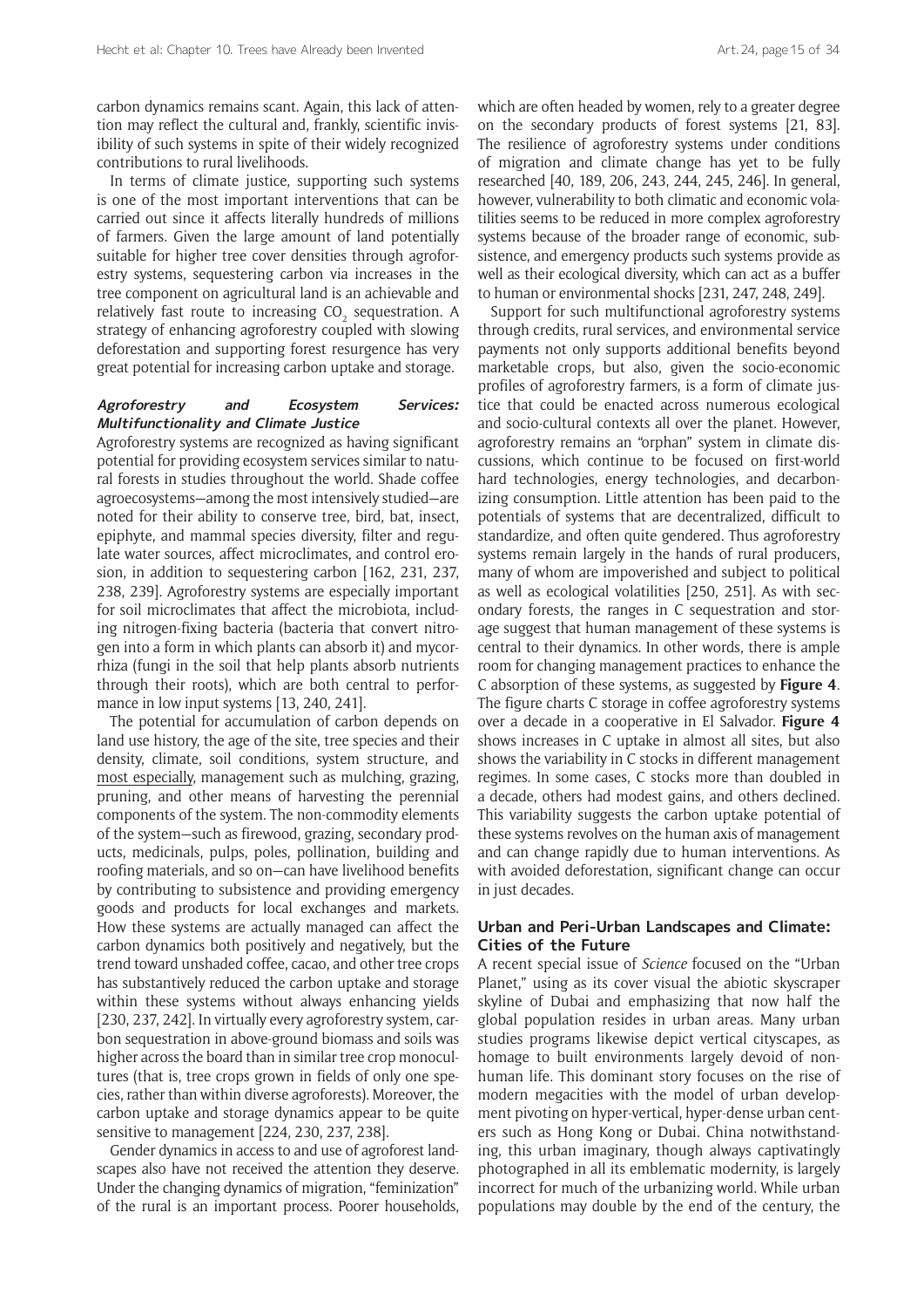carbon dynamics remains scant. Again, this lack of attention may reflect the cultural and, frankly, scientific invisibility of such systems in spite of their widely recognized contributions to rural livelihoods.

In terms of climate justice, supporting such systems is one of the most important interventions that can be carried out since it affects literally hundreds of millions of farmers. Given the large amount of land potentially suitable for higher tree cover densities through agroforestry systems, sequestering carbon via increases in the tree component on agricultural land is an achievable and relatively fast route to increasing $CO_2$ sequestration. A strategy of enhancing agroforestry coupled with slowing deforestation and supporting forest resurgence has very great potential for increasing carbon uptake and storage.

#### *Agroforestry and Ecosystem Services: Multifunctionality and Climate Justice*

Agroforestry systems are recognized as having significant potential for providing ecosystem services similar to natural forests in studies throughout the world. Shade coffee agroecosystems—among the most intensively studied—are noted for their ability to conserve tree, bird, bat, insect, epiphyte, and mammal species diversity, filter and regulate water sources, affect microclimates, and control erosion, in addition to sequestering carbon [162, 231, 237, 238, 239]. Agroforestry systems are especially important for soil microclimates that affect the microbiota, including nitrogen-fixing bacteria (bacteria that convert nitrogen into a form in which plants can absorb it) and mycorrhiza (fungi in the soil that help plants absorb nutrients through their roots), which are both central to performance in low input systems [13, 240, 241].

The potential for accumulation of carbon depends on land use history, the age of the site, tree species and their density, climate, soil conditions, system structure, and most especially, management such as mulching, grazing, pruning, and other means of harvesting the perennial components of the system. The non-commodity elements of the system—such as firewood, grazing, secondary products, medicinals, pulps, poles, pollination, building and roofing materials, and so on—can have livelihood benefits by contributing to subsistence and providing emergency goods and products for local exchanges and markets. How these systems are actually managed can affect the carbon dynamics both positively and negatively, but the trend toward unshaded coffee, cacao, and other tree crops has substantively reduced the carbon uptake and storage within these systems without always enhancing yields [230, 237, 242]. In virtually every agroforestry system, carbon sequestration in above-ground biomass and soils was higher across the board than in similar tree crop monocultures (that is, tree crops grown in fields of only one species, rather than within diverse agroforests). Moreover, the carbon uptake and storage dynamics appear to be quite sensitive to management [224, 230, 237, 238].

Gender dynamics in access to and use of agroforest landscapes also have not received the attention they deserve. Under the changing dynamics of migration, "feminization" of the rural is an important process. Poorer households, which are often headed by women, rely to a greater degree on the secondary products of forest systems [21, 83]. The resilience of agroforestry systems under conditions of migration and climate change has yet to be fully researched [40, 189, 206, 243, 244, 245, 246]. In general, however, vulnerability to both climatic and economic volatilities seems to be reduced in more complex agroforestry systems because of the broader range of economic, subsistence, and emergency products such systems provide as well as their ecological diversity, which can act as a buffer to human or environmental shocks [231, 247, 248, 249].

Support for such multifunctional agroforestry systems through credits, rural services, and environmental service payments not only supports additional benefits beyond marketable crops, but also, given the socio-economic profiles of agroforestry farmers, is a form of climate justice that could be enacted across numerous ecological and socio-cultural contexts all over the planet. However, agroforestry remains an "orphan" system in climate discussions, which continue to be focused on first-world hard technologies, energy technologies, and decarbonizing consumption. Little attention has been paid to the potentials of systems that are decentralized, difficult to standardize, and often quite gendered. Thus agroforestry systems remain largely in the hands of rural producers, many of whom are impoverished and subject to political as well as ecological volatilities [250, 251]. As with secondary forests, the ranges in C sequestration and storage suggest that human management of these systems is central to their dynamics. In other words, there is ample room for changing management practices to enhance the C absorption of these systems, as suggested by **Figure 4**. The figure charts C storage in coffee agroforestry systems over a decade in a cooperative in El Salvador. **Figure 4** shows increases in C uptake in almost all sites, but also shows the variability in C stocks in different management regimes. In some cases, C stocks more than doubled in a decade, others had modest gains, and others declined. This variability suggests the carbon uptake potential of these systems revolves on the human axis of management and can change rapidly due to human interventions. As with avoided deforestation, significant change can occur in just decades.

### Urban and Peri-Urban Landscapes and Climate: Cities of the Future

A recent special issue of *Science* focused on the "Urban Planet," using as its cover visual the abiotic skyscraper skyline of Dubai and emphasizing that now half the global population resides in urban areas. Many urban studies programs likewise depict vertical cityscapes, as homage to built environments largely devoid of nonhuman life. This dominant story focuses on the rise of modern megacities with the model of urban development pivoting on hyper-vertical, hyper-dense urban centers such as Hong Kong or Dubai. China notwithstanding, this urban imaginary, though always captivatingly photographed in all its emblematic modernity, is largely incorrect for much of the urbanizing world. While urban populations may double by the end of the century, the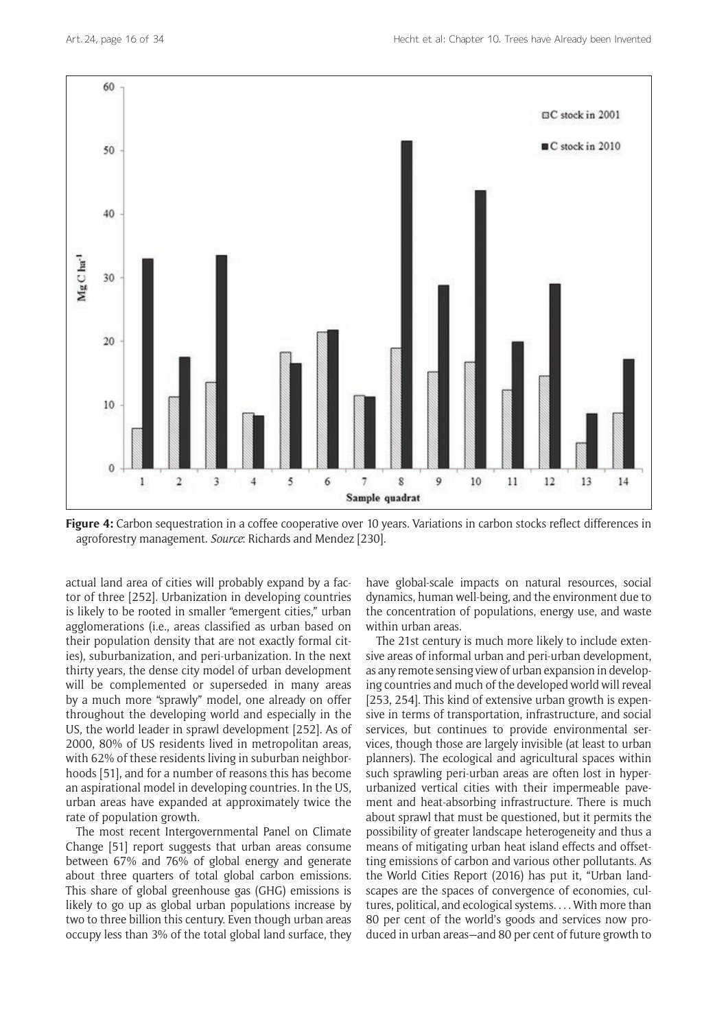60

50

40

30

20

10

0

Mg C ha$^{-1}$

C stock in 2001

C stock in 2010

1 2 3 4 5 6 7 8 9 10 11 12 13 14

Sample quadrat

**Figure 4:** Carbon sequestration in a coffee cooperative over 10 years. Variations in carbon stocks reflect differences in agroforestry management. *Source*: Richards and Mendez [230].

actual land area of cities will probably expand by a factor of three [252]. Urbanization in developing countries is likely to be rooted in smaller "emergent cities," urban agglomerations (i.e., areas classified as urban based on their population density that are not exactly formal cities), suburbanization, and peri-urbanization. In the next thirty years, the dense city model of urban development will be complemented or superseded in many areas by a much more "sprawly" model, one already on offer throughout the developing world and especially in the US, the world leader in sprawl development [252]. As of 2000, 80% of US residents lived in metropolitan areas, with 62% of these residents living in suburban neighborhoods [51], and for a number of reasons this has become an aspirational model in developing countries. In the US, urban areas have expanded at approximately twice the rate of population growth.

The most recent Intergovernmental Panel on Climate Change [51] report suggests that urban areas consume between 67% and 76% of global energy and generate about three quarters of total global carbon emissions. This share of global greenhouse gas (GHG) emissions is likely to go up as global urban populations increase by two to three billion this century. Even though urban areas occupy less than 3% of the total global land surface, they have global-scale impacts on natural resources, social dynamics, human well-being, and the environment due to the concentration of populations, energy use, and waste within urban areas.

The 21st century is much more likely to include extensive areas of informal urban and peri-urban development, as any remote sensing view of urban expansion in developing countries and much of the developed world will reveal [253, 254]. This kind of extensive urban growth is expensive in terms of transportation, infrastructure, and social services, but continues to provide environmental services, though those are largely invisible (at least to urban planners). The ecological and agricultural spaces within such sprawling peri-urban areas are often lost in hyper-urbanized vertical cities with their impermeable pavement and heat-absorbing infrastructure. There is much about sprawl that must be questioned, but it permits the possibility of greater landscape heterogeneity and thus a means of mitigating urban heat island effects and offsetting emissions of carbon and various other pollutants. As the World Cities Report (2016) has put it, "Urban landscapes are the spaces of convergence of economies, cultures, political, and ecological systems. . . . With more than 80 per cent of the world's goods and services now produced in urban areas—and 80 per cent of future growth to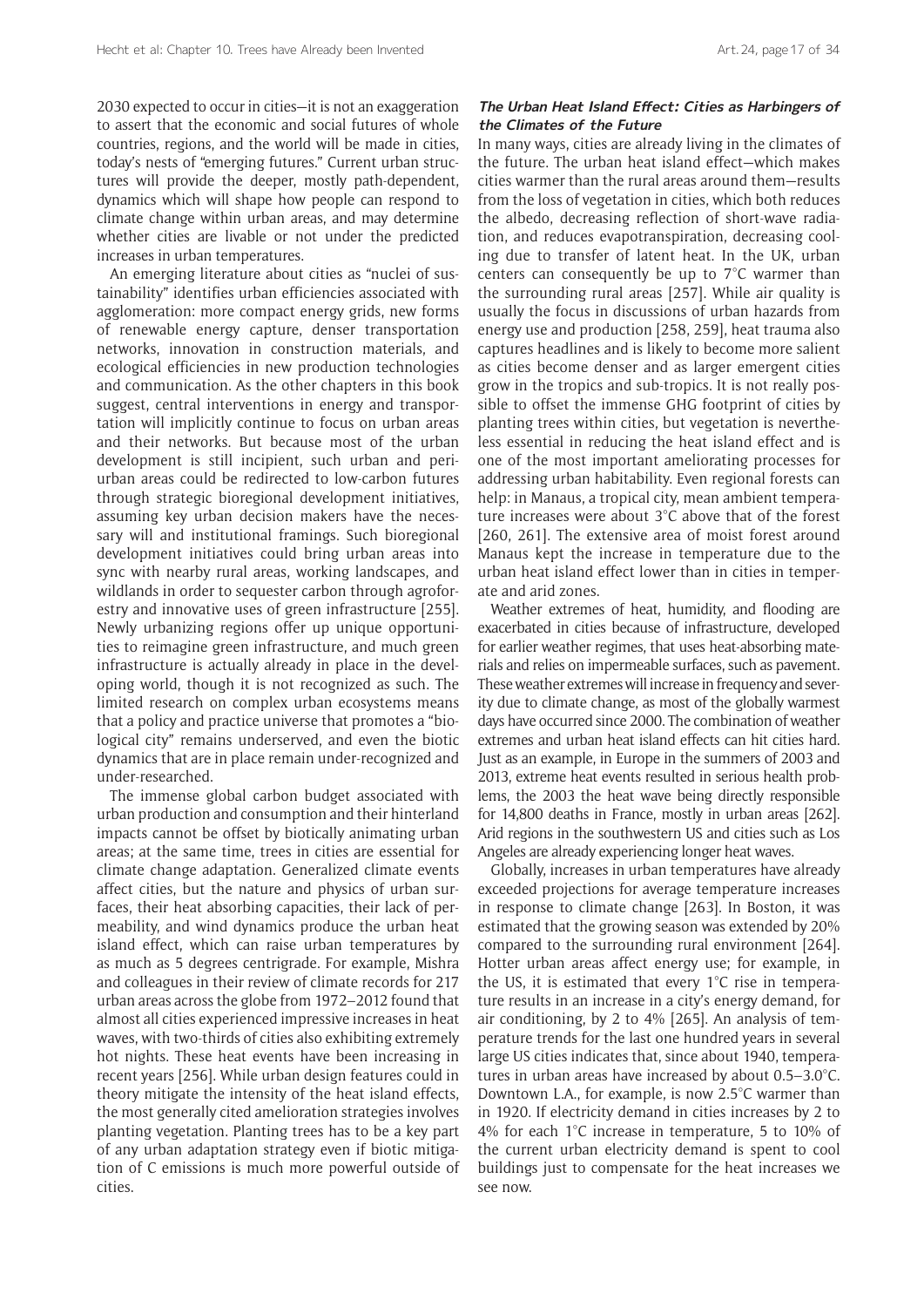2030 expected to occur in cities—it is not an exaggeration to assert that the economic and social futures of whole countries, regions, and the world will be made in cities, today's nests of "emerging futures." Current urban structures will provide the deeper, mostly path-dependent, dynamics which will shape how people can respond to climate change within urban areas, and may determine whether cities are livable or not under the predicted increases in urban temperatures.

An emerging literature about cities as "nuclei of sustainability" identifies urban efficiencies associated with agglomeration: more compact energy grids, new forms of renewable energy capture, denser transportation networks, innovation in construction materials, and ecological efficiencies in new production technologies and communication. As the other chapters in this book suggest, central interventions in energy and transportation will implicitly continue to focus on urban areas and their networks. But because most of the urban development is still incipient, such urban and peri-urban areas could be redirected to low-carbon futures through strategic bioregional development initiatives, assuming key urban decision makers have the necessary will and institutional framings. Such bioregional development initiatives could bring urban areas into sync with nearby rural areas, working landscapes, and wildlands in order to sequester carbon through agroforestry and innovative uses of green infrastructure [255]. Newly urbanizing regions offer up unique opportunities to reimagine green infrastructure, and much green infrastructure is actually already in place in the developing world, though it is not recognized as such. The limited research on complex urban ecosystems means that a policy and practice universe that promotes a "biological city" remains underserved, and even the biotic dynamics that are in place remain under-recognized and under-researched.

The immense global carbon budget associated with urban production and consumption and their hinterland impacts cannot be offset by biotically animating urban areas; at the same time, trees in cities are essential for climate change adaptation. Generalized climate events affect cities, but the nature and physics of urban surfaces, their heat absorbing capacities, their lack of permeability, and wind dynamics produce the urban heat island effect, which can raise urban temperatures by as much as 5 degrees centrigrade. For example, Mishra and colleagues in their review of climate records for 217 urban areas across the globe from 1972–2012 found that almost all cities experienced impressive increases in heat waves, with two-thirds of cities also exhibiting extremely hot nights. These heat events have been increasing in recent years [256]. While urban design features could in theory mitigate the intensity of the heat island effects, the most generally cited amelioration strategies involves planting vegetation. Planting trees has to be a key part of any urban adaptation strategy even if biotic mitigation of C emissions is much more powerful outside of cities.

#### *The Urban Heat Island Effect: Cities as Harbingers of the Climates of the Future*

In many ways, cities are already living in the climates of the future. The urban heat island effect—which makes cities warmer than the rural areas around them—results from the loss of vegetation in cities, which both reduces the albedo, decreasing reflection of short-wave radiation, and reduces evapotranspiration, decreasing cooling due to transfer of latent heat. In the UK, urban centers can consequently be up to 7°C warmer than the surrounding rural areas [257]. While air quality is usually the focus in discussions of urban hazards from energy use and production [258, 259], heat trauma also captures headlines and is likely to become more salient as cities become denser and as larger emergent cities grow in the tropics and sub-tropics. It is not really possible to offset the immense GHG footprint of cities by planting trees within cities, but vegetation is nevertheless essential in reducing the heat island effect and is one of the most important ameliorating processes for addressing urban habitability. Even regional forests can help: in Manaus, a tropical city, mean ambient temperature increases were about 3°C above that of the forest [260, 261]. The extensive area of moist forest around Manaus kept the increase in temperature due to the urban heat island effect lower than in cities in temperate and arid zones.

Weather extremes of heat, humidity, and flooding are exacerbated in cities because of infrastructure, developed for earlier weather regimes, that uses heat-absorbing materials and relies on impermeable surfaces, such as pavement. These weather extremes will increase in frequency and severity due to climate change, as most of the globally warmest days have occurred since 2000. The combination of weather extremes and urban heat island effects can hit cities hard. Just as an example, in Europe in the summers of 2003 and 2013, extreme heat events resulted in serious health problems, the 2003 the heat wave being directly responsible for 14,800 deaths in France, mostly in urban areas [262]. Arid regions in the southwestern US and cities such as Los Angeles are already experiencing longer heat waves.

Globally, increases in urban temperatures have already exceeded projections for average temperature increases in response to climate change [263]. In Boston, it was estimated that the growing season was extended by 20% compared to the surrounding rural environment [264]. Hotter urban areas affect energy use; for example, in the US, it is estimated that every 1°C rise in temperature results in an increase in a city's energy demand, for air conditioning, by 2 to 4% [265]. An analysis of temperature trends for the last one hundred years in several large US cities indicates that, since about 1940, temperatures in urban areas have increased by about 0.5–3.0°C. Downtown L.A., for example, is now 2.5°C warmer than in 1920. If electricity demand in cities increases by 2 to 4% for each 1°C increase in temperature, 5 to 10% of the current urban electricity demand is spent to cool buildings just to compensate for the heat increases we see now.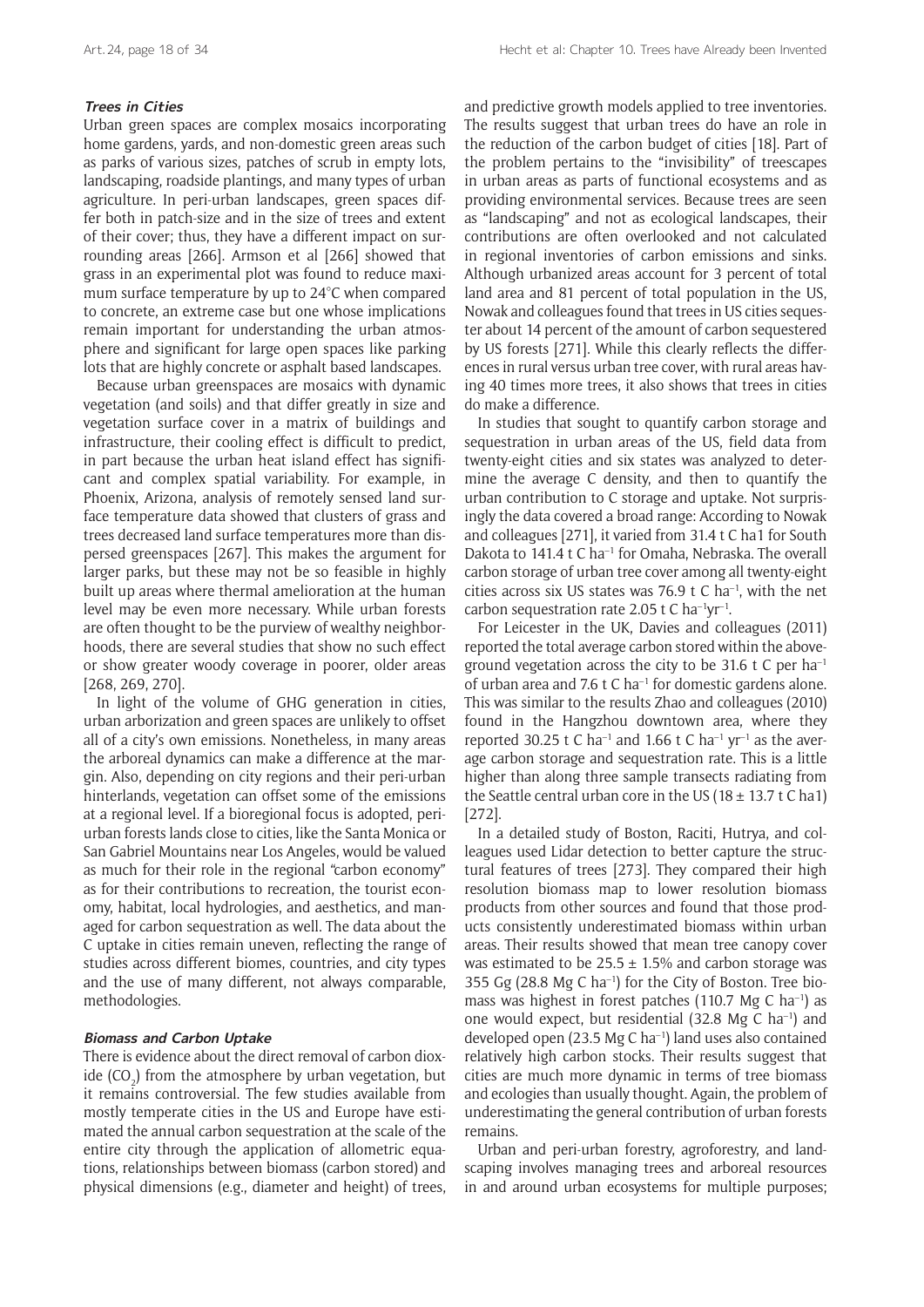### *Trees in Cities*

Urban green spaces are complex mosaics incorporating home gardens, yards, and non-domestic green areas such as parks of various sizes, patches of scrub in empty lots, landscaping, roadside plantings, and many types of urban agriculture. In peri-urban landscapes, green spaces differ both in patch-size and in the size of trees and extent of their cover; thus, they have a different impact on surrounding areas [266]. Armson et al [266] showed that grass in an experimental plot was found to reduce maximum surface temperature by up to 24°C when compared to concrete, an extreme case but one whose implications remain important for understanding the urban atmosphere and significant for large open spaces like parking lots that are highly concrete or asphalt based landscapes.

Because urban greenspaces are mosaics with dynamic vegetation (and soils) and that differ greatly in size and vegetation surface cover in a matrix of buildings and infrastructure, their cooling effect is difficult to predict, in part because the urban heat island effect has significant and complex spatial variability. For example, in Phoenix, Arizona, analysis of remotely sensed land surface temperature data showed that clusters of grass and trees decreased land surface temperatures more than dispersed greenspaces [267]. This makes the argument for larger parks, but these may not be so feasible in highly built up areas where thermal amelioration at the human level may be even more necessary. While urban forests are often thought to be the purview of wealthy neighborhoods, there are several studies that show no such effect or show greater woody coverage in poorer, older areas [268, 269, 270].

In light of the volume of GHG generation in cities, urban arborization and green spaces are unlikely to offset all of a city's own emissions. Nonetheless, in many areas the arboreal dynamics can make a difference at the margin. Also, depending on city regions and their peri-urban hinterlands, vegetation can offset some of the emissions at a regional level. If a bioregional focus is adopted, peri-urban forests lands close to cities, like the Santa Monica or San Gabriel Mountains near Los Angeles, would be valued as much for their role in the regional "carbon economy" as for their contributions to recreation, the tourist economy, habitat, local hydrologies, and aesthetics, and managed for carbon sequestration as well. The data about the C uptake in cities remain uneven, reflecting the range of studies across different biomes, countries, and city types and the use of many different, not always comparable, methodologies.

### *Biomass and Carbon Uptake*

There is evidence about the direct removal of carbon dioxide ($CO_2$) from the atmosphere by urban vegetation, but it remains controversial. The few studies available from mostly temperate cities in the US and Europe have estimated the annual carbon sequestration at the scale of the entire city through the application of allometric equations, relationships between biomass (carbon stored) and physical dimensions (e.g., diameter and height) of trees, and predictive growth models applied to tree inventories. The results suggest that urban trees do have an role in the reduction of the carbon budget of cities [18]. Part of the problem pertains to the "invisibility" of treescapes in urban areas as parts of functional ecosystems and as providing environmental services. Because trees are seen as "landscaping" and not as ecological landscapes, their contributions are often overlooked and not calculated in regional inventories of carbon emissions and sinks. Although urbanized areas account for 3 percent of total land area and 81 percent of total population in the US, Nowak and colleagues found that trees in US cities sequester about 14 percent of the amount of carbon sequestered by US forests [271]. While this clearly reflects the differences in rural versus urban tree cover, with rural areas having 40 times more trees, it also shows that trees in cities do make a difference.

In studies that sought to quantify carbon storage and sequestration in urban areas of the US, field data from twenty-eight cities and six states was analyzed to determine the average C density, and then to quantify the urban contribution to C storage and uptake. Not surprisingly the data covered a broad range: According to Nowak and colleagues [271], it varied from 31.4 t C ha1 for South Dakota to 141.4 t C $ha^{-1}$ for Omaha, Nebraska. The overall carbon storage of urban tree cover among all twenty-eight cities across six US states was 76.9 t C $ha^{-1}$, with the net carbon sequestration rate 2.05 t C $ha^{-1}yr^{-1}$.

For Leicester in the UK, Davies and colleagues (2011) reported the total average carbon stored within the aboveground vegetation across the city to be 31.6 t C per $ha^{-1}$ of urban area and 7.6 t C $ha^{-1}$ for domestic gardens alone. This was similar to the results Zhao and colleagues (2010) found in the Hangzhou downtown area, where they reported 30.25 t C $ha^{-1}$ and 1.66 t C $ha^{-1}$ $yr^{-1}$ as the average carbon storage and sequestration rate. This is a little higher than along three sample transects radiating from the Seattle central urban core in the US (18 ± 13.7 t C ha1) [272].

In a detailed study of Boston, Raciti, Hutrya, and colleagues used Lidar detection to better capture the structural features of trees [273]. They compared their high resolution biomass map to lower resolution biomass products from other sources and found that those products consistently underestimated biomass within urban areas. Their results showed that mean tree canopy cover was estimated to be 25.5 ± 1.5% and carbon storage was 355 Gg (28.8 Mg C $ha^{-1}$) for the City of Boston. Tree biomass was highest in forest patches (110.7 Mg C $ha^{-1}$) as one would expect, but residential (32.8 Mg C $ha^{-1}$) and developed open (23.5 Mg C $ha^{-1}$) land uses also contained relatively high carbon stocks. Their results suggest that cities are much more dynamic in terms of tree biomass and ecologies than usually thought. Again, the problem of underestimating the general contribution of urban forests remains.

Urban and peri-urban forestry, agroforestry, and landscaping involves managing trees and arboreal resources in and around urban ecosystems for multiple purposes;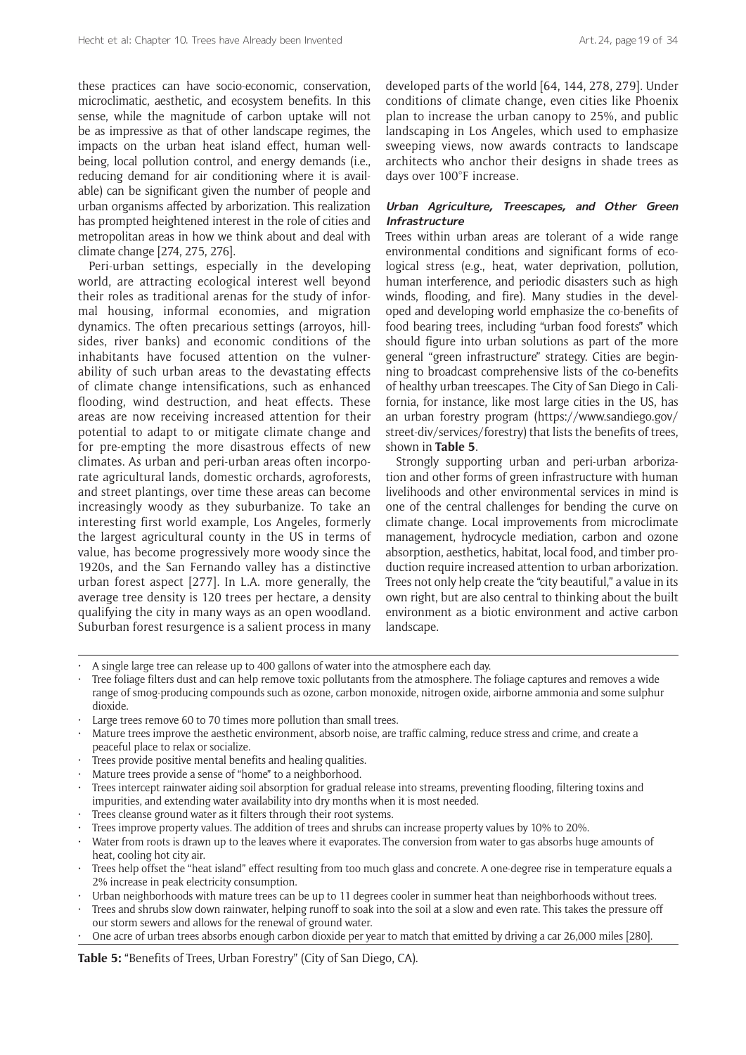these practices can have socio-economic, conservation, microclimatic, aesthetic, and ecosystem benefits. In this sense, while the magnitude of carbon uptake will not be as impressive as that of other landscape regimes, the impacts on the urban heat island effect, human well-being, local pollution control, and energy demands (i.e., reducing demand for air conditioning where it is available) can be significant given the number of people and urban organisms affected by arborization. This realization has prompted heightened interest in the role of cities and metropolitan areas in how we think about and deal with climate change [274, 275, 276].

Peri-urban settings, especially in the developing world, are attracting ecological interest well beyond their roles as traditional arenas for the study of informal housing, informal economies, and migration dynamics. The often precarious settings (arroyos, hillsides, river banks) and economic conditions of the inhabitants have focused attention on the vulnerability of such urban areas to the devastating effects of climate change intensifications, such as enhanced flooding, wind destruction, and heat effects. These areas are now receiving increased attention for their potential to adapt to or mitigate climate change and for pre-empting the more disastrous effects of new climates. As urban and peri-urban areas often incorporate agricultural lands, domestic orchards, agroforests, and street plantings, over time these areas can become increasingly woody as they suburbanize. To take an interesting first world example, Los Angeles, formerly the largest agricultural county in the US in terms of value, has become progressively more woody since the 1920s, and the San Fernando valley has a distinctive urban forest aspect [277]. In L.A. more generally, the average tree density is 120 trees per hectare, a density qualifying the city in many ways as an open woodland. Suburban forest resurgence is a salient process in many developed parts of the world [64, 144, 278, 279]. Under conditions of climate change, even cities like Phoenix plan to increase the urban canopy to 25%, and public landscaping in Los Angeles, which used to emphasize sweeping views, now awards contracts to landscape architects who anchor their designs in shade trees as days over 100°F increase.

### Urban Agriculture, Treescapes, and Other Green Infrastructure

Trees within urban areas are tolerant of a wide range environmental conditions and significant forms of ecological stress (e.g., heat, water deprivation, pollution, human interference, and periodic disasters such as high winds, flooding, and fire). Many studies in the developed and developing world emphasize the co-benefits of food bearing trees, including "urban food forests" which should figure into urban solutions as part of the more general "green infrastructure" strategy. Cities are beginning to broadcast comprehensive lists of the co-benefits of healthy urban treescapes. The City of San Diego in California, for instance, like most large cities in the US, has an urban forestry program (https://www.sandiego.gov/street-div/services/forestry) that lists the benefits of trees, shown in **Table 5**.

Strongly supporting urban and peri-urban arborization and other forms of green infrastructure with human livelihoods and other environmental services in mind is one of the central challenges for bending the curve on climate change. Local improvements from microclimate management, hydrocycle mediation, carbon and ozone absorption, aesthetics, habitat, local food, and timber production require increased attention to urban arborization. Trees not only help create the "city beautiful," a value in its own right, but are also central to thinking about the built environment as a biotic environment and active carbon landscape.

- A single large tree can release up to 400 gallons of water into the atmosphere each day.
- Tree foliage filters dust and can help remove toxic pollutants from the atmosphere. The foliage captures and removes a wide range of smog-producing compounds such as ozone, carbon monoxide, nitrogen oxide, airborne ammonia and some sulphur dioxide.
- Large trees remove 60 to 70 times more pollution than small trees.
- Mature trees improve the aesthetic environment, absorb noise, are traffic calming, reduce stress and crime, and create a peaceful place to relax or socialize.
- Trees provide positive mental benefits and healing qualities.
- Mature trees provide a sense of "home" to a neighborhood.
- Trees intercept rainwater aiding soil absorption for gradual release into streams, preventing flooding, filtering toxins and impurities, and extending water availability into dry months when it is most needed.
- Trees cleanse ground water as it filters through their root systems.
- Trees improve property values. The addition of trees and shrubs can increase property values by 10% to 20%.
- Water from roots is drawn up to the leaves where it evaporates. The conversion from water to gas absorbs huge amounts of heat, cooling hot city air.
- Trees help offset the "heat island" effect resulting from too much glass and concrete. A one-degree rise in temperature equals a 2% increase in peak electricity consumption.
- Urban neighborhoods with mature trees can be up to 11 degrees cooler in summer heat than neighborhoods without trees.
- Trees and shrubs slow down rainwater, helping runoff to soak into the soil at a slow and even rate. This takes the pressure off our storm sewers and allows for the renewal of ground water.
- One acre of urban trees absorbs enough carbon dioxide per year to match that emitted by driving a car 26,000 miles [280].

**Table 5:** "Benefits of Trees, Urban Forestry" (City of San Diego, CA).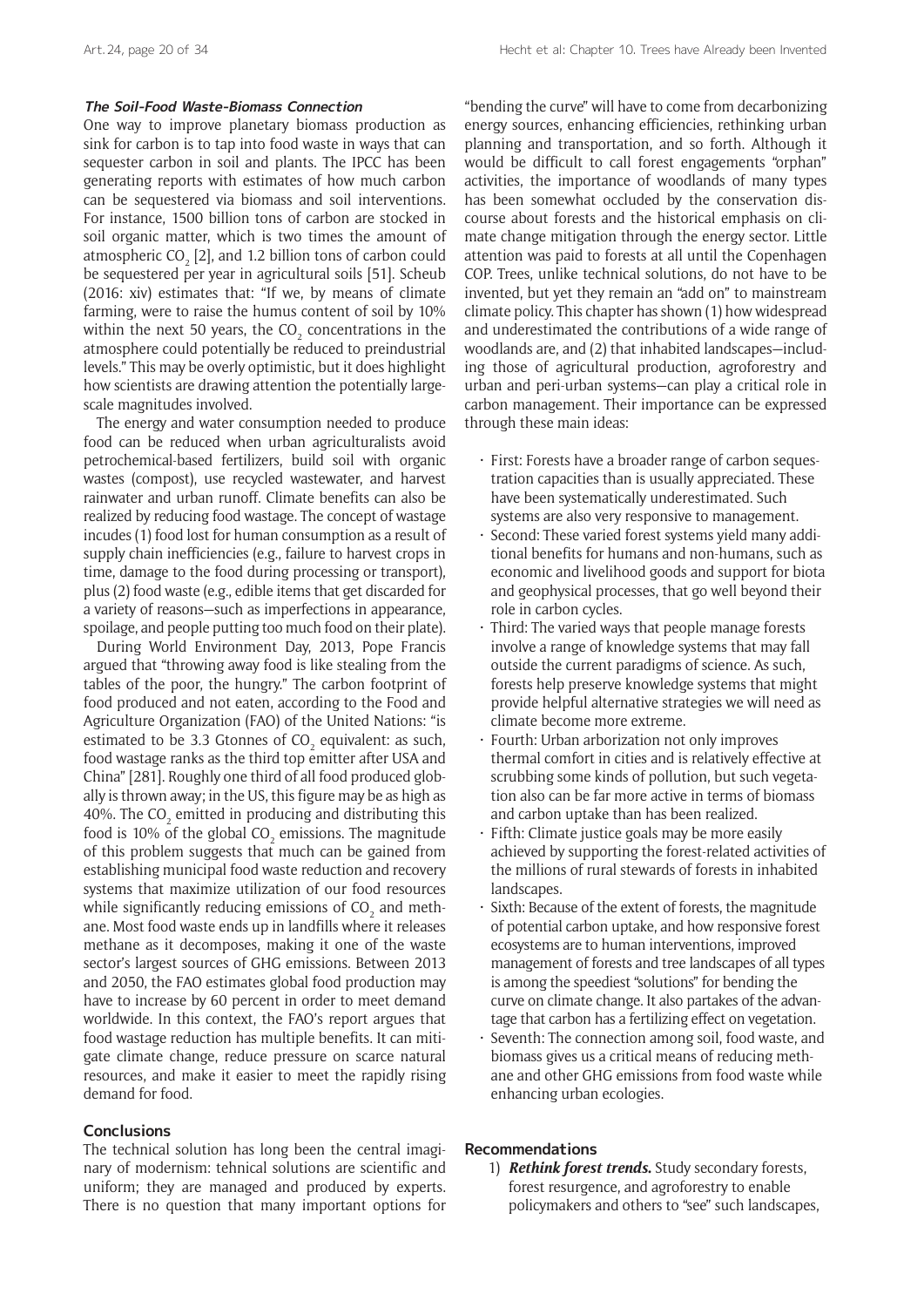### The Soil-Food Waste-Biomass Connection

One way to improve planetary biomass production as sink for carbon is to tap into food waste in ways that can sequester carbon in soil and plants. The IPCC has been generating reports with estimates of how much carbon can be sequestered via biomass and soil interventions. For instance, 1500 billion tons of carbon are stocked in soil organic matter, which is two times the amount of atmospheric $CO_2$ [2], and 1.2 billion tons of carbon could be sequestered per year in agricultural soils [51]. Scheub (2016: xiv) estimates that: "If we, by means of climate farming, were to raise the humus content of soil by 10% within the next 50 years, the $CO_2$ concentrations in the atmosphere could potentially be reduced to preindustrial levels." This may be overly optimistic, but it does highlight how scientists are drawing attention the potentially large-scale magnitudes involved.

The energy and water consumption needed to produce food can be reduced when urban agriculturalists avoid petrochemical-based fertilizers, build soil with organic wastes (compost), use recycled wastewater, and harvest rainwater and urban runoff. Climate benefits can also be realized by reducing food wastage. The concept of wastage incudes (1) food lost for human consumption as a result of supply chain inefficiencies (e.g., failure to harvest crops in time, damage to the food during processing or transport), plus (2) food waste (e.g., edible items that get discarded for a variety of reasons—such as imperfections in appearance, spoilage, and people putting too much food on their plate).

During World Environment Day, 2013, Pope Francis argued that "throwing away food is like stealing from the tables of the poor, the hungry." The carbon footprint of food produced and not eaten, according to the Food and Agriculture Organization (FAO) of the United Nations: "is estimated to be 3.3 Gtonnes of $CO_2$ equivalent: as such, food wastage ranks as the third top emitter after USA and China" [281]. Roughly one third of all food produced globally is thrown away; in the US, this figure may be as high as 40%. The $CO_2$ emitted in producing and distributing this food is 10% of the global $CO_2$ emissions. The magnitude of this problem suggests that much can be gained from establishing municipal food waste reduction and recovery systems that maximize utilization of our food resources while significantly reducing emissions of $CO_2$ and methane. Most food waste ends up in landfills where it releases methane as it decomposes, making it one of the waste sector's largest sources of GHG emissions. Between 2013 and 2050, the FAO estimates global food production may have to increase by 60 percent in order to meet demand worldwide. In this context, the FAO's report argues that food wastage reduction has multiple benefits. It can mitigate climate change, reduce pressure on scarce natural resources, and make it easier to meet the rapidly rising demand for food.

## Conclusions

The technical solution has long been the central imaginary of modernism: tehnical solutions are scientific and uniform; they are managed and produced by experts. There is no question that many important options for "bending the curve" will have to come from decarbonizing energy sources, enhancing efficiencies, rethinking urban planning and transportation, and so forth. Although it would be difficult to call forest engagements "orphan" activities, the importance of woodlands of many types has been somewhat occluded by the conservation discourse about forests and the historical emphasis on climate change mitigation through the energy sector. Little attention was paid to forests at all until the Copenhagen COP. Trees, unlike technical solutions, do not have to be invented, but yet they remain an "add on" to mainstream climate policy. This chapter has shown (1) how widespread and underestimated the contributions of a wide range of woodlands are, and (2) that inhabited landscapes—including those of agricultural production, agroforestry and urban and peri-urban systems—can play a critical role in carbon management. Their importance can be expressed through these main ideas:

- First: Forests have a broader range of carbon sequestration capacities than is usually appreciated. These have been systematically underestimated. Such systems are also very responsive to management.
- Second: These varied forest systems yield many additional benefits for humans and non-humans, such as economic and livelihood goods and support for biota and geophysical processes, that go well beyond their role in carbon cycles.
- Third: The varied ways that people manage forests involve a range of knowledge systems that may fall outside the current paradigms of science. As such, forests help preserve knowledge systems that might provide helpful alternative strategies we will need as climate become more extreme.
- Fourth: Urban arborization not only improves thermal comfort in cities and is relatively effective at scrubbing some kinds of pollution, but such vegetation also can be far more active in terms of biomass and carbon uptake than has been realized.
- Fifth: Climate justice goals may be more easily achieved by supporting the forest-related activities of the millions of rural stewards of forests in inhabited landscapes.
- Sixth: Because of the extent of forests, the magnitude of potential carbon uptake, and how responsive forest ecosystems are to human interventions, improved management of forests and tree landscapes of all types is among the speediest "solutions" for bending the curve on climate change. It also partakes of the advantage that carbon has a fertilizing effect on vegetation.
- Seventh: The connection among soil, food waste, and biomass gives us a critical means of reducing methane and other GHG emissions from food waste while enhancing urban ecologies.

## Recommendations

1) ***Rethink forest trends.*** Study secondary forests, forest resurgence, and agroforestry to enable policymakers and others to "see" such landscapes,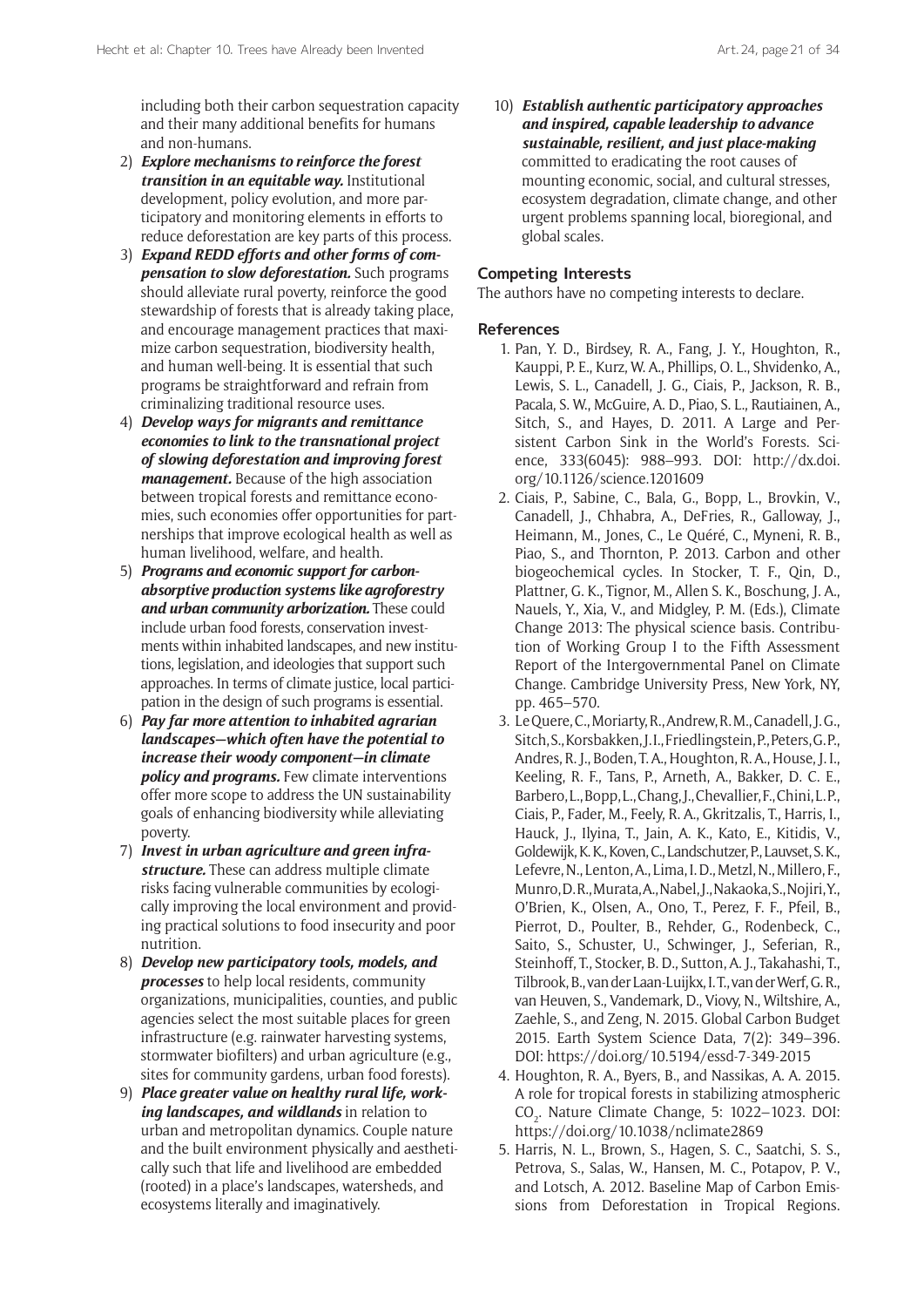including both their carbon sequestration capacity and their many additional benefits for humans and non-humans.

2) ***Explore mechanisms to reinforce the forest transition in an equitable way.*** Institutional development, policy evolution, and more participatory and monitoring elements in efforts to reduce deforestation are key parts of this process.
3) ***Expand REDD efforts and other forms of compensation to slow deforestation.*** Such programs should alleviate rural poverty, reinforce the good stewardship of forests that is already taking place, and encourage management practices that maximize carbon sequestration, biodiversity health, and human well-being. It is essential that such programs be straightforward and refrain from criminalizing traditional resource uses.
4) ***Develop ways for migrants and remittance economies to link to the transnational project of slowing deforestation and improving forest management.*** Because of the high association between tropical forests and remittance economies, such economies offer opportunities for partnerships that improve ecological health as well as human livelihood, welfare, and health.
5) ***Programs and economic support for carbon-absorptive production systems like agroforestry and urban community arborization.*** These could include urban food forests, conservation investments within inhabited landscapes, and new institutions, legislation, and ideologies that support such approaches. In terms of climate justice, local participation in the design of such programs is essential.
6) ***Pay far more attention to inhabited agrarian landscapes—which often have the potential to increase their woody component—in climate policy and programs.*** Few climate interventions offer more scope to address the UN sustainability goals of enhancing biodiversity while alleviating poverty.
7) ***Invest in urban agriculture and green infrastructure.*** These can address multiple climate risks facing vulnerable communities by ecologically improving the local environment and providing practical solutions to food insecurity and poor nutrition.
8) ***Develop new participatory tools, models, and processes*** to help local residents, community organizations, municipalities, counties, and public agencies select the most suitable places for green infrastructure (e.g. rainwater harvesting systems, stormwater biofilters) and urban agriculture (e.g., sites for community gardens, urban food forests).
9) ***Place greater value on healthy rural life, working landscapes, and wildlands*** in relation to urban and metropolitan dynamics. Couple nature and the built environment physically and aesthetically such that life and livelihood are embedded (rooted) in a place's landscapes, watersheds, and ecosystems literally and imaginatively.
10) ***Establish authentic participatory approaches and inspired, capable leadership to advance sustainable, resilient, and just place-making*** committed to eradicating the root causes of mounting economic, social, and cultural stresses, ecosystem degradation, climate change, and other urgent problems spanning local, bioregional, and global scales.

## Competing Interests

The authors have no competing interests to declare.

## References

1. Pan, Y. D., Birdsey, R. A., Fang, J. Y., Houghton, R., Kauppi, P. E., Kurz, W. A., Phillips, O. L., Shvidenko, A., Lewis, S. L., Canadell, J. G., Ciais, P., Jackson, R. B., Pacala, S. W., McGuire, A. D., Piao, S. L., Rautiainen, A., Sitch, S., and Hayes, D. 2011. A Large and Persistent Carbon Sink in the World's Forests. Science, 333(6045): 988–993. DOI: http://dx.doi.org/10.1126/science.1201609
2. Ciais, P., Sabine, C., Bala, G., Bopp, L., Brovkin, V., Canadell, J., Chhabra, A., DeFries, R., Galloway, J., Heimann, M., Jones, C., Le Quéré, C., Myneni, R. B., Piao, S., and Thornton, P. 2013. Carbon and other biogeochemical cycles. In Stocker, T. F., Qin, D., Plattner, G. K., Tignor, M., Allen S. K., Boschung, J. A., Nauels, Y., Xia, V., and Midgley, P. M. (Eds.), Climate Change 2013: The physical science basis. Contribution of Working Group I to the Fifth Assessment Report of the Intergovernmental Panel on Climate Change. Cambridge University Press, New York, NY, pp. 465–570.
3. Le Quere, C., Moriarty, R., Andrew, R. M., Canadell, J. G., Sitch, S., Korsbakken, J. I., Friedlingstein, P., Peters, G. P., Andres, R. J., Boden, T. A., Houghton, R. A., House, J. I., Keeling, R. F., Tans, P., Arneth, A., Bakker, D. C. E., Barbero, L., Bopp, L., Chang, J., Chevallier, F., Chini, L. P., Ciais, P., Fader, M., Feely, R. A., Gkritzalis, T., Harris, I., Hauck, J., Ilyina, T., Jain, A. K., Kato, E., Kitidis, V., Goldewijk, K. K., Koven, C., Landschutzer, P., Lauvset, S. K., Lefevre, N., Lenton, A., Lima, I. D., Metzl, N., Millero, F., Munro, D. R., Murata, A., Nabel, J., Nakaoka, S., Nojiri, Y., O'Brien, K., Olsen, A., Ono, T., Perez, F. F., Pfeil, B., Pierrot, D., Poulter, B., Rehder, G., Rodenbeck, C., Saito, S., Schuster, U., Schwinger, J., Seferian, R., Steinhoff, T., Stocker, B. D., Sutton, A. J., Takahashi, T., Tilbrook, B., van der Laan-Luijkx, I. T., van der Werf, G. R., van Heuven, S., Vandemark, D., Viovy, N., Wiltshire, A., Zaehle, S., and Zeng, N. 2015. Global Carbon Budget 2015. Earth System Science Data, 7(2): 349–396. DOI: https://doi.org/10.5194/essd-7-349-2015
4. Houghton, R. A., Byers, B., and Nassikas, A. A. 2015. A role for tropical forests in stabilizing atmospheric $CO_2$. Nature Climate Change, 5: 1022–1023. DOI: https://doi.org/10.1038/nclimate2869
5. Harris, N. L., Brown, S., Hagen, S. C., Saatchi, S. S., Petrova, S., Salas, W., Hansen, M. C., Potapov, P. V., and Lotsch, A. 2012. Baseline Map of Carbon Emissions from Deforestation in Tropical Regions.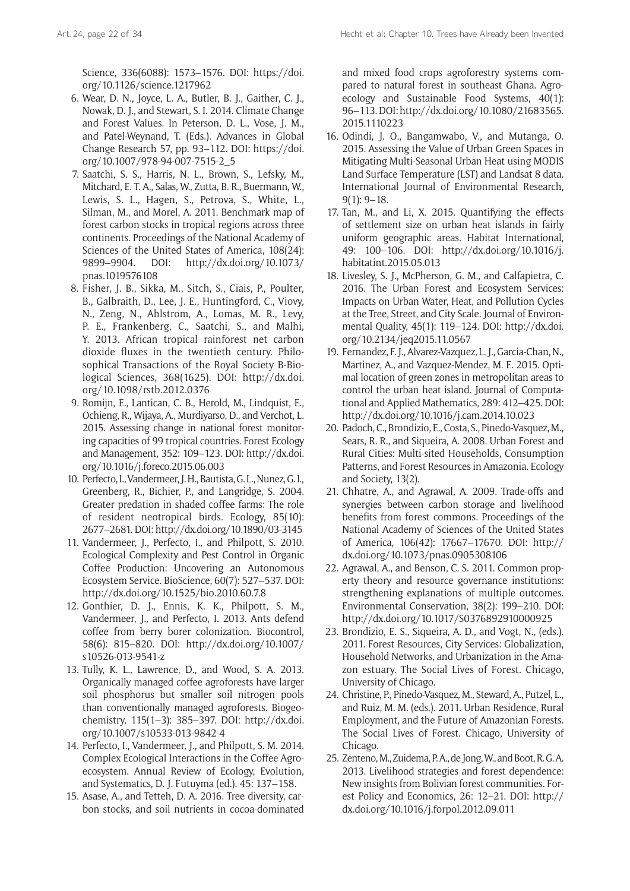Science, 336(6088): 1573–1576. DOI: https://doi.org/10.1126/science.1217962

6. Wear, D. N., Joyce, L. A., Butler, B. J., Gaither, C. J., Nowak, D. J., and Stewart, S. I. 2014. Climate Change and Forest Values. In Peterson, D. L., Vose, J. M., and Patel-Weynand, T. (Eds.). Advances in Global Change Research 57, pp. 93–112. DOI: https://doi.org/10.1007/978-94-007-7515-2_5
7. Saatchi, S. S., Harris, N. L., Brown, S., Lefsky, M., Mitchard, E. T. A., Salas, W., Zutta, B. R., Buermann, W., Lewis, S. L., Hagen, S., Petrova, S., White, L., Silman, M., and Morel, A. 2011. Benchmark map of forest carbon stocks in tropical regions across three continents. Proceedings of the National Academy of Sciences of the United States of America, 108(24): 9899–9904. DOI: http://dx.doi.org/10.1073/pnas.1019576108
8. Fisher, J. B., Sikka, M., Sitch, S., Ciais, P., Poulter, B., Galbraith, D., Lee, J. E., Huntingford, C., Viovy, N., Zeng, N., Ahlstrom, A., Lomas, M. R., Levy, P. E., Frankenberg, C., Saatchi, S., and Malhi, Y. 2013. African tropical rainforest net carbon dioxide fluxes in the twentieth century. Philosophical Transactions of the Royal Society B-Biological Sciences, 368(1625). DOI: http://dx.doi.org/10.1098/rstb.2012.0376
9. Romijn, E., Lantican, C. B., Herold, M., Lindquist, E., Ochieng, R., Wijaya, A., Murdiyarso, D., and Verchot, L. 2015. Assessing change in national forest monitoring capacities of 99 tropical countries. Forest Ecology and Management, 352: 109–123. DOI: http://dx.doi.org/10.1016/j.foreco.2015.06.003
10. Perfecto, I., Vandermeer, J. H., Bautista, G. L., Nunez, G. I., Greenberg, R., Bichier, P., and Langridge, S. 2004. Greater predation in shaded coffee farms: The role of resident neotropical birds. Ecology, 85(10): 2677–2681. DOI: http://dx.doi.org/10.1890/03-3145
11. Vandermeer, J., Perfecto, I., and Philpott, S. 2010. Ecological Complexity and Pest Control in Organic Coffee Production: Uncovering an Autonomous Ecosystem Service. BioScience, 60(7): 527–537. DOI: http://dx.doi.org/10.1525/bio.2010.60.7.8
12. Gonthier, D. J., Ennis, K. K., Philpott, S. M., Vandermeer, J., and Perfecto, I. 2013. Ants defend coffee from berry borer colonization. Biocontrol, 58(6): 815–820. DOI: http://dx.doi.org/10.1007/s10526-013-9541-z
13. Tully, K. L., Lawrence, D., and Wood, S. A. 2013. Organically managed coffee agroforests have larger soil phosphorus but smaller soil nitrogen pools than conventionally managed agroforests. Biogeochemistry, 115(1–3): 385–397. DOI: http://dx.doi.org/10.1007/s10533-013-9842-4
14. Perfecto, I., Vandermeer, J., and Philpott, S. M. 2014. Complex Ecological Interactions in the Coffee Agroecosystem. Annual Review of Ecology, Evolution, and Systematics, D. J. Futuyma (ed.). 45: 137–158.
15. Asase, A., and Tetteh, D. A. 2016. Tree diversity, carbon stocks, and soil nutrients in cocoa-dominated and mixed food crops agroforestry systems compared to natural forest in southeast Ghana. Agroecology and Sustainable Food Systems, 40(1): 96–113. DOI: http://dx.doi.org/10.1080/21683565.2015.1110223
16. Odindi, J. O., Bangamwabo, V., and Mutanga, O. 2015. Assessing the Value of Urban Green Spaces in Mitigating Multi-Seasonal Urban Heat using MODIS Land Surface Temperature (LST) and Landsat 8 data. International Journal of Environmental Research, 9(1): 9–18.
17. Tan, M., and Li, X. 2015. Quantifying the effects of settlement size on urban heat islands in fairly uniform geographic areas. Habitat International, 49: 100–106. DOI: http://dx.doi.org/10.1016/j.habitatint.2015.05.013
18. Livesley, S. J., McPherson, G. M., and Calfapietra, C. 2016. The Urban Forest and Ecosystem Services: Impacts on Urban Water, Heat, and Pollution Cycles at the Tree, Street, and City Scale. Journal of Environmental Quality, 45(1): 119–124. DOI: http://dx.doi.org/10.2134/jeq2015.11.0567
19. Fernandez, F. J., Alvarez-Vazquez, L. J., Garcia-Chan, N., Martinez, A., and Vazquez-Mendez, M. E. 2015. Optimal location of green zones in metropolitan areas to control the urban heat island. Journal of Computational and Applied Mathematics, 289: 412–425. DOI: http://dx.doi.org/10.1016/j.cam.2014.10.023
20. Padoch, C., Brondizio, E., Costa, S., Pinedo-Vasquez, M., Sears, R. R., and Siqueira, A. 2008. Urban Forest and Rural Cities: Multi-sited Households, Consumption Patterns, and Forest Resources in Amazonia. Ecology and Society, 13(2).
21. Chhatre, A., and Agrawal, A. 2009. Trade-offs and synergies between carbon storage and livelihood benefits from forest commons. Proceedings of the National Academy of Sciences of the United States of America, 106(42): 17667–17670. DOI: http://dx.doi.org/10.1073/pnas.0905308106
22. Agrawal, A., and Benson, C. S. 2011. Common property theory and resource governance institutions: strengthening explanations of multiple outcomes. Environmental Conservation, 38(2): 199–210. DOI: http://dx.doi.org/10.1017/S0376892910000925
23. Brondizio, E. S., Siqueira, A. D., and Vogt, N., (eds.). 2011. Forest Resources, City Services: Globalization, Household Networks, and Urbanization in the Amazon estuary. The Social Lives of Forest. Chicago, University of Chicago.
24. Christine, P., Pinedo-Vasquez, M., Steward, A., Putzel, L., and Ruiz, M. M. (eds.). 2011. Urban Residence, Rural Employment, and the Future of Amazonian Forests. The Social Lives of Forest. Chicago, University of Chicago.
25. Zenteno, M., Zuidema, P. A., de Jong, W., and Boot, R. G. A. 2013. Livelihood strategies and forest dependence: New insights from Bolivian forest communities. Forest Policy and Economics, 26: 12–21. DOI: http://dx.doi.org/10.1016/j.forpol.2012.09.011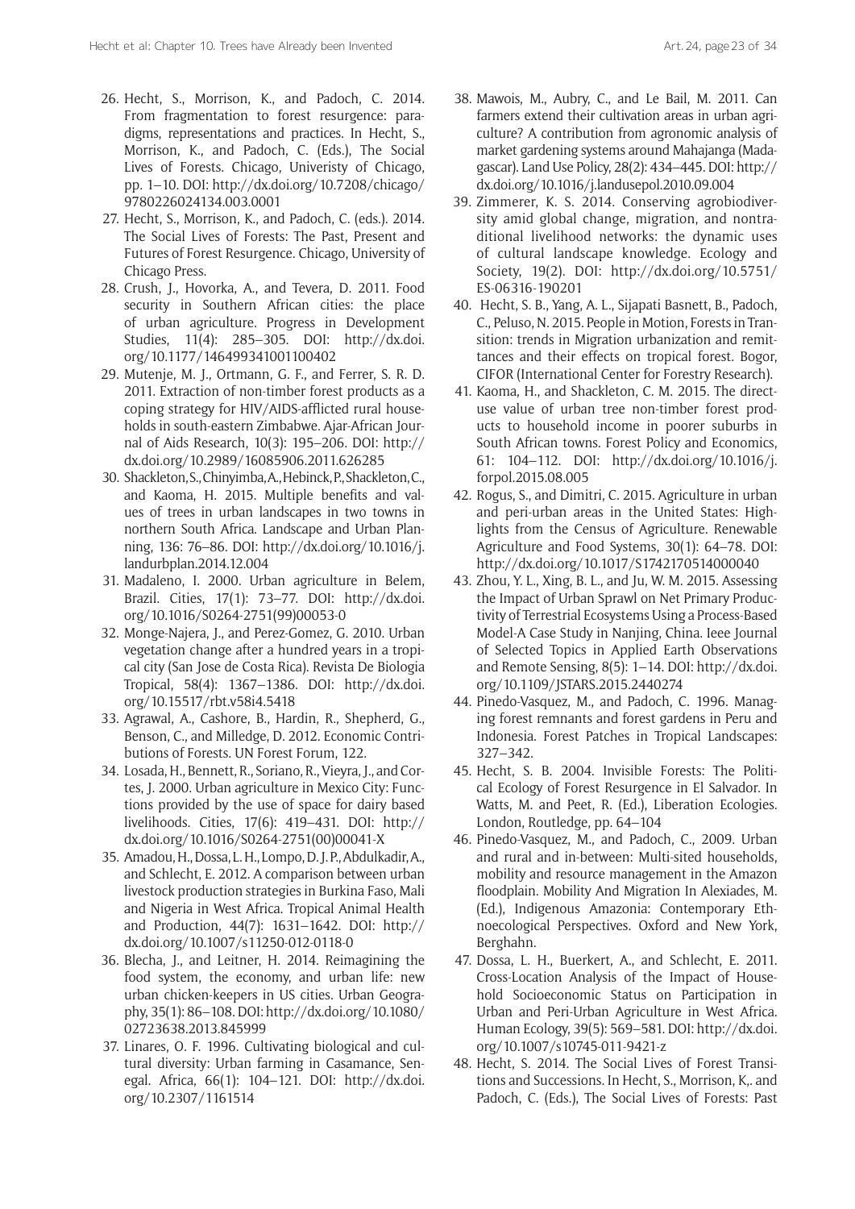26. Hecht, S., Morrison, K., and Padoch, C. 2014. From fragmentation to forest resurgence: paradigms, representations and practices. In Hecht, S., Morrison, K., and Padoch, C. (Eds.), The Social Lives of Forests. Chicago, Univeristy of Chicago, pp. 1–10. DOI: http://dx.doi.org/10.7208/chicago/9780226024134.003.0001
27. Hecht, S., Morrison, K., and Padoch, C. (eds.). 2014. The Social Lives of Forests: The Past, Present and Futures of Forest Resurgence. Chicago, University of Chicago Press.
28. Crush, J., Hovorka, A., and Tevera, D. 2011. Food security in Southern African cities: the place of urban agriculture. Progress in Development Studies, 11(4): 285–305. DOI: http://dx.doi.org/10.1177/146499341001100402
29. Mutenje, M. J., Ortmann, G. F., and Ferrer, S. R. D. 2011. Extraction of non-timber forest products as a coping strategy for HIV/AIDS-afflicted rural households in south-eastern Zimbabwe. Ajar-African Journal of Aids Research, 10(3): 195–206. DOI: http://dx.doi.org/10.2989/16085906.2011.626285
30. Shackleton, S., Chinyimba, A., Hebinck, P., Shackleton, C., and Kaoma, H. 2015. Multiple benefits and values of trees in urban landscapes in two towns in northern South Africa. Landscape and Urban Planning, 136: 76–86. DOI: http://dx.doi.org/10.1016/j.landurbplan.2014.12.004
31. Madaleno, I. 2000. Urban agriculture in Belem, Brazil. Cities, 17(1): 73–77. DOI: http://dx.doi.org/10.1016/S0264-2751(99)00053-0
32. Monge-Najera, J., and Perez-Gomez, G. 2010. Urban vegetation change after a hundred years in a tropical city (San Jose de Costa Rica). Revista De Biologia Tropical, 58(4): 1367–1386. DOI: http://dx.doi.org/10.15517/rbt.v58i4.5418
33. Agrawal, A., Cashore, B., Hardin, R., Shepherd, G., Benson, C., and Milledge, D. 2012. Economic Contributions of Forests. UN Forest Forum, 122.
34. Losada, H., Bennett, R., Soriano, R., Vieyra, J., and Cortes, J. 2000. Urban agriculture in Mexico City: Functions provided by the use of space for dairy based livelihoods. Cities, 17(6): 419–431. DOI: http://dx.doi.org/10.1016/S0264-2751(00)00041-X
35. Amadou, H., Dossa, L. H., Lompo, D. J. P., Abdulkadir, A., and Schlecht, E. 2012. A comparison between urban livestock production strategies in Burkina Faso, Mali and Nigeria in West Africa. Tropical Animal Health and Production, 44(7): 1631–1642. DOI: http://dx.doi.org/10.1007/s11250-012-0118-0
36. Blecha, J., and Leitner, H. 2014. Reimagining the food system, the economy, and urban life: new urban chicken-keepers in US cities. Urban Geography, 35(1): 86–108. DOI: http://dx.doi.org/10.1080/02723638.2013.845999
37. Linares, O. F. 1996. Cultivating biological and cultural diversity: Urban farming in Casamance, Senegal. Africa, 66(1): 104–121. DOI: http://dx.doi.org/10.2307/1161514
38. Mawois, M., Aubry, C., and Le Bail, M. 2011. Can farmers extend their cultivation areas in urban agriculture? A contribution from agronomic analysis of market gardening systems around Mahajanga (Madagascar). Land Use Policy, 28(2): 434–445. DOI: http://dx.doi.org/10.1016/j.landusepol.2010.09.004
39. Zimmerer, K. S. 2014. Conserving agrobiodiversity amid global change, migration, and nontraditional livelihood networks: the dynamic uses of cultural landscape knowledge. Ecology and Society, 19(2). DOI: http://dx.doi.org/10.5751/ES-06316-190201
40. Hecht, S. B., Yang, A. L., Sijapati Basnett, B., Padoch, C., Peluso, N. 2015. People in Motion, Forests in Transition: trends in Migration urbanization and remittances and their effects on tropical forest. Bogor, CIFOR (International Center for Forestry Research).
41. Kaoma, H., and Shackleton, C. M. 2015. The direct-use value of urban tree non-timber forest products to household income in poorer suburbs in South African towns. Forest Policy and Economics, 61: 104–112. DOI: http://dx.doi.org/10.1016/j.forpol.2015.08.005
42. Rogus, S., and Dimitri, C. 2015. Agriculture in urban and peri-urban areas in the United States: Highlights from the Census of Agriculture. Renewable Agriculture and Food Systems, 30(1): 64–78. DOI: http://dx.doi.org/10.1017/S1742170514000040
43. Zhou, Y. L., Xing, B. L., and Ju, W. M. 2015. Assessing the Impact of Urban Sprawl on Net Primary Productivity of Terrestrial Ecosystems Using a Process-Based Model-A Case Study in Nanjing, China. Ieee Journal of Selected Topics in Applied Earth Observations and Remote Sensing, 8(5): 1–14. DOI: http://dx.doi.org/10.1109/JSTARS.2015.2440274
44. Pinedo-Vasquez, M., and Padoch, C. 1996. Managing forest remnants and forest gardens in Peru and Indonesia. Forest Patches in Tropical Landscapes: 327–342.
45. Hecht, S. B. 2004. Invisible Forests: The Political Ecology of Forest Resurgence in El Salvador. In Watts, M. and Peet, R. (Ed.), Liberation Ecologies. London, Routledge, pp. 64–104
46. Pinedo-Vasquez, M., and Padoch, C., 2009. Urban and rural and in-between: Multi-sited households, mobility and resource management in the Amazon floodplain. Mobility And Migration In Alexiades, M. (Ed.), Indigenous Amazonia: Contemporary Ethnoecological Perspectives. Oxford and New York, Berghahn.
47. Dossa, L. H., Buerkert, A., and Schlecht, E. 2011. Cross-Location Analysis of the Impact of Household Socioeconomic Status on Participation in Urban and Peri-Urban Agriculture in West Africa. Human Ecology, 39(5): 569–581. DOI: http://dx.doi.org/10.1007/s10745-011-9421-z
48. Hecht, S. 2014. The Social Lives of Forest Transitions and Successions. In Hecht, S., Morrison, K,. and Padoch, C. (Eds.), The Social Lives of Forests: Past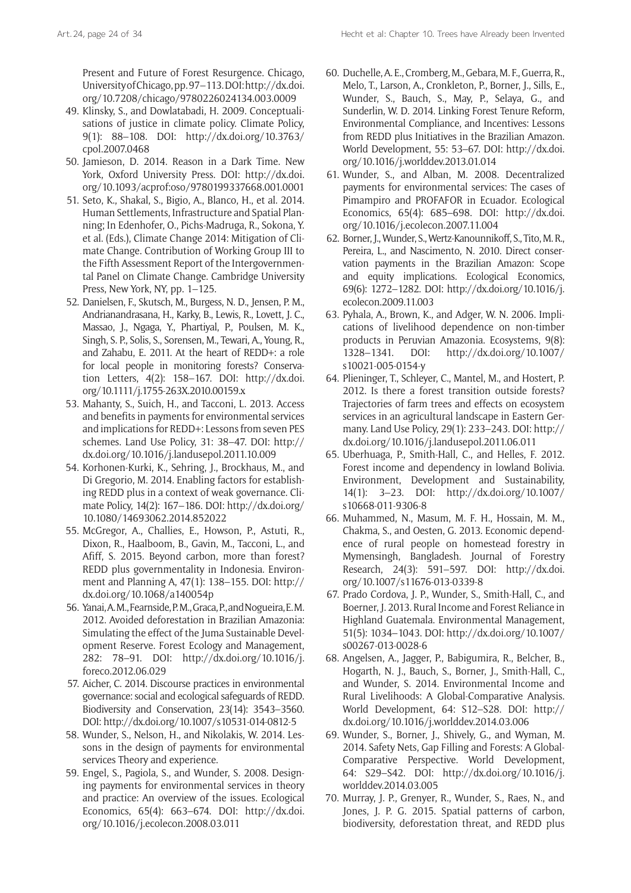Present and Future of Forest Resurgence. Chicago, University of Chicago, pp. 97–113. DOI: http://dx.doi.org/10.7208/chicago/9780226024134.003.0009

49. Klinsky, S., and Dowlatabadi, H. 2009. Conceptualisations of justice in climate policy. Climate Policy, 9(1): 88–108. DOI: http://dx.doi.org/10.3763/cpol.2007.0468
50. Jamieson, D. 2014. Reason in a Dark Time. New York, Oxford University Press. DOI: http://dx.doi.org/10.1093/acprof:oso/9780199337668.001.0001
51. Seto, K., Shakal, S., Bigio, A., Blanco, H., et al. 2014. Human Settlements, Infrastructure and Spatial Planning; In Edenhofer, O., Pichs-Madruga, R., Sokona, Y. et al. (Eds.), Climate Change 2014: Mitigation of Climate Change. Contribution of Working Group III to the Fifth Assessment Report of the Intergovernmental Panel on Climate Change. Cambridge University Press, New York, NY, pp. 1–125.
52. Danielsen, F., Skutsch, M., Burgess, N. D., Jensen, P. M., Andrianandrasana, H., Karky, B., Lewis, R., Lovett, J. C., Massao, J., Ngaga, Y., Phartiyal, P., Poulsen, M. K., Singh, S. P., Solis, S., Sorensen, M., Tewari, A., Young, R., and Zahabu, E. 2011. At the heart of REDD+: a role for local people in monitoring forests? Conservation Letters, 4(2): 158–167. DOI: http://dx.doi.org/10.1111/j.1755-263X.2010.00159.x
53. Mahanty, S., Suich, H., and Tacconi, L. 2013. Access and benefits in payments for environmental services and implications for REDD+: Lessons from seven PES schemes. Land Use Policy, 31: 38–47. DOI: http://dx.doi.org/10.1016/j.landusepol.2011.10.009
54. Korhonen-Kurki, K., Sehring, J., Brockhaus, M., and Di Gregorio, M. 2014. Enabling factors for establishing REDD plus in a context of weak governance. Climate Policy, 14(2): 167–186. DOI: http://dx.doi.org/10.1080/14693062.2014.852022
55. McGregor, A., Challies, E., Howson, P., Astuti, R., Dixon, R., Haalboom, B., Gavin, M., Tacconi, L., and Afiff, S. 2015. Beyond carbon, more than forest? REDD plus governmentality in Indonesia. Environment and Planning A, 47(1): 138–155. DOI: http://dx.doi.org/10.1068/a140054p
56. Yanai, A. M., Fearnside, P. M., Graca, P., and Nogueira, E. M. 2012. Avoided deforestation in Brazilian Amazonia: Simulating the effect of the Juma Sustainable Development Reserve. Forest Ecology and Management, 282: 78–91. DOI: http://dx.doi.org/10.1016/j.foreco.2012.06.029
57. Aicher, C. 2014. Discourse practices in environmental governance: social and ecological safeguards of REDD. Biodiversity and Conservation, 23(14): 3543–3560. DOI: http://dx.doi.org/10.1007/s10531-014-0812-5
58. Wunder, S., Nelson, H., and Nikolakis, W. 2014. Lessons in the design of payments for environmental services Theory and experience.
59. Engel, S., Pagiola, S., and Wunder, S. 2008. Designing payments for environmental services in theory and practice: An overview of the issues. Ecological Economics, 65(4): 663–674. DOI: http://dx.doi.org/10.1016/j.ecolecon.2008.03.011
60. Duchelle, A. E., Cromberg, M., Gebara, M. F., Guerra, R., Melo, T., Larson, A., Cronkleton, P., Borner, J., Sills, E., Wunder, S., Bauch, S., May, P., Selaya, G., and Sunderlin, W. D. 2014. Linking Forest Tenure Reform, Environmental Compliance, and Incentives: Lessons from REDD plus Initiatives in the Brazilian Amazon. World Development, 55: 53–67. DOI: http://dx.doi.org/10.1016/j.worlddev.2013.01.014
61. Wunder, S., and Alban, M. 2008. Decentralized payments for environmental services: The cases of Pimampiro and PROFAFOR in Ecuador. Ecological Economics, 65(4): 685–698. DOI: http://dx.doi.org/10.1016/j.ecolecon.2007.11.004
62. Borner, J., Wunder, S., Wertz-Kanounnikoff, S., Tito, M. R., Pereira, L., and Nascimento, N. 2010. Direct conservation payments in the Brazilian Amazon: Scope and equity implications. Ecological Economics, 69(6): 1272–1282. DOI: http://dx.doi.org/10.1016/j.ecolecon.2009.11.003
63. Pyhala, A., Brown, K., and Adger, W. N. 2006. Implications of livelihood dependence on non-timber products in Peruvian Amazonia. Ecosystems, 9(8): 1328–1341. DOI: http://dx.doi.org/10.1007/s10021-005-0154-y
64. Plieninger, T., Schleyer, C., Mantel, M., and Hostert, P. 2012. Is there a forest transition outside forests? Trajectories of farm trees and effects on ecosystem services in an agricultural landscape in Eastern Germany. Land Use Policy, 29(1): 233–243. DOI: http://dx.doi.org/10.1016/j.landusepol.2011.06.011
65. Uberhuaga, P., Smith-Hall, C., and Helles, F. 2012. Forest income and dependency in lowland Bolivia. Environment, Development and Sustainability, 14(1): 3–23. DOI: http://dx.doi.org/10.1007/s10668-011-9306-8
66. Muhammed, N., Masum, M. F. H., Hossain, M. M., Chakma, S., and Oesten, G. 2013. Economic dependence of rural people on homestead forestry in Mymensingh, Bangladesh. Journal of Forestry Research, 24(3): 591–597. DOI: http://dx.doi.org/10.1007/s11676-013-0339-8
67. Prado Cordova, J. P., Wunder, S., Smith-Hall, C., and Boerner, J. 2013. Rural Income and Forest Reliance in Highland Guatemala. Environmental Management, 51(5): 1034–1043. DOI: http://dx.doi.org/10.1007/s00267-013-0028-6
68. Angelsen, A., Jagger, P., Babigumira, R., Belcher, B., Hogarth, N. J., Bauch, S., Borner, J., Smith-Hall, C., and Wunder, S. 2014. Environmental Income and Rural Livelihoods: A Global-Comparative Analysis. World Development, 64: S12–S28. DOI: http://dx.doi.org/10.1016/j.worlddev.2014.03.006
69. Wunder, S., Borner, J., Shively, G., and Wyman, M. 2014. Safety Nets, Gap Filling and Forests: A Global-Comparative Perspective. World Development, 64: S29–S42. DOI: http://dx.doi.org/10.1016/j.worlddev.2014.03.005
70. Murray, J. P., Grenyer, R., Wunder, S., Raes, N., and Jones, J. P. G. 2015. Spatial patterns of carbon, biodiversity, deforestation threat, and REDD plus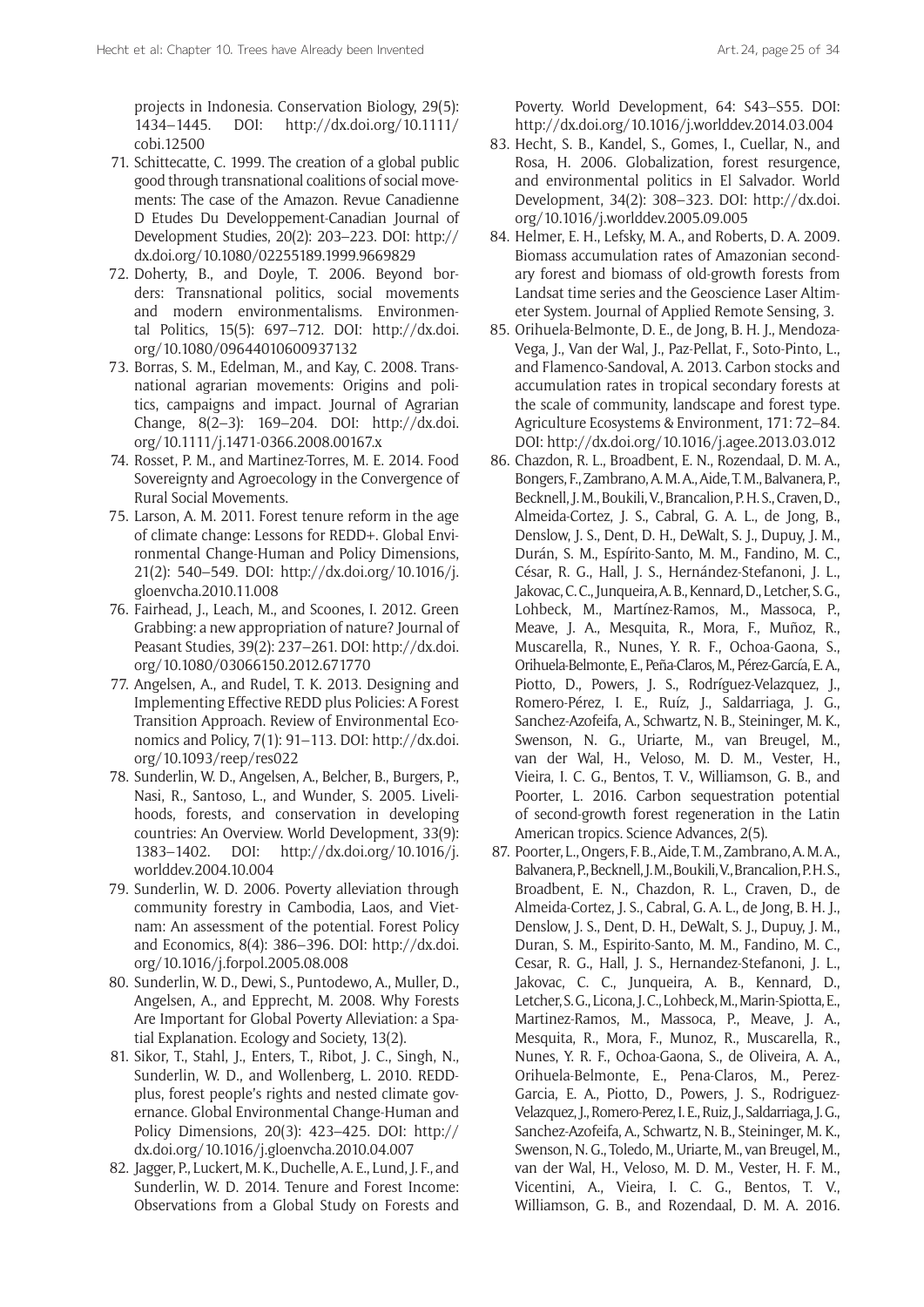projects in Indonesia. Conservation Biology, 29(5): 1434–1445. DOI: http://dx.doi.org/10.1111/cobi.12500

71. Schittecatte, C. 1999. The creation of a global public good through transnational coalitions of social movements: The case of the Amazon. Revue Canadienne D Etudes Du Developpement-Canadian Journal of Development Studies, 20(2): 203–223. DOI: http://dx.doi.org/10.1080/02255189.1999.9669829
72. Doherty, B., and Doyle, T. 2006. Beyond borders: Transnational politics, social movements and modern environmentalisms. Environmental Politics, 15(5): 697–712. DOI: http://dx.doi.org/10.1080/09644010600937132
73. Borras, S. M., Edelman, M., and Kay, C. 2008. Transnational agrarian movements: Origins and politics, campaigns and impact. Journal of Agrarian Change, 8(2–3): 169–204. DOI: http://dx.doi.org/10.1111/j.1471-0366.2008.00167.x
74. Rosset, P. M., and Martinez-Torres, M. E. 2014. Food Sovereignty and Agroecology in the Convergence of Rural Social Movements.
75. Larson, A. M. 2011. Forest tenure reform in the age of climate change: Lessons for REDD+. Global Environmental Change-Human and Policy Dimensions, 21(2): 540–549. DOI: http://dx.doi.org/10.1016/j.gloenvcha.2010.11.008
76. Fairhead, J., Leach, M., and Scoones, I. 2012. Green Grabbing: a new appropriation of nature? Journal of Peasant Studies, 39(2): 237–261. DOI: http://dx.doi.org/10.1080/03066150.2012.671770
77. Angelsen, A., and Rudel, T. K. 2013. Designing and Implementing Effective REDD plus Policies: A Forest Transition Approach. Review of Environmental Economics and Policy, 7(1): 91–113. DOI: http://dx.doi.org/10.1093/reep/res022
78. Sunderlin, W. D., Angelsen, A., Belcher, B., Burgers, P., Nasi, R., Santoso, L., and Wunder, S. 2005. Livelihoods, forests, and conservation in developing countries: An Overview. World Development, 33(9): 1383–1402. DOI: http://dx.doi.org/10.1016/j.worlddev.2004.10.004
79. Sunderlin, W. D. 2006. Poverty alleviation through community forestry in Cambodia, Laos, and Vietnam: An assessment of the potential. Forest Policy and Economics, 8(4): 386–396. DOI: http://dx.doi.org/10.1016/j.forpol.2005.08.008
80. Sunderlin, W. D., Dewi, S., Puntodewo, A., Muller, D., Angelsen, A., and Epprecht, M. 2008. Why Forests Are Important for Global Poverty Alleviation: a Spatial Explanation. Ecology and Society, 13(2).
81. Sikor, T., Stahl, J., Enters, T., Ribot, J. C., Singh, N., Sunderlin, W. D., and Wollenberg, L. 2010. REDD-plus, forest people's rights and nested climate governance. Global Environmental Change-Human and Policy Dimensions, 20(3): 423–425. DOI: http://dx.doi.org/10.1016/j.gloenvcha.2010.04.007
82. Jagger, P., Luckert, M. K., Duchelle, A. E., Lund, J. F., and Sunderlin, W. D. 2014. Tenure and Forest Income: Observations from a Global Study on Forests and Poverty. World Development, 64: S43–S55. DOI: http://dx.doi.org/10.1016/j.worlddev.2014.03.004
83. Hecht, S. B., Kandel, S., Gomes, I., Cuellar, N., and Rosa, H. 2006. Globalization, forest resurgence, and environmental politics in El Salvador. World Development, 34(2): 308–323. DOI: http://dx.doi.org/10.1016/j.worlddev.2005.09.005
84. Helmer, E. H., Lefsky, M. A., and Roberts, D. A. 2009. Biomass accumulation rates of Amazonian secondary forest and biomass of old-growth forests from Landsat time series and the Geoscience Laser Altimeter System. Journal of Applied Remote Sensing, 3.
85. Orihuela-Belmonte, D. E., de Jong, B. H. J., Mendoza-Vega, J., Van der Wal, J., Paz-Pellat, F., Soto-Pinto, L., and Flamenco-Sandoval, A. 2013. Carbon stocks and accumulation rates in tropical secondary forests at the scale of community, landscape and forest type. Agriculture Ecosystems & Environment, 171: 72–84. DOI: http://dx.doi.org/10.1016/j.agee.2013.03.012
86. Chazdon, R. L., Broadbent, E. N., Rozendaal, D. M. A., Bongers, F., Zambrano, A. M. A., Aide, T. M., Balvanera, P., Becknell, J. M., Boukili, V., Brancalion, P. H. S., Craven, D., Almeida-Cortez, J. S., Cabral, G. A. L., de Jong, B., Denslow, J. S., Dent, D. H., DeWalt, S. J., Dupuy, J. M., Durán, S. M., Espírito-Santo, M. M., Fandino, M. C., César, R. G., Hall, J. S., Hernández-Stefanoni, J. L., Jakovac, C. C., Junqueira, A. B., Kennard, D., Letcher, S. G., Lohbeck, M., Martínez-Ramos, M., Massoca, P., Meave, J. A., Mesquita, R., Mora, F., Muñoz, R., Muscarella, R., Nunes, Y. R. F., Ochoa-Gaona, S., Orihuela-Belmonte, E., Peña-Claros, M., Pérez-García, E. A., Piotto, D., Powers, J. S., Rodríguez-Velazquez, J., Romero-Pérez, I. E., Ruíz, J., Saldarriaga, J. G., Sanchez-Azofeifa, A., Schwartz, N. B., Steininger, M. K., Swenson, N. G., Uriarte, M., van Breugel, M., van der Wal, H., Veloso, M. D. M., Vester, H., Vieira, I. C. G., Bentos, T. V., Williamson, G. B., and Poorter, L. 2016. Carbon sequestration potential of second-growth forest regeneration in the Latin American tropics. Science Advances, 2(5).
87. Poorter, L., Ongers, F. B., Aide, T. M., Zambrano, A. M. A., Balvanera, P., Becknell, J. M., Boukili, V., Brancalion, P. H. S., Broadbent, E. N., Chazdon, R. L., Craven, D., de Almeida-Cortez, J. S., Cabral, G. A. L., de Jong, B. H. J., Denslow, J. S., Dent, D. H., DeWalt, S. J., Dupuy, J. M., Duran, S. M., Espirito-Santo, M. M., Fandino, M. C., Cesar, R. G., Hall, J. S., Hernandez-Stefanoni, J. L., Jakovac, C. C., Junqueira, A. B., Kennard, D., Letcher, S. G., Licona, J. C., Lohbeck, M., Marin-Spiotta, E., Martinez-Ramos, M., Massoca, P., Meave, J. A., Mesquita, R., Mora, F., Munoz, R., Muscarella, R., Nunes, Y. R. F., Ochoa-Gaona, S., de Oliveira, A. A., Orihuela-Belmonte, E., Pena-Claros, M., Perez-Garcia, E. A., Piotto, D., Powers, J. S., Rodriguez-Velazquez, J., Romero-Perez, I. E., Ruiz, J., Saldarriaga, J. G., Sanchez-Azofeifa, A., Schwartz, N. B., Steininger, M. K., Swenson, N. G., Toledo, M., Uriarte, M., van Breugel, M., van der Wal, H., Veloso, M. D. M., Vester, H. F. M., Vicentini, A., Vieira, I. C. G., Bentos, T. V., Williamson, G. B., and Rozendaal, D. M. A. 2016.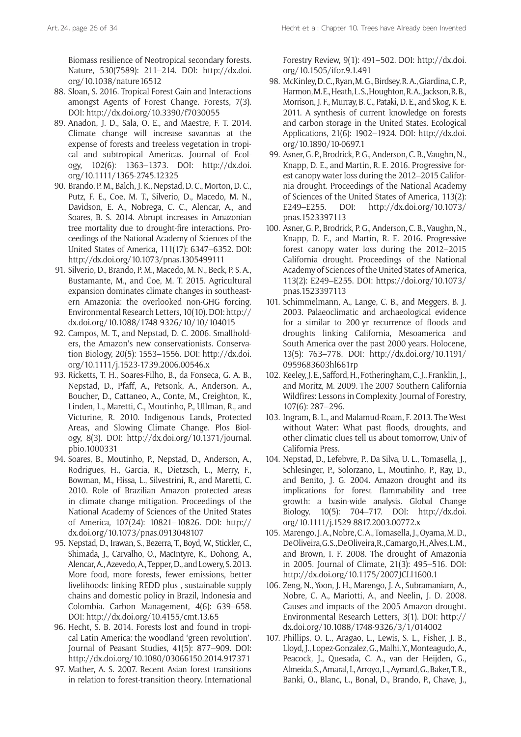Biomass resilience of Neotropical secondary forests. Nature, 530(7589): 211–214. DOI: http://dx.doi.org/10.1038/nature16512

88. Sloan, S. 2016. Tropical Forest Gain and Interactions amongst Agents of Forest Change. Forests, 7(3). DOI: http://dx.doi.org/10.3390/f7030055
89. Anadon, J. D., Sala, O. E., and Maestre, F. T. 2014. Climate change will increase savannas at the expense of forests and treeless vegetation in tropical and subtropical Americas. Journal of Ecology, 102(6): 1363–1373. DOI: http://dx.doi.org/10.1111/1365-2745.12325
90. Brando, P. M., Balch, J. K., Nepstad, D. C., Morton, D. C., Putz, F. E., Coe, M. T., Silverio, D., Macedo, M. N., Davidson, E. A., Nobrega, C. C., Alencar, A., and Soares, B. S. 2014. Abrupt increases in Amazonian tree mortality due to drought-fire interactions. Proceedings of the National Academy of Sciences of the United States of America, 111(17): 6347–6352. DOI: http://dx.doi.org/10.1073/pnas.1305499111
91. Silverio, D., Brando, P. M., Macedo, M. N., Beck, P. S. A., Bustamante, M., and Coe, M. T. 2015. Agricultural expansion dominates climate changes in southeastern Amazonia: the overlooked non-GHG forcing. Environmental Research Letters, 10(10). DOI: http://dx.doi.org/10.1088/1748-9326/10/10/104015
92. Campos, M. T., and Nepstad, D. C. 2006. Smallholders, the Amazon's new conservationists. Conservation Biology, 20(5): 1553–1556. DOI: http://dx.doi.org/10.1111/j.1523-1739.2006.00546.x
93. Ricketts, T. H., Soares-Filho, B., da Fonseca, G. A. B., Nepstad, D., Pfaff, A., Petsonk, A., Anderson, A., Boucher, D., Cattaneo, A., Conte, M., Creighton, K., Linden, L., Maretti, C., Moutinho, P., Ullman, R., and Victurine, R. 2010. Indigenous Lands, Protected Areas, and Slowing Climate Change. Plos Biology, 8(3). DOI: http://dx.doi.org/10.1371/journal.pbio.1000331
94. Soares, B., Moutinho, P., Nepstad, D., Anderson, A., Rodrigues, H., Garcia, R., Dietzsch, L., Merry, F., Bowman, M., Hissa, L., Silvestrini, R., and Maretti, C. 2010. Role of Brazilian Amazon protected areas in climate change mitigation. Proceedings of the National Academy of Sciences of the United States of America, 107(24): 10821–10826. DOI: http://dx.doi.org/10.1073/pnas.0913048107
95. Nepstad, D., Irawan, S., Bezerra, T., Boyd, W., Stickler, C., Shimada, J., Carvalho, O., MacIntyre, K., Dohong, A., Alencar, A., Azevedo, A., Tepper, D., and Lowery, S. 2013. More food, more forests, fewer emissions, better livelihoods: linking REDD plus , sustainable supply chains and domestic policy in Brazil, Indonesia and Colombia. Carbon Management, 4(6): 639–658. DOI: http://dx.doi.org/10.4155/cmt.13.65
96. Hecht, S. B. 2014. Forests lost and found in tropical Latin America: the woodland 'green revolution'. Journal of Peasant Studies, 41(5): 877–909. DOI: http://dx.doi.org/10.1080/03066150.2014.917371
97. Mather, A. S. 2007. Recent Asian forest transitions in relation to forest-transition theory. International Forestry Review, 9(1): 491–502. DOI: http://dx.doi.org/10.1505/ifor.9.1.491
98. McKinley, D. C., Ryan, M. G., Birdsey, R. A., Giardina, C. P., Harmon, M. E., Heath, L. S., Houghton, R. A., Jackson, R. B., Morrison, J. F., Murray, B. C., Pataki, D. E., and Skog, K. E. 2011. A synthesis of current knowledge on forests and carbon storage in the United States. Ecological Applications, 21(6): 1902–1924. DOI: http://dx.doi.org/10.1890/10-0697.1
99. Asner, G. P., Brodrick, P. G., Anderson, C. B., Vaughn, N., Knapp, D. E., and Martin, R. E. 2016. Progressive forest canopy water loss during the 2012–2015 California drought. Proceedings of the National Academy of Sciences of the United States of America, 113(2): E249–E255. DOI: http://dx.doi.org/10.1073/pnas.1523397113
100. Asner, G. P., Brodrick, P. G., Anderson, C. B., Vaughn, N., Knapp, D. E., and Martin, R. E. 2016. Progressive forest canopy water loss during the 2012–2015 California drought. Proceedings of the National Academy of Sciences of the United States of America, 113(2): E249–E255. DOI: https://doi.org/10.1073/pnas.1523397113
101. Schimmelmann, A., Lange, C. B., and Meggers, B. J. 2003. Palaeoclimatic and archaeological evidence for a similar to 200-yr recurrence of floods and droughts linking California, Mesoamerica and South America over the past 2000 years. Holocene, 13(5): 763–778. DOI: http://dx.doi.org/10.1191/0959683603hl661rp
102. Keeley, J. E., Safford, H., Fotheringham, C. J., Franklin, J., and Moritz, M. 2009. The 2007 Southern California Wildfires: Lessons in Complexity. Journal of Forestry, 107(6): 287–296.
103. Ingram, B. L., and Malamud-Roam, F. 2013. The West without Water: What past floods, droughts, and other climatic clues tell us about tomorrow, Univ of California Press.
104. Nepstad, D., Lefebvre, P., Da Silva, U. L., Tomasella, J., Schlesinger, P., Solorzano, L., Moutinho, P., Ray, D., and Benito, J. G. 2004. Amazon drought and its implications for forest flammability and tree growth: a basin-wide analysis. Global Change Biology, 10(5): 704–717. DOI: http://dx.doi.org/10.1111/j.1529-8817.2003.00772.x
105. Marengo, J. A., Nobre, C. A., Tomasella, J., Oyama, M. D., De Oliveira, G. S., De Oliveira, R., Camargo, H., Alves, L. M., and Brown, I. F. 2008. The drought of Amazonia in 2005. Journal of Climate, 21(3): 495–516. DOI: http://dx.doi.org/10.1175/2007JCLI1600.1
106. Zeng, N., Yoon, J. H., Marengo, J. A., Subramaniam, A., Nobre, C. A., Mariotti, A., and Neelin, J. D. 2008. Causes and impacts of the 2005 Amazon drought. Environmental Research Letters, 3(1). DOI: http://dx.doi.org/10.1088/1748-9326/3/1/014002
107. Phillips, O. L., Aragao, L., Lewis, S. L., Fisher, J. B., Lloyd, J., Lopez-Gonzalez, G., Malhi, Y., Monteagudo, A., Peacock, J., Quesada, C. A., van der Heijden, G., Almeida, S., Amaral, I., Arroyo, L., Aymard, G., Baker, T. R., Banki, O., Blanc, L., Bonal, D., Brando, P., Chave, J.,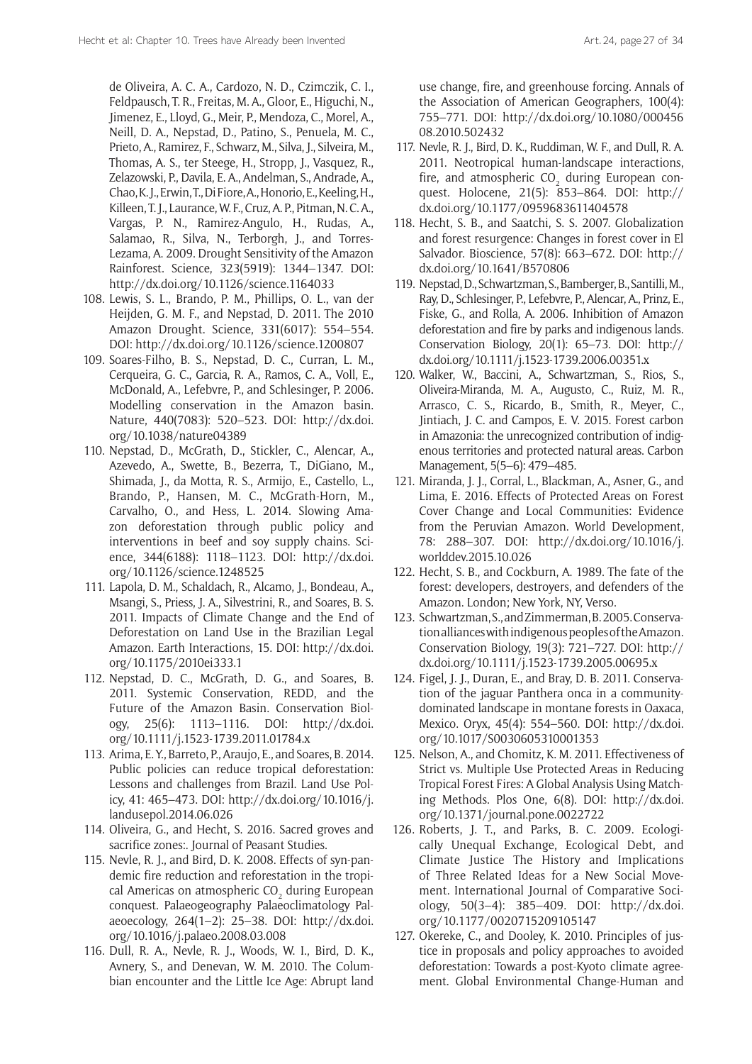de Oliveira, A. C. A., Cardozo, N. D., Czimczik, C. I., Feldpausch, T. R., Freitas, M. A., Gloor, E., Higuchi, N., Jimenez, E., Lloyd, G., Meir, P., Mendoza, C., Morel, A., Neill, D. A., Nepstad, D., Patino, S., Penuela, M. C., Prieto, A., Ramirez, F., Schwarz, M., Silva, J., Silveira, M., Thomas, A. S., ter Steege, H., Stropp, J., Vasquez, R., Zelazowski, P., Davila, E. A., Andelman, S., Andrade, A., Chao, K. J., Erwin, T., Di Fiore, A., Honorio, E., Keeling, H., Killeen, T. J., Laurance, W. F., Cruz, A. P., Pitman, N. C. A., Vargas, P. N., Ramirez-Angulo, H., Rudas, A., Salamao, R., Silva, N., Terborgh, J., and Torres-Lezama, A. 2009. Drought Sensitivity of the Amazon Rainforest. Science, 323(5919): 1344–1347. DOI: http://dx.doi.org/10.1126/science.1164033

108. Lewis, S. L., Brando, P. M., Phillips, O. L., van der Heijden, G. M. F., and Nepstad, D. 2011. The 2010 Amazon Drought. Science, 331(6017): 554–554. DOI: http://dx.doi.org/10.1126/science.1200807
109. Soares-Filho, B. S., Nepstad, D. C., Curran, L. M., Cerqueira, G. C., Garcia, R. A., Ramos, C. A., Voll, E., McDonald, A., Lefebvre, P., and Schlesinger, P. 2006. Modelling conservation in the Amazon basin. Nature, 440(7083): 520–523. DOI: http://dx.doi.org/10.1038/nature04389
110. Nepstad, D., McGrath, D., Stickler, C., Alencar, A., Azevedo, A., Swette, B., Bezerra, T., DiGiano, M., Shimada, J., da Motta, R. S., Armijo, E., Castello, L., Brando, P., Hansen, M. C., McGrath-Horn, M., Carvalho, O., and Hess, L. 2014. Slowing Amazon deforestation through public policy and interventions in beef and soy supply chains. Science, 344(6188): 1118–1123. DOI: http://dx.doi.org/10.1126/science.1248525
111. Lapola, D. M., Schaldach, R., Alcamo, J., Bondeau, A., Msangi, S., Priess, J. A., Silvestrini, R., and Soares, B. S. 2011. Impacts of Climate Change and the End of Deforestation on Land Use in the Brazilian Legal Amazon. Earth Interactions, 15. DOI: http://dx.doi.org/10.1175/2010ei333.1
112. Nepstad, D. C., McGrath, D. G., and Soares, B. 2011. Systemic Conservation, REDD, and the Future of the Amazon Basin. Conservation Biology, 25(6): 1113–1116. DOI: http://dx.doi.org/10.1111/j.1523-1739.2011.01784.x
113. Arima, E. Y., Barreto, P., Araujo, E., and Soares, B. 2014. Public policies can reduce tropical deforestation: Lessons and challenges from Brazil. Land Use Policy, 41: 465–473. DOI: http://dx.doi.org/10.1016/j.landusepol.2014.06.026
114. Oliveira, G., and Hecht, S. 2016. Sacred groves and sacrifice zones:. Journal of Peasant Studies.
115. Nevle, R. J., and Bird, D. K. 2008. Effects of syn-pandemic fire reduction and reforestation in the tropical Americas on atmospheric $CO_2$ during European conquest. Palaeogeography Palaeoclimatology Palaeoecology, 264(1–2): 25–38. DOI: http://dx.doi.org/10.1016/j.palaeo.2008.03.008
116. Dull, R. A., Nevle, R. J., Woods, W. I., Bird, D. K., Avnery, S., and Denevan, W. M. 2010. The Columbian encounter and the Little Ice Age: Abrupt land use change, fire, and greenhouse forcing. Annals of the Association of American Geographers, 100(4): 755–771. DOI: http://dx.doi.org/10.1080/00045608.2010.502432
117. Nevle, R. J., Bird, D. K., Ruddiman, W. F., and Dull, R. A. 2011. Neotropical human-landscape interactions, fire, and atmospheric $CO_2$ during European conquest. Holocene, 21(5): 853–864. DOI: http://dx.doi.org/10.1177/0959683611404578
118. Hecht, S. B., and Saatchi, S. S. 2007. Globalization and forest resurgence: Changes in forest cover in El Salvador. Bioscience, 57(8): 663–672. DOI: http://dx.doi.org/10.1641/B570806
119. Nepstad, D., Schwartzman, S., Bamberger, B., Santilli, M., Ray, D., Schlesinger, P., Lefebvre, P., Alencar, A., Prinz, E., Fiske, G., and Rolla, A. 2006. Inhibition of Amazon deforestation and fire by parks and indigenous lands. Conservation Biology, 20(1): 65–73. DOI: http://dx.doi.org/10.1111/j.1523-1739.2006.00351.x
120. Walker, W., Baccini, A., Schwartzman, S., Rios, S., Oliveira-Miranda, M. A., Augusto, C., Ruiz, M. R., Arrasco, C. S., Ricardo, B., Smith, R., Meyer, C., Jintiach, J. C. and Campos, E. V. 2015. Forest carbon in Amazonia: the unrecognized contribution of indigenous territories and protected natural areas. Carbon Management, 5(5–6): 479–485.
121. Miranda, J. J., Corral, L., Blackman, A., Asner, G., and Lima, E. 2016. Effects of Protected Areas on Forest Cover Change and Local Communities: Evidence from the Peruvian Amazon. World Development, 78: 288–307. DOI: http://dx.doi.org/10.1016/j.worlddev.2015.10.026
122. Hecht, S. B., and Cockburn, A. 1989. The fate of the forest: developers, destroyers, and defenders of the Amazon. London; New York, NY, Verso.
123. Schwartzman, S., and Zimmerman, B. 2005. Conservation alliances with indigenous peoples of the Amazon. Conservation Biology, 19(3): 721–727. DOI: http://dx.doi.org/10.1111/j.1523-1739.2005.00695.x
124. Figel, J. J., Duran, E., and Bray, D. B. 2011. Conservation of the jaguar Panthera onca in a community-dominated landscape in montane forests in Oaxaca, Mexico. Oryx, 45(4): 554–560. DOI: http://dx.doi.org/10.1017/S0030605310001353
125. Nelson, A., and Chomitz, K. M. 2011. Effectiveness of Strict vs. Multiple Use Protected Areas in Reducing Tropical Forest Fires: A Global Analysis Using Matching Methods. Plos One, 6(8). DOI: http://dx.doi.org/10.1371/journal.pone.0022722
126. Roberts, J. T., and Parks, B. C. 2009. Ecologically Unequal Exchange, Ecological Debt, and Climate Justice The History and Implications of Three Related Ideas for a New Social Movement. International Journal of Comparative Sociology, 50(3–4): 385–409. DOI: http://dx.doi.org/10.1177/0020715209105147
127. Okereke, C., and Dooley, K. 2010. Principles of justice in proposals and policy approaches to avoided deforestation: Towards a post-Kyoto climate agreement. Global Environmental Change-Human and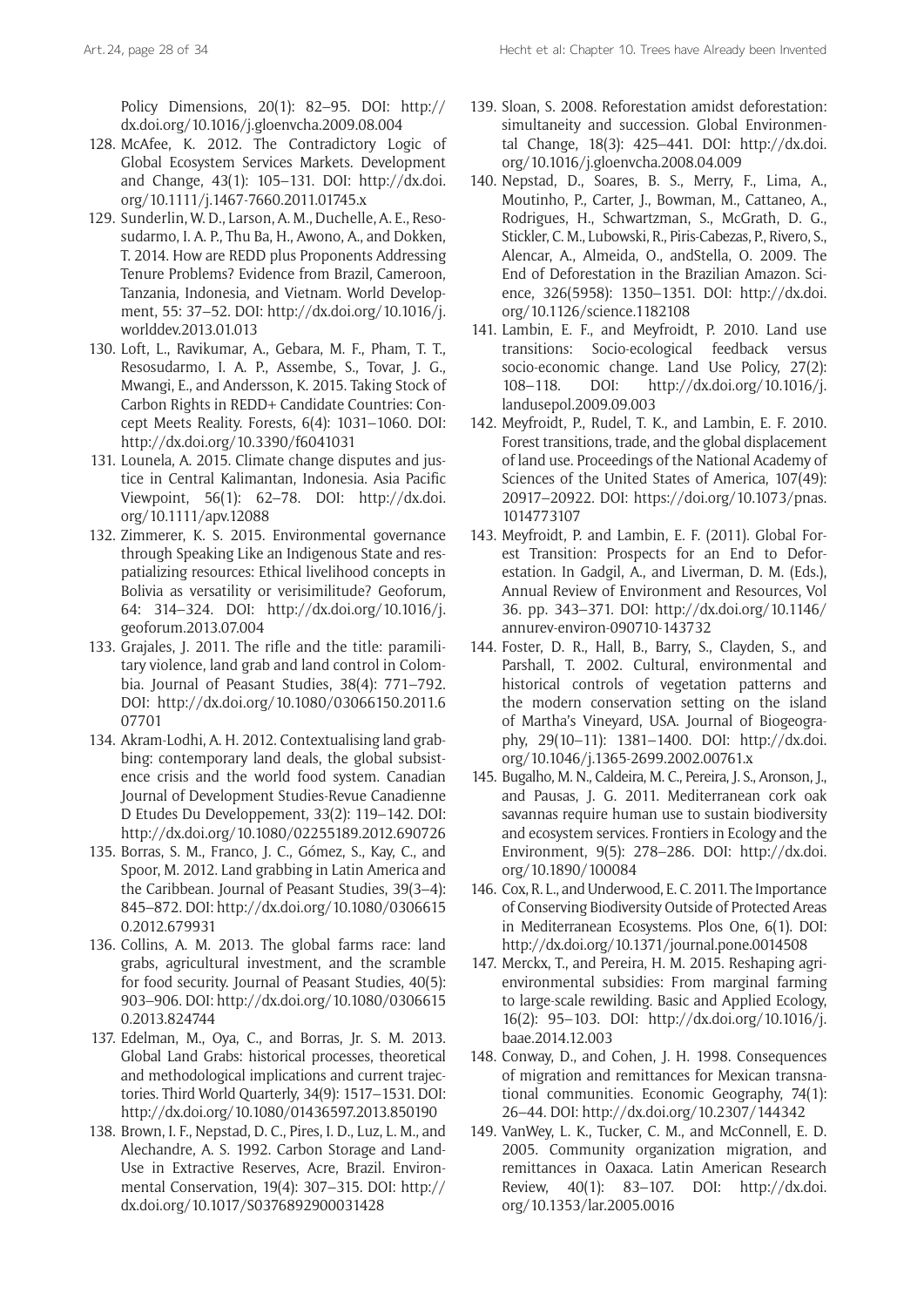Policy Dimensions, 20(1): 82–95. DOI: http://dx.doi.org/10.1016/j.gloenvcha.2009.08.004

128. McAfee, K. 2012. The Contradictory Logic of Global Ecosystem Services Markets. Development and Change, 43(1): 105–131. DOI: http://dx.doi.org/10.1111/j.1467-7660.2011.01745.x
129. Sunderlin, W. D., Larson, A. M., Duchelle, A. E., Resosudarmo, I. A. P., Thu Ba, H., Awono, A., and Dokken, T. 2014. How are REDD plus Proponents Addressing Tenure Problems? Evidence from Brazil, Cameroon, Tanzania, Indonesia, and Vietnam. World Development, 55: 37–52. DOI: http://dx.doi.org/10.1016/j.worlddev.2013.01.013
130. Loft, L., Ravikumar, A., Gebara, M. F., Pham, T. T., Resosudarmo, I. A. P., Assembe, S., Tovar, J. G., Mwangi, E., and Andersson, K. 2015. Taking Stock of Carbon Rights in REDD+ Candidate Countries: Concept Meets Reality. Forests, 6(4): 1031–1060. DOI: http://dx.doi.org/10.3390/f6041031
131. Lounela, A. 2015. Climate change disputes and justice in Central Kalimantan, Indonesia. Asia Pacific Viewpoint, 56(1): 62–78. DOI: http://dx.doi.org/10.1111/apv.12088
132. Zimmerer, K. S. 2015. Environmental governance through Speaking Like an Indigenous State and respatializing resources: Ethical livelihood concepts in Bolivia as versatility or verisimilitude? Geoforum, 64: 314–324. DOI: http://dx.doi.org/10.1016/j.geoforum.2013.07.004
133. Grajales, J. 2011. The rifle and the title: paramilitary violence, land grab and land control in Colombia. Journal of Peasant Studies, 38(4): 771–792. DOI: http://dx.doi.org/10.1080/03066150.2011.607701
134. Akram-Lodhi, A. H. 2012. Contextualising land grabbing: contemporary land deals, the global subsistence crisis and the world food system. Canadian Journal of Development Studies-Revue Canadienne D Etudes Du Developpement, 33(2): 119–142. DOI: http://dx.doi.org/10.1080/02255189.2012.690726
135. Borras, S. M., Franco, J. C., Gómez, S., Kay, C., and Spoor, M. 2012. Land grabbing in Latin America and the Caribbean. Journal of Peasant Studies, 39(3–4): 845–872. DOI: http://dx.doi.org/10.1080/03066150.2012.679931
136. Collins, A. M. 2013. The global farms race: land grabs, agricultural investment, and the scramble for food security. Journal of Peasant Studies, 40(5): 903–906. DOI: http://dx.doi.org/10.1080/03066150.2013.824744
137. Edelman, M., Oya, C., and Borras, Jr. S. M. 2013. Global Land Grabs: historical processes, theoretical and methodological implications and current trajectories. Third World Quarterly, 34(9): 1517–1531. DOI: http://dx.doi.org/10.1080/01436597.2013.850190
138. Brown, I. F., Nepstad, D. C., Pires, I. D., Luz, L. M., and Alechandre, A. S. 1992. Carbon Storage and Land-Use in Extractive Reserves, Acre, Brazil. Environmental Conservation, 19(4): 307–315. DOI: http://dx.doi.org/10.1017/S0376892900031428
139. Sloan, S. 2008. Reforestation amidst deforestation: simultaneity and succession. Global Environmental Change, 18(3): 425–441. DOI: http://dx.doi.org/10.1016/j.gloenvcha.2008.04.009
140. Nepstad, D., Soares, B. S., Merry, F., Lima, A., Moutinho, P., Carter, J., Bowman, M., Cattaneo, A., Rodrigues, H., Schwartzman, S., McGrath, D. G., Stickler, C. M., Lubowski, R., Piris-Cabezas, P., Rivero, S., Alencar, A., Almeida, O., andStella, O. 2009. The End of Deforestation in the Brazilian Amazon. Science, 326(5958): 1350–1351. DOI: http://dx.doi.org/10.1126/science.1182108
141. Lambin, E. F., and Meyfroidt, P. 2010. Land use transitions: Socio-ecological feedback versus socio-economic change. Land Use Policy, 27(2): 108–118. DOI: http://dx.doi.org/10.1016/j.landusepol.2009.09.003
142. Meyfroidt, P., Rudel, T. K., and Lambin, E. F. 2010. Forest transitions, trade, and the global displacement of land use. Proceedings of the National Academy of Sciences of the United States of America, 107(49): 20917–20922. DOI: https://doi.org/10.1073/pnas.1014773107
143. Meyfroidt, P. and Lambin, E. F. (2011). Global Forest Transition: Prospects for an End to Deforestation. In Gadgil, A., and Liverman, D. M. (Eds.), Annual Review of Environment and Resources, Vol 36. pp. 343–371. DOI: http://dx.doi.org/10.1146/annurev-environ-090710-143732
144. Foster, D. R., Hall, B., Barry, S., Clayden, S., and Parshall, T. 2002. Cultural, environmental and historical controls of vegetation patterns and the modern conservation setting on the island of Martha's Vineyard, USA. Journal of Biogeography, 29(10–11): 1381–1400. DOI: http://dx.doi.org/10.1046/j.1365-2699.2002.00761.x
145. Bugalho, M. N., Caldeira, M. C., Pereira, J. S., Aronson, J., and Pausas, J. G. 2011. Mediterranean cork oak savannas require human use to sustain biodiversity and ecosystem services. Frontiers in Ecology and the Environment, 9(5): 278–286. DOI: http://dx.doi.org/10.1890/100084
146. Cox, R. L., and Underwood, E. C. 2011. The Importance of Conserving Biodiversity Outside of Protected Areas in Mediterranean Ecosystems. Plos One, 6(1). DOI: http://dx.doi.org/10.1371/journal.pone.0014508
147. Merckx, T., and Pereira, H. M. 2015. Reshaping agri-environmental subsidies: From marginal farming to large-scale rewilding. Basic and Applied Ecology, 16(2): 95–103. DOI: http://dx.doi.org/10.1016/j.baae.2014.12.003
148. Conway, D., and Cohen, J. H. 1998. Consequences of migration and remittances for Mexican transnational communities. Economic Geography, 74(1): 26–44. DOI: http://dx.doi.org/10.2307/144342
149. VanWey, L. K., Tucker, C. M., and McConnell, E. D. 2005. Community organization migration, and remittances in Oaxaca. Latin American Research Review, 40(1): 83–107. DOI: http://dx.doi.org/10.1353/lar.2005.0016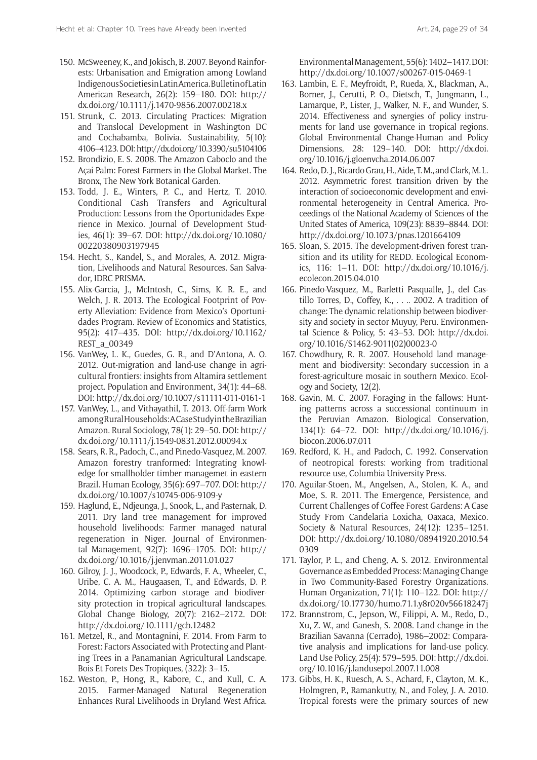150. McSweeney, K., and Jokisch, B. 2007. Beyond Rainforests: Urbanisation and Emigration among Lowland Indigenous Societies in Latin America. Bulletin of Latin American Research, 26(2): 159–180. DOI: http://dx.doi.org/10.1111/j.1470-9856.2007.00218.x
151. Strunk, C. 2013. Circulating Practices: Migration and Translocal Development in Washington DC and Cochabamba, Bolivia. Sustainability, 5(10): 4106–4123. DOI: http://dx.doi.org/10.3390/su5104106
152. Brondizio, E. S. 2008. The Amazon Caboclo and the Açai Palm: Forest Farmers in the Global Market. The Bronx, The New York Botanical Garden.
153. Todd, J. E., Winters, P. C., and Hertz, T. 2010. Conditional Cash Transfers and Agricultural Production: Lessons from the Oportunidades Experience in Mexico. Journal of Development Studies, 46(1): 39–67. DOI: http://dx.doi.org/10.1080/00220380903197945
154. Hecht, S., Kandel, S., and Morales, A. 2012. Migration, Livelihoods and Natural Resources. San Salvador, IDRC PRISMA.
155. Alix-Garcia, J., McIntosh, C., Sims, K. R. E., and Welch, J. R. 2013. The Ecological Footprint of Poverty Alleviation: Evidence from Mexico's Oportunidades Program. Review of Economics and Statistics, 95(2): 417–435. DOI: http://dx.doi.org/10.1162/REST_a_00349
156. VanWey, L. K., Guedes, G. R., and D'Antona, A. O. 2012. Out-migration and land-use change in agricultural frontiers: insights from Altamira settlement project. Population and Environment, 34(1): 44–68. DOI: http://dx.doi.org/10.1007/s11111-011-0161-1
157. VanWey, L., and Vithayathil, T. 2013. Off-farm Work among Rural Households: A Case Study in the Brazilian Amazon. Rural Sociology, 78(1): 29–50. DOI: http://dx.doi.org/10.1111/j.1549-0831.2012.00094.x
158. Sears, R. R., Padoch, C., and Pinedo-Vasquez, M. 2007. Amazon forestry tranformed: Integrating knowledge for smallholder timber managemet in eastern Brazil. Human Ecology, 35(6): 697–707. DOI: http://dx.doi.org/10.1007/s10745-006-9109-y
159. Haglund, E., Ndjeunga, J., Snook, L., and Pasternak, D. 2011. Dry land tree management for improved household livelihoods: Farmer managed natural regeneration in Niger. Journal of Environmental Management, 92(7): 1696–1705. DOI: http://dx.doi.org/10.1016/j.jenvman.2011.01.027
160. Gilroy, J. J., Woodcock, P., Edwards, F. A., Wheeler, C., Uribe, C. A. M., Haugaasen, T., and Edwards, D. P. 2014. Optimizing carbon storage and biodiversity protection in tropical agricultural landscapes. Global Change Biology, 20(7): 2162–2172. DOI: http://dx.doi.org/10.1111/gcb.12482
161. Metzel, R., and Montagnini, F. 2014. From Farm to Forest: Factors Associated with Protecting and Planting Trees in a Panamanian Agricultural Landscape. Bois Et Forets Des Tropiques, (322): 3–15.
162. Weston, P., Hong, R., Kabore, C., and Kull, C. A. 2015. Farmer-Managed Natural Regeneration Enhances Rural Livelihoods in Dryland West Africa. Environmental Management, 55(6): 1402–1417. DOI: http://dx.doi.org/10.1007/s00267-015-0469-1
163. Lambin, E. F., Meyfroidt, P., Rueda, X., Blackman, A., Borner, J., Cerutti, P. O., Dietsch, T., Jungmann, L., Lamarque, P., Lister, J., Walker, N. F., and Wunder, S. 2014. Effectiveness and synergies of policy instruments for land use governance in tropical regions. Global Environmental Change-Human and Policy Dimensions, 28: 129–140. DOI: http://dx.doi.org/10.1016/j.gloenvcha.2014.06.007
164. Redo, D. J., Ricardo Grau, H., Aide, T. M., and Clark, M. L. 2012. Asymmetric forest transition driven by the interaction of socioeconomic development and environmental heterogeneity in Central America. Proceedings of the National Academy of Sciences of the United States of America, 109(23): 8839–8844. DOI: http://dx.doi.org/10.1073/pnas.1201664109
165. Sloan, S. 2015. The development-driven forest transition and its utility for REDD. Ecological Economics, 116: 1–11. DOI: http://dx.doi.org/10.1016/j.ecolecon.2015.04.010
166. Pinedo-Vasquez, M., Barletti Pasqualle, J., del Castillo Torres, D., Coffey, K., . . .. 2002. A tradition of change: The dynamic relationship between biodiversity and society in sector Muyuy, Peru. Environmental Science & Policy, 5: 43–53. DOI: http://dx.doi.org/10.1016/S1462-9011(02)00023-0
167. Chowdhury, R. R. 2007. Household land management and biodiversity: Secondary succession in a forest-agriculture mosaic in southern Mexico. Ecology and Society, 12(2).
168. Gavin, M. C. 2007. Foraging in the fallows: Hunting patterns across a successional continuum in the Peruvian Amazon. Biological Conservation, 134(1): 64–72. DOI: http://dx.doi.org/10.1016/j.biocon.2006.07.011
169. Redford, K. H., and Padoch, C. 1992. Conservation of neotropical forests: working from traditional resource use, Columbia University Press.
170. Aguilar-Stoen, M., Angelsen, A., Stolen, K. A., and Moe, S. R. 2011. The Emergence, Persistence, and Current Challenges of Coffee Forest Gardens: A Case Study From Candelaria Loxicha, Oaxaca, Mexico. Society & Natural Resources, 24(12): 1235–1251. DOI: http://dx.doi.org/10.1080/08941920.2010.540309
171. Taylor, P. L., and Cheng, A. S. 2012. Environmental Governance as Embedded Process: Managing Change in Two Community-Based Forestry Organizations. Human Organization, 71(1): 110–122. DOI: http://dx.doi.org/10.17730/humo.71.1.y8r020v56618247j
172. Brannstrom, C., Jepson, W., Filippi, A. M., Redo, D., Xu, Z. W., and Ganesh, S. 2008. Land change in the Brazilian Savanna (Cerrado), 1986–2002: Comparative analysis and implications for land-use policy. Land Use Policy, 25(4): 579–595. DOI: http://dx.doi.org/10.1016/j.landusepol.2007.11.008
173. Gibbs, H. K., Ruesch, A. S., Achard, F., Clayton, M. K., Holmgren, P., Ramankutty, N., and Foley, J. A. 2010. Tropical forests were the primary sources of new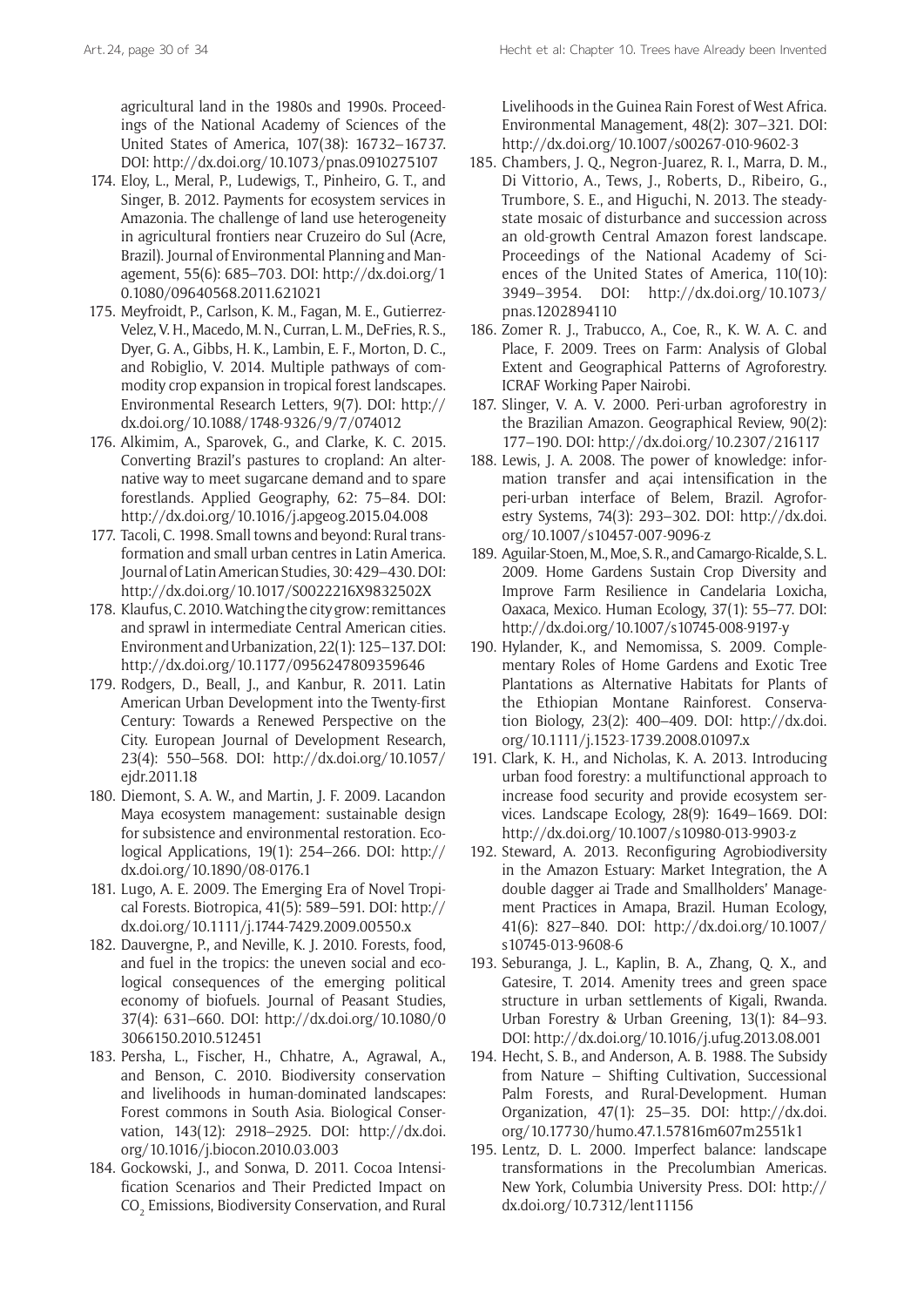agricultural land in the 1980s and 1990s. Proceedings of the National Academy of Sciences of the United States of America, 107(38): 16732–16737. DOI: http://dx.doi.org/10.1073/pnas.0910275107

174. Eloy, L., Meral, P., Ludewigs, T., Pinheiro, G. T., and Singer, B. 2012. Payments for ecosystem services in Amazonia. The challenge of land use heterogeneity in agricultural frontiers near Cruzeiro do Sul (Acre, Brazil). Journal of Environmental Planning and Management, 55(6): 685–703. DOI: http://dx.doi.org/10.1080/09640568.2011.621021
175. Meyfroidt, P., Carlson, K. M., Fagan, M. E., Gutierrez-Velez, V. H., Macedo, M. N., Curran, L. M., DeFries, R. S., Dyer, G. A., Gibbs, H. K., Lambin, E. F., Morton, D. C., and Robiglio, V. 2014. Multiple pathways of commodity crop expansion in tropical forest landscapes. Environmental Research Letters, 9(7). DOI: http://dx.doi.org/10.1088/1748-9326/9/7/074012
176. Alkimim, A., Sparovek, G., and Clarke, K. C. 2015. Converting Brazil's pastures to cropland: An alternative way to meet sugarcane demand and to spare forestlands. Applied Geography, 62: 75–84. DOI: http://dx.doi.org/10.1016/j.apgeog.2015.04.008
177. Tacoli, C. 1998. Small towns and beyond: Rural transformation and small urban centres in Latin America. Journal of Latin American Studies, 30: 429–430. DOI: http://dx.doi.org/10.1017/S0022216X9832502X
178. Klaufus, C. 2010. Watching the city grow: remittances and sprawl in intermediate Central American cities. Environment and Urbanization, 22(1): 125–137. DOI: http://dx.doi.org/10.1177/0956247809359646
179. Rodgers, D., Beall, J., and Kanbur, R. 2011. Latin American Urban Development into the Twenty-first Century: Towards a Renewed Perspective on the City. European Journal of Development Research, 23(4): 550–568. DOI: http://dx.doi.org/10.1057/ejdr.2011.18
180. Diemont, S. A. W., and Martin, J. F. 2009. Lacandon Maya ecosystem management: sustainable design for subsistence and environmental restoration. Ecological Applications, 19(1): 254–266. DOI: http://dx.doi.org/10.1890/08-0176.1
181. Lugo, A. E. 2009. The Emerging Era of Novel Tropical Forests. Biotropica, 41(5): 589–591. DOI: http://dx.doi.org/10.1111/j.1744-7429.2009.00550.x
182. Dauvergne, P., and Neville, K. J. 2010. Forests, food, and fuel in the tropics: the uneven social and ecological consequences of the emerging political economy of biofuels. Journal of Peasant Studies, 37(4): 631–660. DOI: http://dx.doi.org/10.1080/03066150.2010.512451
183. Persha, L., Fischer, H., Chhatre, A., Agrawal, A., and Benson, C. 2010. Biodiversity conservation and livelihoods in human-dominated landscapes: Forest commons in South Asia. Biological Conservation, 143(12): 2918–2925. DOI: http://dx.doi.org/10.1016/j.biocon.2010.03.003
184. Gockowski, J., and Sonwa, D. 2011. Cocoa Intensification Scenarios and Their Predicted Impact on $CO_2$ Emissions, Biodiversity Conservation, and Rural Livelihoods in the Guinea Rain Forest of West Africa. Environmental Management, 48(2): 307–321. DOI: http://dx.doi.org/10.1007/s00267-010-9602-3
185. Chambers, J. Q., Negron-Juarez, R. I., Marra, D. M., Di Vittorio, A., Tews, J., Roberts, D., Ribeiro, G., Trumbore, S. E., and Higuchi, N. 2013. The steady-state mosaic of disturbance and succession across an old-growth Central Amazon forest landscape. Proceedings of the National Academy of Sciences of the United States of America, 110(10): 3949–3954. DOI: http://dx.doi.org/10.1073/pnas.1202894110
186. Zomer R. J., Trabucco, A., Coe, R., K. W. A. C. and Place, F. 2009. Trees on Farm: Analysis of Global Extent and Geographical Patterns of Agroforestry. ICRAF Working Paper Nairobi.
187. Slinger, V. A. V. 2000. Peri-urban agroforestry in the Brazilian Amazon. Geographical Review, 90(2): 177–190. DOI: http://dx.doi.org/10.2307/216117
188. Lewis, J. A. 2008. The power of knowledge: information transfer and açai intensification in the peri-urban interface of Belem, Brazil. Agroforestry Systems, 74(3): 293–302. DOI: http://dx.doi.org/10.1007/s10457-007-9096-z
189. Aguilar-Stoen, M., Moe, S. R., and Camargo-Ricalde, S. L. 2009. Home Gardens Sustain Crop Diversity and Improve Farm Resilience in Candelaria Loxicha, Oaxaca, Mexico. Human Ecology, 37(1): 55–77. DOI: http://dx.doi.org/10.1007/s10745-008-9197-y
190. Hylander, K., and Nemomissa, S. 2009. Complementary Roles of Home Gardens and Exotic Tree Plantations as Alternative Habitats for Plants of the Ethiopian Montane Rainforest. Conservation Biology, 23(2): 400–409. DOI: http://dx.doi.org/10.1111/j.1523-1739.2008.01097.x
191. Clark, K. H., and Nicholas, K. A. 2013. Introducing urban food forestry: a multifunctional approach to increase food security and provide ecosystem services. Landscape Ecology, 28(9): 1649–1669. DOI: http://dx.doi.org/10.1007/s10980-013-9903-z
192. Steward, A. 2013. Reconfiguring Agrobiodiversity in the Amazon Estuary: Market Integration, the A double dagger ai Trade and Smallholders' Management Practices in Amapa, Brazil. Human Ecology, 41(6): 827–840. DOI: http://dx.doi.org/10.1007/s10745-013-9608-6
193. Seburanga, J. L., Kaplin, B. A., Zhang, Q. X., and Gatesire, T. 2014. Amenity trees and green space structure in urban settlements of Kigali, Rwanda. Urban Forestry & Urban Greening, 13(1): 84–93. DOI: http://dx.doi.org/10.1016/j.ufug.2013.08.001
194. Hecht, S. B., and Anderson, A. B. 1988. The Subsidy from Nature – Shifting Cultivation, Successional Palm Forests, and Rural-Development. Human Organization, 47(1): 25–35. DOI: http://dx.doi.org/10.17730/humo.47.1.57816m607m2551k1
195. Lentz, D. L. 2000. Imperfect balance: landscape transformations in the Precolumbian Americas. New York, Columbia University Press. DOI: http://dx.doi.org/10.7312/lent11156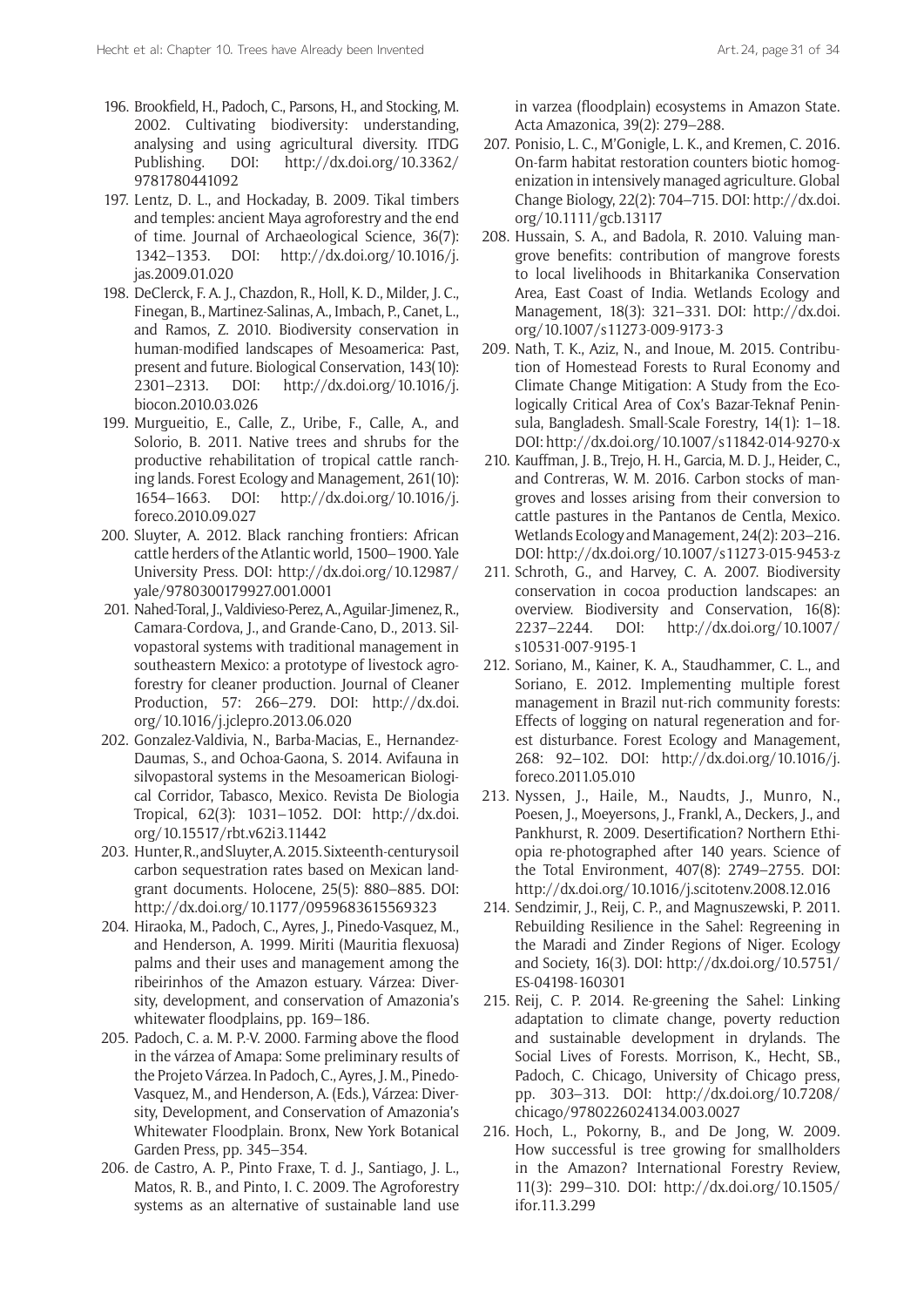196. Brookfield, H., Padoch, C., Parsons, H., and Stocking, M. 2002. Cultivating biodiversity: understanding, analysing and using agricultural diversity. ITDG Publishing. DOI: http://dx.doi.org/10.3362/9781780441092
197. Lentz, D. L., and Hockaday, B. 2009. Tikal timbers and temples: ancient Maya agroforestry and the end of time. Journal of Archaeological Science, 36(7): 1342–1353. DOI: http://dx.doi.org/10.1016/j.jas.2009.01.020
198. DeClerck, F. A. J., Chazdon, R., Holl, K. D., Milder, J. C., Finegan, B., Martinez-Salinas, A., Imbach, P., Canet, L., and Ramos, Z. 2010. Biodiversity conservation in human-modified landscapes of Mesoamerica: Past, present and future. Biological Conservation, 143(10): 2301–2313. DOI: http://dx.doi.org/10.1016/j.biocon.2010.03.026
199. Murgueitio, E., Calle, Z., Uribe, F., Calle, A., and Solorio, B. 2011. Native trees and shrubs for the productive rehabilitation of tropical cattle ranching lands. Forest Ecology and Management, 261(10): 1654–1663. DOI: http://dx.doi.org/10.1016/j.foreco.2010.09.027
200. Sluyter, A. 2012. Black ranching frontiers: African cattle herders of the Atlantic world, 1500–1900. Yale University Press. DOI: http://dx.doi.org/10.12987/yale/9780300179927.001.0001
201. Nahed-Toral, J., Valdivieso-Perez, A., Aguilar-Jimenez, R., Camara-Cordova, J., and Grande-Cano, D., 2013. Silvopastoral systems with traditional management in southeastern Mexico: a prototype of livestock agroforestry for cleaner production. Journal of Cleaner Production, 57: 266–279. DOI: http://dx.doi.org/10.1016/j.jclepro.2013.06.020
202. Gonzalez-Valdivia, N., Barba-Macias, E., Hernandez-Daumas, S., and Ochoa-Gaona, S. 2014. Avifauna in silvopastoral systems in the Mesoamerican Biological Corridor, Tabasco, Mexico. Revista De Biologia Tropical, 62(3): 1031–1052. DOI: http://dx.doi.org/10.15517/rbt.v62i3.11442
203. Hunter, R., and Sluyter, A. 2015. Sixteenth-century soil carbon sequestration rates based on Mexican land-grant documents. Holocene, 25(5): 880–885. DOI: http://dx.doi.org/10.1177/0959683615569323
204. Hiraoka, M., Padoch, C., Ayres, J., Pinedo-Vasquez, M., and Henderson, A. 1999. Miriti (Mauritia flexuosa) palms and their uses and management among the ribeirinhos of the Amazon estuary. Várzea: Diversity, development, and conservation of Amazonia's whitewater floodplains, pp. 169–186.
205. Padoch, C. a. M. P.-V. 2000. Farming above the flood in the várzea of Amapa: Some preliminary results of the Projeto Várzea. In Padoch, C., Ayres, J. M., Pinedo-Vasquez, M., and Henderson, A. (Eds.), Várzea: Diversity, Development, and Conservation of Amazonia's Whitewater Floodplain. Bronx, New York Botanical Garden Press, pp. 345–354.
206. de Castro, A. P., Pinto Fraxe, T. d. J., Santiago, J. L., Matos, R. B., and Pinto, I. C. 2009. The Agroforestry systems as an alternative of sustainable land use in varzea (floodplain) ecosystems in Amazon State. Acta Amazonica, 39(2): 279–288.
207. Ponisio, L. C., M'Gonigle, L. K., and Kremen, C. 2016. On-farm habitat restoration counters biotic homogenization in intensively managed agriculture. Global Change Biology, 22(2): 704–715. DOI: http://dx.doi.org/10.1111/gcb.13117
208. Hussain, S. A., and Badola, R. 2010. Valuing mangrove benefits: contribution of mangrove forests to local livelihoods in Bhitarkanika Conservation Area, East Coast of India. Wetlands Ecology and Management, 18(3): 321–331. DOI: http://dx.doi.org/10.1007/s11273-009-9173-3
209. Nath, T. K., Aziz, N., and Inoue, M. 2015. Contribution of Homestead Forests to Rural Economy and Climate Change Mitigation: A Study from the Ecologically Critical Area of Cox's Bazar-Teknaf Peninsula, Bangladesh. Small-Scale Forestry, 14(1): 1–18. DOI: http://dx.doi.org/10.1007/s11842-014-9270-x
210. Kauffman, J. B., Trejo, H. H., Garcia, M. D. J., Heider, C., and Contreras, W. M. 2016. Carbon stocks of mangroves and losses arising from their conversion to cattle pastures in the Pantanos de Centla, Mexico. Wetlands Ecology and Management, 24(2): 203–216. DOI: http://dx.doi.org/10.1007/s11273-015-9453-z
211. Schroth, G., and Harvey, C. A. 2007. Biodiversity conservation in cocoa production landscapes: an overview. Biodiversity and Conservation, 16(8): 2237–2244. DOI: http://dx.doi.org/10.1007/s10531-007-9195-1
212. Soriano, M., Kainer, K. A., Staudhammer, C. L., and Soriano, E. 2012. Implementing multiple forest management in Brazil nut-rich community forests: Effects of logging on natural regeneration and forest disturbance. Forest Ecology and Management, 268: 92–102. DOI: http://dx.doi.org/10.1016/j.foreco.2011.05.010
213. Nyssen, J., Haile, M., Naudts, J., Munro, N., Poesen, J., Moeyersons, J., Frankl, A., Deckers, J., and Pankhurst, R. 2009. Desertification? Northern Ethiopia re-photographed after 140 years. Science of the Total Environment, 407(8): 2749–2755. DOI: http://dx.doi.org/10.1016/j.scitotenv.2008.12.016
214. Sendzimir, J., Reij, C. P., and Magnuszewski, P. 2011. Rebuilding Resilience in the Sahel: Regreening in the Maradi and Zinder Regions of Niger. Ecology and Society, 16(3). DOI: http://dx.doi.org/10.5751/ES-04198-160301
215. Reij, C. P. 2014. Re-greening the Sahel: Linking adaptation to climate change, poverty reduction and sustainable development in drylands. The Social Lives of Forests. Morrison, K., Hecht, SB., Padoch, C. Chicago, University of Chicago press, pp. 303–313. DOI: http://dx.doi.org/10.7208/chicago/9780226024134.003.0027
216. Hoch, L., Pokorny, B., and De Jong, W. 2009. How successful is tree growing for smallholders in the Amazon? International Forestry Review, 11(3): 299–310. DOI: http://dx.doi.org/10.1505/ifor.11.3.299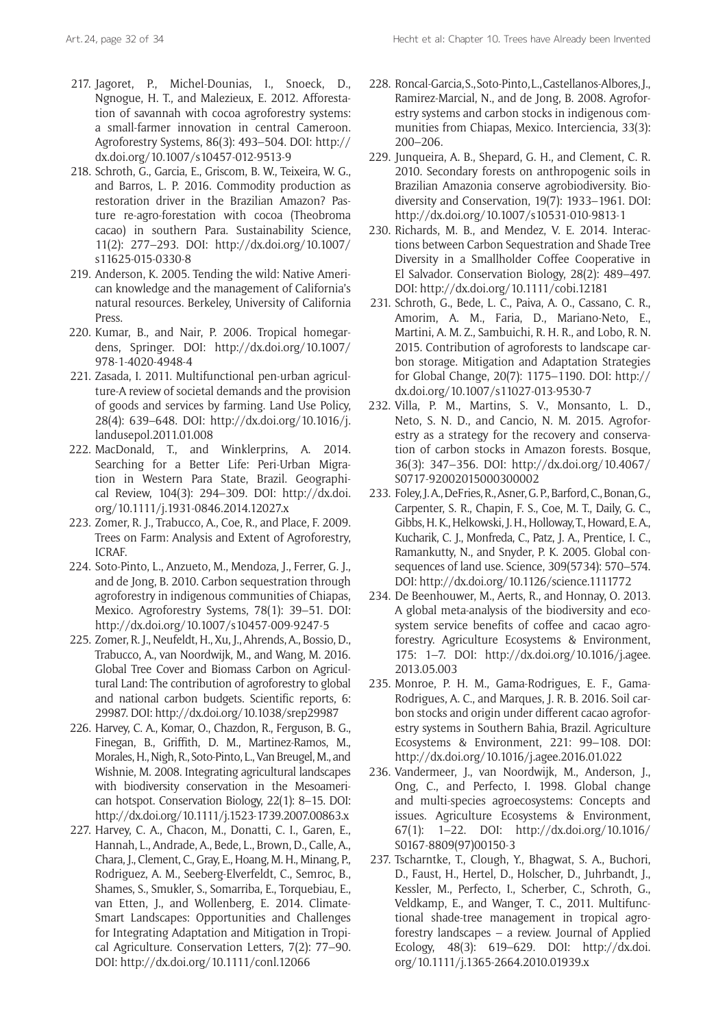217. Jagoret, P., Michel-Dounias, I., Snoeck, D., Ngnogue, H. T., and Malezieux, E. 2012. Afforestation of savannah with cocoa agroforestry systems: a small-farmer innovation in central Cameroon. Agroforestry Systems, 86(3): 493–504. DOI: http://dx.doi.org/10.1007/s10457-012-9513-9
218. Schroth, G., Garcia, E., Griscom, B. W., Teixeira, W. G., and Barros, L. P. 2016. Commodity production as restoration driver in the Brazilian Amazon? Pasture re-agro-forestation with cocoa (Theobroma cacao) in southern Para. Sustainability Science, 11(2): 277–293. DOI: http://dx.doi.org/10.1007/s11625-015-0330-8
219. Anderson, K. 2005. Tending the wild: Native American knowledge and the management of California's natural resources. Berkeley, University of California Press.
220. Kumar, B., and Nair, P. 2006. Tropical homegardens, Springer. DOI: http://dx.doi.org/10.1007/978-1-4020-4948-4
221. Zasada, I. 2011. Multifunctional pen-urban agriculture-A review of societal demands and the provision of goods and services by farming. Land Use Policy, 28(4): 639–648. DOI: http://dx.doi.org/10.1016/j.landusepol.2011.01.008
222. MacDonald, T., and Winklerprins, A. 2014. Searching for a Better Life: Peri-Urban Migration in Western Para State, Brazil. Geographical Review, 104(3): 294–309. DOI: http://dx.doi.org/10.1111/j.1931-0846.2014.12027.x
223. Zomer, R. J., Trabucco, A., Coe, R., and Place, F. 2009. Trees on Farm: Analysis and Extent of Agroforestry, ICRAF.
224. Soto-Pinto, L., Anzueto, M., Mendoza, J., Ferrer, G. J., and de Jong, B. 2010. Carbon sequestration through agroforestry in indigenous communities of Chiapas, Mexico. Agroforestry Systems, 78(1): 39–51. DOI: http://dx.doi.org/10.1007/s10457-009-9247-5
225. Zomer, R. J., Neufeldt, H., Xu, J., Ahrends, A., Bossio, D., Trabucco, A., van Noordwijk, M., and Wang, M. 2016. Global Tree Cover and Biomass Carbon on Agricultural Land: The contribution of agroforestry to global and national carbon budgets. Scientific reports, 6: 29987. DOI: http://dx.doi.org/10.1038/srep29987
226. Harvey, C. A., Komar, O., Chazdon, R., Ferguson, B. G., Finegan, B., Griffith, D. M., Martinez-Ramos, M., Morales, H., Nigh, R., Soto-Pinto, L., Van Breugel, M., and Wishnie, M. 2008. Integrating agricultural landscapes with biodiversity conservation in the Mesoamerican hotspot. Conservation Biology, 22(1): 8–15. DOI: http://dx.doi.org/10.1111/j.1523-1739.2007.00863.x
227. Harvey, C. A., Chacon, M., Donatti, C. I., Garen, E., Hannah, L., Andrade, A., Bede, L., Brown, D., Calle, A., Chara, J., Clement, C., Gray, E., Hoang, M. H., Minang, P., Rodriguez, A. M., Seeberg-Elverfeldt, C., Semroc, B., Shames, S., Smukler, S., Somarriba, E., Torquebiau, E., van Etten, J., and Wollenberg, E. 2014. Climate-Smart Landscapes: Opportunities and Challenges for Integrating Adaptation and Mitigation in Tropical Agriculture. Conservation Letters, 7(2): 77–90. DOI: http://dx.doi.org/10.1111/conl.12066
228. Roncal-Garcia, S., Soto-Pinto, L., Castellanos-Albores, J., Ramirez-Marcial, N., and de Jong, B. 2008. Agroforestry systems and carbon stocks in indigenous communities from Chiapas, Mexico. Interciencia, 33(3): 200–206.
229. Junqueira, A. B., Shepard, G. H., and Clement, C. R. 2010. Secondary forests on anthropogenic soils in Brazilian Amazonia conserve agrobiodiversity. Biodiversity and Conservation, 19(7): 1933–1961. DOI: http://dx.doi.org/10.1007/s10531-010-9813-1
230. Richards, M. B., and Mendez, V. E. 2014. Interactions between Carbon Sequestration and Shade Tree Diversity in a Smallholder Coffee Cooperative in El Salvador. Conservation Biology, 28(2): 489–497. DOI: http://dx.doi.org/10.1111/cobi.12181
231. Schroth, G., Bede, L. C., Paiva, A. O., Cassano, C. R., Amorim, A. M., Faria, D., Mariano-Neto, E., Martini, A. M. Z., Sambuichi, R. H. R., and Lobo, R. N. 2015. Contribution of agroforests to landscape carbon storage. Mitigation and Adaptation Strategies for Global Change, 20(7): 1175–1190. DOI: http://dx.doi.org/10.1007/s11027-013-9530-7
232. Villa, P. M., Martins, S. V., Monsanto, L. D., Neto, S. N. D., and Cancio, N. M. 2015. Agroforestry as a strategy for the recovery and conservation of carbon stocks in Amazon forests. Bosque, 36(3): 347–356. DOI: http://dx.doi.org/10.4067/S0717-92002015000300002
233. Foley, J. A., DeFries, R., Asner, G. P., Barford, C., Bonan, G., Carpenter, S. R., Chapin, F. S., Coe, M. T., Daily, G. C., Gibbs, H. K., Helkowski, J. H., Holloway, T., Howard, E. A., Kucharik, C. J., Monfreda, C., Patz, J. A., Prentice, I. C., Ramankutty, N., and Snyder, P. K. 2005. Global consequences of land use. Science, 309(5734): 570–574. DOI: http://dx.doi.org/10.1126/science.1111772
234. De Beenhouwer, M., Aerts, R., and Honnay, O. 2013. A global meta-analysis of the biodiversity and ecosystem service benefits of coffee and cacao agroforestry. Agriculture Ecosystems & Environment, 175: 1–7. DOI: http://dx.doi.org/10.1016/j.agee.2013.05.003
235. Monroe, P. H. M., Gama-Rodrigues, E. F., Gama-Rodrigues, A. C., and Marques, J. R. B. 2016. Soil carbon stocks and origin under different cacao agroforestry systems in Southern Bahia, Brazil. Agriculture Ecosystems & Environment, 221: 99–108. DOI: http://dx.doi.org/10.1016/j.agee.2016.01.022
236. Vandermeer, J., van Noordwijk, M., Anderson, J., Ong, C., and Perfecto, I. 1998. Global change and multi-species agroecosystems: Concepts and issues. Agriculture Ecosystems & Environment, 67(1): 1–22. DOI: http://dx.doi.org/10.1016/S0167-8809(97)00150-3
237. Tscharntke, T., Clough, Y., Bhagwat, S. A., Buchori, D., Faust, H., Hertel, D., Holscher, D., Juhrbandt, J., Kessler, M., Perfecto, I., Scherber, C., Schroth, G., Veldkamp, E., and Wanger, T. C., 2011. Multifunctional shade-tree management in tropical agroforestry landscapes – a review. Journal of Applied Ecology, 48(3): 619–629. DOI: http://dx.doi.org/10.1111/j.1365-2664.2010.01939.x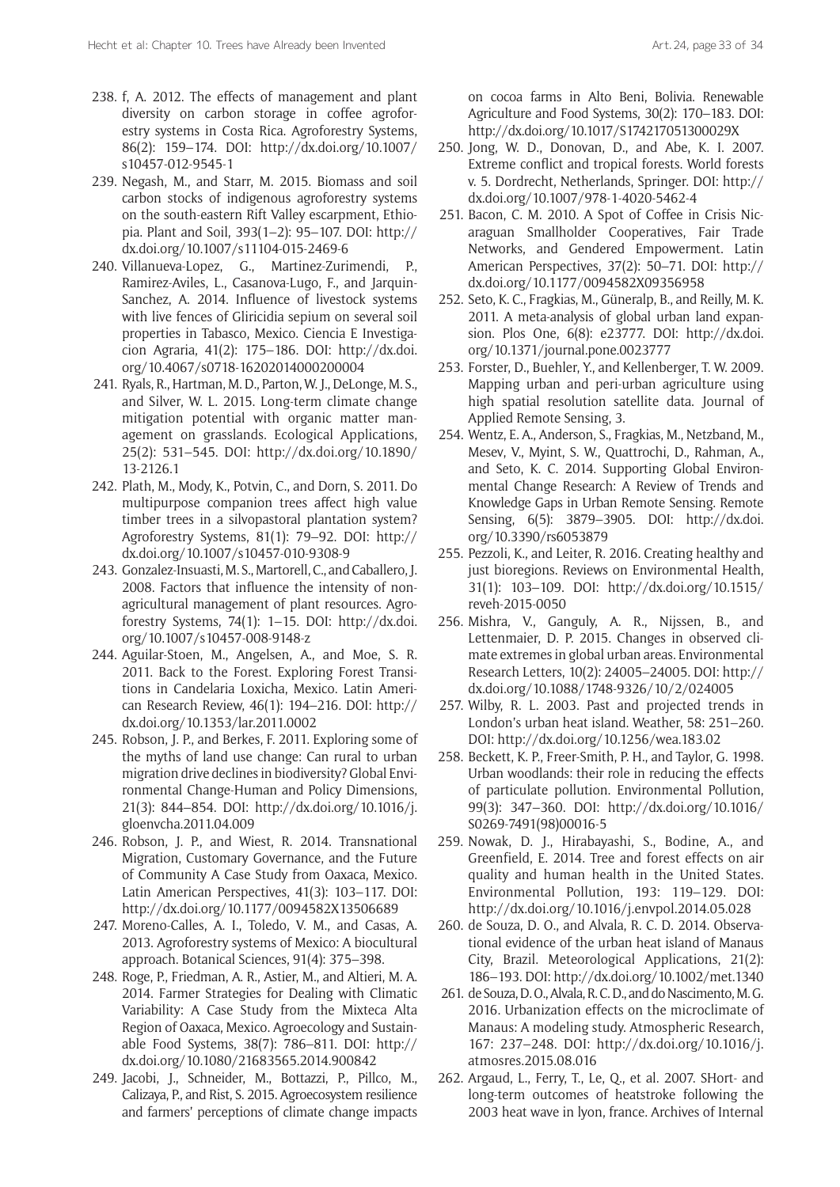238. f, A. 2012. The effects of management and plant diversity on carbon storage in coffee agroforestry systems in Costa Rica. Agroforestry Systems, 86(2): 159–174. DOI: http://dx.doi.org/10.1007/s10457-012-9545-1
239. Negash, M., and Starr, M. 2015. Biomass and soil carbon stocks of indigenous agroforestry systems on the south-eastern Rift Valley escarpment, Ethiopia. Plant and Soil, 393(1–2): 95–107. DOI: http://dx.doi.org/10.1007/s11104-015-2469-6
240. Villanueva-Lopez, G., Martinez-Zurimendi, P., Ramirez-Aviles, L., Casanova-Lugo, F., and Jarquin-Sanchez, A. 2014. Influence of livestock systems with live fences of Gliricidia sepium on several soil properties in Tabasco, Mexico. Ciencia E Investigacion Agraria, 41(2): 175–186. DOI: http://dx.doi.org/10.4067/s0718-16202014000200004
241. Ryals, R., Hartman, M. D., Parton, W. J., DeLonge, M. S., and Silver, W. L. 2015. Long-term climate change mitigation potential with organic matter management on grasslands. Ecological Applications, 25(2): 531–545. DOI: http://dx.doi.org/10.1890/13-2126.1
242. Plath, M., Mody, K., Potvin, C., and Dorn, S. 2011. Do multipurpose companion trees affect high value timber trees in a silvopastoral plantation system? Agroforestry Systems, 81(1): 79–92. DOI: http://dx.doi.org/10.1007/s10457-010-9308-9
243. Gonzalez-Insuasti, M. S., Martorell, C., and Caballero, J. 2008. Factors that influence the intensity of non-agricultural management of plant resources. Agroforestry Systems, 74(1): 1–15. DOI: http://dx.doi.org/10.1007/s10457-008-9148-z
244. Aguilar-Stoen, M., Angelsen, A., and Moe, S. R. 2011. Back to the Forest. Exploring Forest Transitions in Candelaria Loxicha, Mexico. Latin American Research Review, 46(1): 194–216. DOI: http://dx.doi.org/10.1353/lar.2011.0002
245. Robson, J. P., and Berkes, F. 2011. Exploring some of the myths of land use change: Can rural to urban migration drive declines in biodiversity? Global Environmental Change-Human and Policy Dimensions, 21(3): 844–854. DOI: http://dx.doi.org/10.1016/j.gloenvcha.2011.04.009
246. Robson, J. P., and Wiest, R. 2014. Transnational Migration, Customary Governance, and the Future of Community A Case Study from Oaxaca, Mexico. Latin American Perspectives, 41(3): 103–117. DOI: http://dx.doi.org/10.1177/0094582X13506689
247. Moreno-Calles, A. I., Toledo, V. M., and Casas, A. 2013. Agroforestry systems of Mexico: A biocultural approach. Botanical Sciences, 91(4): 375–398.
248. Roge, P., Friedman, A. R., Astier, M., and Altieri, M. A. 2014. Farmer Strategies for Dealing with Climatic Variability: A Case Study from the Mixteca Alta Region of Oaxaca, Mexico. Agroecology and Sustainable Food Systems, 38(7): 786–811. DOI: http://dx.doi.org/10.1080/21683565.2014.900842
249. Jacobi, J., Schneider, M., Bottazzi, P., Pillco, M., Calizaya, P., and Rist, S. 2015. Agroecosystem resilience and farmers' perceptions of climate change impacts on cocoa farms in Alto Beni, Bolivia. Renewable Agriculture and Food Systems, 30(2): 170–183. DOI: http://dx.doi.org/10.1017/S174217051300029X
250. Jong, W. D., Donovan, D., and Abe, K. I. 2007. Extreme conflict and tropical forests. World forests v. 5. Dordrecht, Netherlands, Springer. DOI: http://dx.doi.org/10.1007/978-1-4020-5462-4
251. Bacon, C. M. 2010. A Spot of Coffee in Crisis Nicaraguan Smallholder Cooperatives, Fair Trade Networks, and Gendered Empowerment. Latin American Perspectives, 37(2): 50–71. DOI: http://dx.doi.org/10.1177/0094582X09356958
252. Seto, K. C., Fragkias, M., Güneralp, B., and Reilly, M. K. 2011. A meta-analysis of global urban land expansion. Plos One, 6(8): e23777. DOI: http://dx.doi.org/10.1371/journal.pone.0023777
253. Forster, D., Buehler, Y., and Kellenberger, T. W. 2009. Mapping urban and peri-urban agriculture using high spatial resolution satellite data. Journal of Applied Remote Sensing, 3.
254. Wentz, E. A., Anderson, S., Fragkias, M., Netzband, M., Mesev, V., Myint, S. W., Quattrochi, D., Rahman, A., and Seto, K. C. 2014. Supporting Global Environmental Change Research: A Review of Trends and Knowledge Gaps in Urban Remote Sensing. Remote Sensing, 6(5): 3879–3905. DOI: http://dx.doi.org/10.3390/rs6053879
255. Pezzoli, K., and Leiter, R. 2016. Creating healthy and just bioregions. Reviews on Environmental Health, 31(1): 103–109. DOI: http://dx.doi.org/10.1515/reveh-2015-0050
256. Mishra, V., Ganguly, A. R., Nijssen, B., and Lettenmaier, D. P. 2015. Changes in observed climate extremes in global urban areas. Environmental Research Letters, 10(2): 24005–24005. DOI: http://dx.doi.org/10.1088/1748-9326/10/2/024005
257. Wilby, R. L. 2003. Past and projected trends in London's urban heat island. Weather, 58: 251–260. DOI: http://dx.doi.org/10.1256/wea.183.02
258. Beckett, K. P., Freer-Smith, P. H., and Taylor, G. 1998. Urban woodlands: their role in reducing the effects of particulate pollution. Environmental Pollution, 99(3): 347–360. DOI: http://dx.doi.org/10.1016/S0269-7491(98)00016-5
259. Nowak, D. J., Hirabayashi, S., Bodine, A., and Greenfield, E. 2014. Tree and forest effects on air quality and human health in the United States. Environmental Pollution, 193: 119–129. DOI: http://dx.doi.org/10.1016/j.envpol.2014.05.028
260. de Souza, D. O., and Alvala, R. C. D. 2014. Observational evidence of the urban heat island of Manaus City, Brazil. Meteorological Applications, 21(2): 186–193. DOI: http://dx.doi.org/10.1002/met.1340
261. de Souza, D. O., Alvala, R. C. D., and do Nascimento, M. G. 2016. Urbanization effects on the microclimate of Manaus: A modeling study. Atmospheric Research, 167: 237–248. DOI: http://dx.doi.org/10.1016/j.atmosres.2015.08.016
262. Argaud, L., Ferry, T., Le, Q., et al. 2007. SHort- and long-term outcomes of heatstroke following the 2003 heat wave in lyon, france. Archives of Internal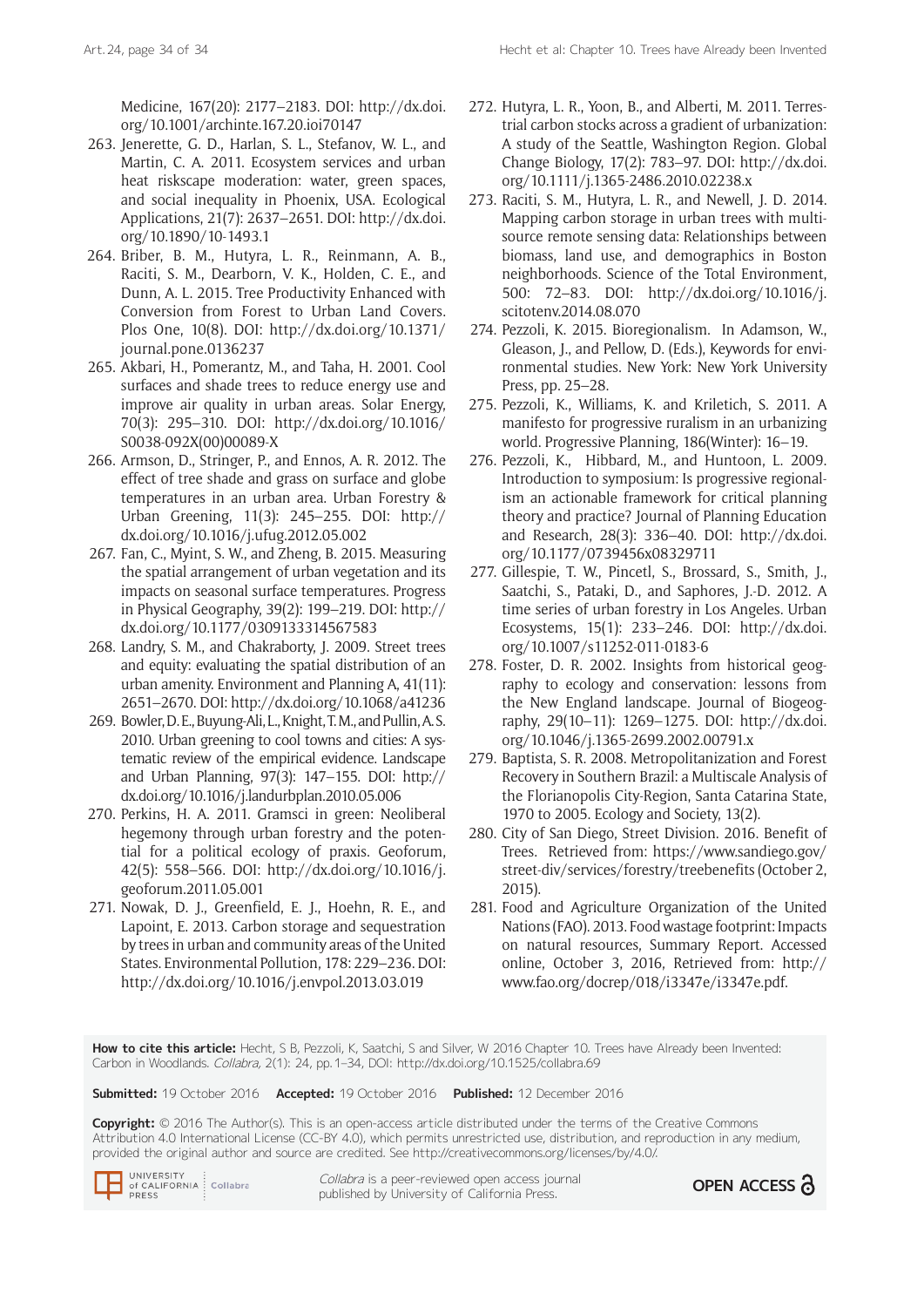Medicine, 167(20): 2177–2183. DOI: http://dx.doi.org/10.1001/archinte.167.20.ioi70147

263. Jenerette, G. D., Harlan, S. L., Stefanov, W. L., and Martin, C. A. 2011. Ecosystem services and urban heat riskscape moderation: water, green spaces, and social inequality in Phoenix, USA. Ecological Applications, 21(7): 2637–2651. DOI: http://dx.doi.org/10.1890/10-1493.1
264. Briber, B. M., Hutyra, L. R., Reinmann, A. B., Raciti, S. M., Dearborn, V. K., Holden, C. E., and Dunn, A. L. 2015. Tree Productivity Enhanced with Conversion from Forest to Urban Land Covers. Plos One, 10(8). DOI: http://dx.doi.org/10.1371/journal.pone.0136237
265. Akbari, H., Pomerantz, M., and Taha, H. 2001. Cool surfaces and shade trees to reduce energy use and improve air quality in urban areas. Solar Energy, 70(3): 295–310. DOI: http://dx.doi.org/10.1016/S0038-092X(00)00089-X
266. Armson, D., Stringer, P., and Ennos, A. R. 2012. The effect of tree shade and grass on surface and globe temperatures in an urban area. Urban Forestry & Urban Greening, 11(3): 245–255. DOI: http://dx.doi.org/10.1016/j.ufug.2012.05.002
267. Fan, C., Myint, S. W., and Zheng, B. 2015. Measuring the spatial arrangement of urban vegetation and its impacts on seasonal surface temperatures. Progress in Physical Geography, 39(2): 199–219. DOI: http://dx.doi.org/10.1177/0309133314567583
268. Landry, S. M., and Chakraborty, J. 2009. Street trees and equity: evaluating the spatial distribution of an urban amenity. Environment and Planning A, 41(11): 2651–2670. DOI: http://dx.doi.org/10.1068/a41236
269. Bowler, D. E., Buyung-Ali, L., Knight, T. M., and Pullin, A. S. 2010. Urban greening to cool towns and cities: A systematic review of the empirical evidence. Landscape and Urban Planning, 97(3): 147–155. DOI: http://dx.doi.org/10.1016/j.landurbplan.2010.05.006
270. Perkins, H. A. 2011. Gramsci in green: Neoliberal hegemony through urban forestry and the potential for a political ecology of praxis. Geoforum, 42(5): 558–566. DOI: http://dx.doi.org/10.1016/j.geoforum.2011.05.001
271. Nowak, D. J., Greenfield, E. J., Hoehn, R. E., and Lapoint, E. 2013. Carbon storage and sequestration by trees in urban and community areas of the United States. Environmental Pollution, 178: 229–236. DOI: http://dx.doi.org/10.1016/j.envpol.2013.03.019
272. Hutyra, L. R., Yoon, B., and Alberti, M. 2011. Terrestrial carbon stocks across a gradient of urbanization: A study of the Seattle, Washington Region. Global Change Biology, 17(2): 783–97. DOI: http://dx.doi.org/10.1111/j.1365-2486.2010.02238.x
273. Raciti, S. M., Hutyra, L. R., and Newell, J. D. 2014. Mapping carbon storage in urban trees with multi-source remote sensing data: Relationships between biomass, land use, and demographics in Boston neighborhoods. Science of the Total Environment, 500: 72–83. DOI: http://dx.doi.org/10.1016/j.scitotenv.2014.08.070
274. Pezzoli, K. 2015. Bioregionalism. In Adamson, W., Gleason, J., and Pellow, D. (Eds.), Keywords for environmental studies. New York: New York University Press, pp. 25–28.
275. Pezzoli, K., Williams, K. and Kriletich, S. 2011. A manifesto for progressive ruralism in an urbanizing world. Progressive Planning, 186(Winter): 16–19.
276. Pezzoli, K., Hibbard, M., and Huntoon, L. 2009. Introduction to symposium: Is progressive regionalism an actionable framework for critical planning theory and practice? Journal of Planning Education and Research, 28(3): 336–40. DOI: http://dx.doi.org/10.1177/0739456x08329711
277. Gillespie, T. W., Pincetl, S., Brossard, S., Smith, J., Saatchi, S., Pataki, D., and Saphores, J.-D. 2012. A time series of urban forestry in Los Angeles. Urban Ecosystems, 15(1): 233–246. DOI: http://dx.doi.org/10.1007/s11252-011-0183-6
278. Foster, D. R. 2002. Insights from historical geography to ecology and conservation: lessons from the New England landscape. Journal of Biogeography, 29(10–11): 1269–1275. DOI: http://dx.doi.org/10.1046/j.1365-2699.2002.00791.x
279. Baptista, S. R. 2008. Metropolitanization and Forest Recovery in Southern Brazil: a Multiscale Analysis of the Florianopolis City-Region, Santa Catarina State, 1970 to 2005. Ecology and Society, 13(2).
280. City of San Diego, Street Division. 2016. Benefit of Trees. Retrieved from: https://www.sandiego.gov/street-div/services/forestry/treebenefits (October 2, 2015).
281. Food and Agriculture Organization of the United Nations (FAO). 2013. Food wastage footprint: Impacts on natural resources, Summary Report. Accessed online, October 3, 2016, Retrieved from: http://www.fao.org/docrep/018/i3347e/i3347e.pdf.

**How to cite this article:** Hecht, S B, Pezzoli, K, Saatchi, S and Silver, W 2016 Chapter 10. Trees have Already been Invented: Carbon in Woodlands. *Collabra,* 2(1): 24, pp. 1–34, DOI: http://dx.doi.org/10.1525/collabra.69

**Submitted:** 19 October 2016 **Accepted:** 19 October 2016 **Published:** 12 December 2016

**Copyright:** © 2016 The Author(s). This is an open-access article distributed under the terms of the Creative Commons Attribution 4.0 International License (CC-BY 4.0), which permits unrestricted use, distribution, and reproduction in any medium, provided the original author and source are credited. See http://creativecommons.org/licenses/by/4.0/.

*Collabra* is a peer-reviewed open access journal published by University of California Press.

OPEN ACCESS